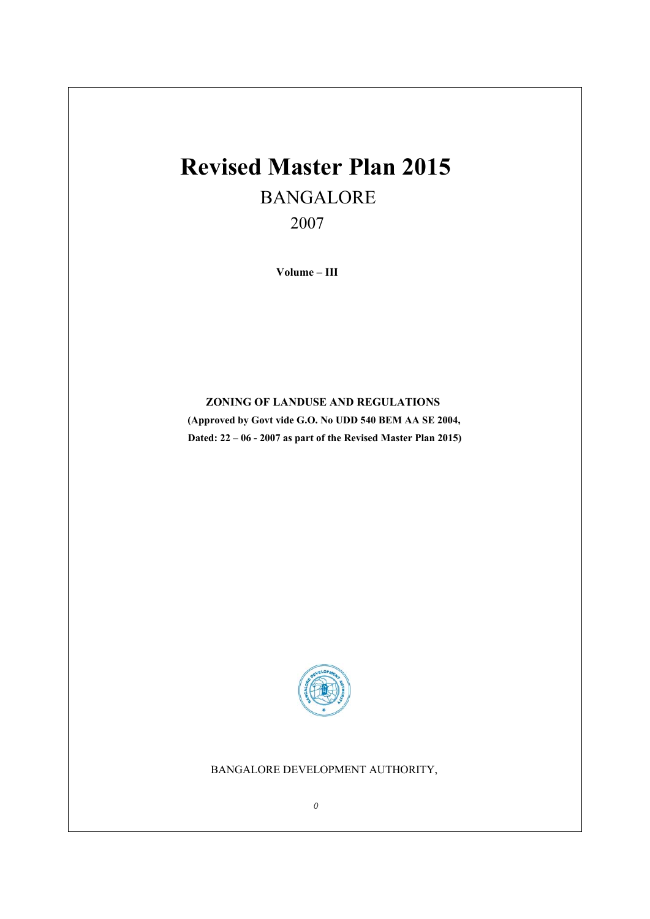# Revised Master Plan 2015

## BANGALORE

2007

**Volume – III**

**ZONING OF LANDUSE AND REGULATIONS**

**(Approved by Govt vide G.O. No UDD 540 BEM AA SE 2004, Dated: 22 – 06 - 2007 as part of the Revised Master Plan 2015)**

BANGALORE DEVELOPMENT AUTHORITY,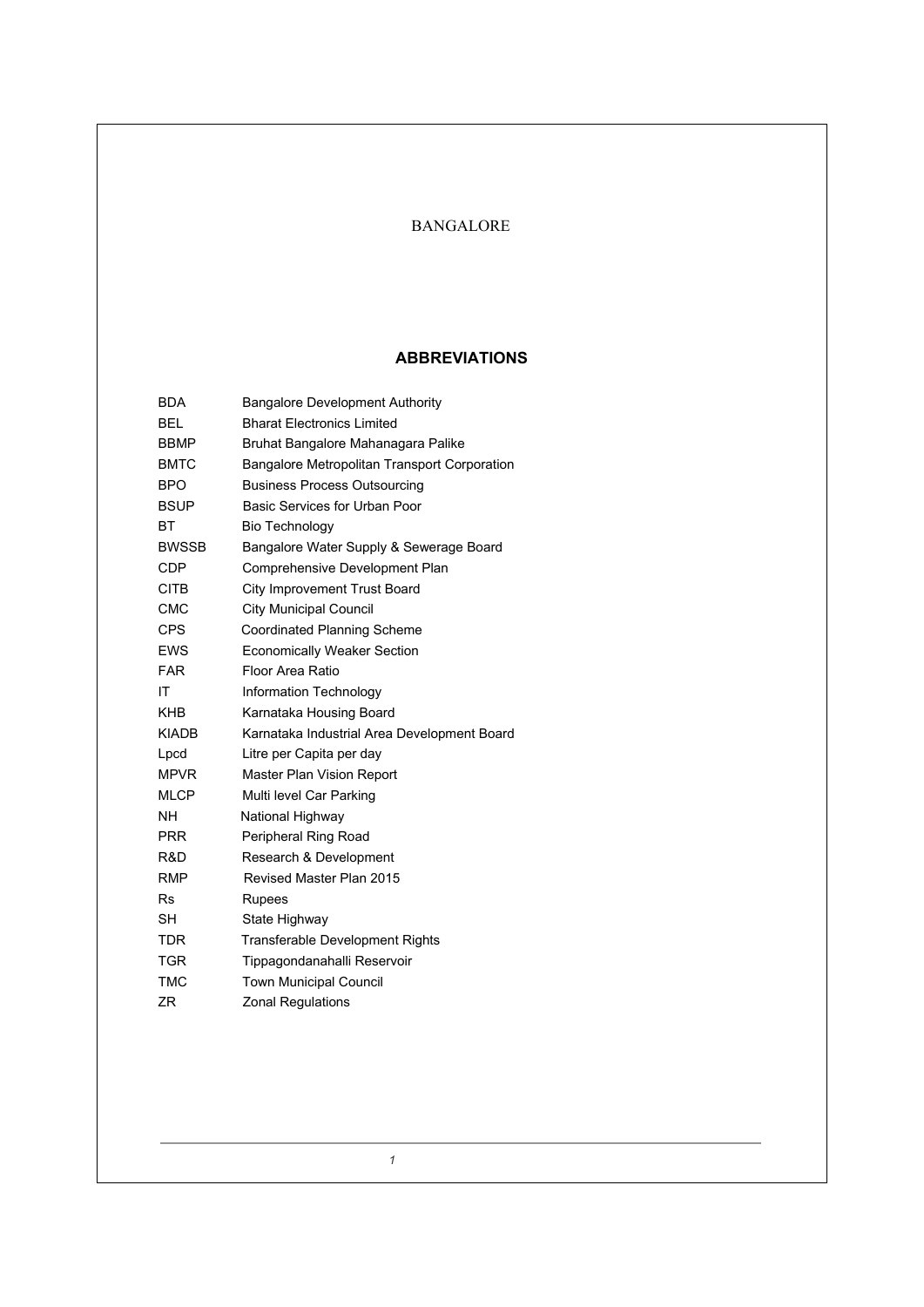BANGALORE

## ABBREVIATIONS

| | |
|---|---|
| BDA | Bangalore Development Authority |
| BEL | Bharat Electronics Limited |
| BBMP | Bruhat Bangalore Mahanagara Palike |
| BMTC | Bangalore Metropolitan Transport Corporation |
| BPO | Business Process Outsourcing |
| BSUP | Basic Services for Urban Poor |
| BT | Bio Technology |
| BWSSB | Bangalore Water Supply & Sewerage Board |
| CDP | Comprehensive Development Plan |
| CITB | City Improvement Trust Board |
| CMC | City Municipal Council |
| CPS | Coordinated Planning Scheme |
| EWS | Economically Weaker Section |
| FAR | Floor Area Ratio |
| IT | Information Technology |
| KHB | Karnataka Housing Board |
| KIADB | Karnataka Industrial Area Development Board |
| Lpcd | Litre per Capita per day |
| MPVR | Master Plan Vision Report |
| MLCP | Multi level Car Parking |
| NH | National Highway |
| PRR | Peripheral Ring Road |
| R&D | Research & Development |
| RMP | Revised Master Plan 2015 |
| Rs | Rupees |
| SH | State Highway |
| TDR | Transferable Development Rights |
| TGR | Tippagondanahalli Reservoir |
| TMC | Town Municipal Council |
| ZR | Zonal Regulations |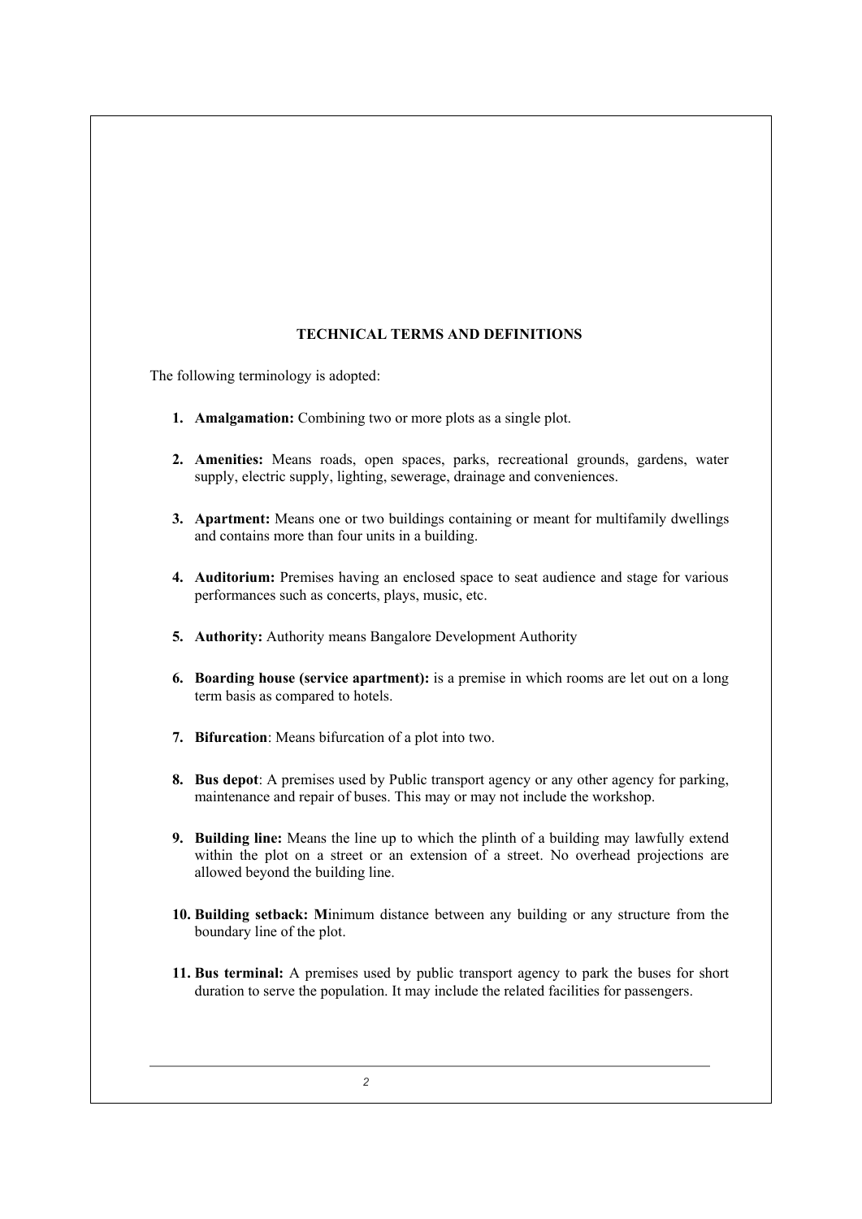## TECHNICAL TERMS AND DEFINITIONS

The following terminology is adopted:

1. **Amalgamation:** Combining two or more plots as a single plot.

2. **Amenities:** Means roads, open spaces, parks, recreational grounds, gardens, water supply, electric supply, lighting, sewerage, drainage and conveniences.

3. **Apartment:** Means one or two buildings containing or meant for multifamily dwellings and contains more than four units in a building.

4. **Auditorium:** Premises having an enclosed space to seat audience and stage for various performances such as concerts, plays, music, etc.

5. **Authority:** Authority means Bangalore Development Authority

6. **Boarding house (service apartment):** is a premise in which rooms are let out on a long term basis as compared to hotels.

7. **Bifurcation**: Means bifurcation of a plot into two.

8. **Bus depot**: A premises used by Public transport agency or any other agency for parking, maintenance and repair of buses. This may or may not include the workshop.

9. **Building line:** Means the line up to which the plinth of a building may lawfully extend within the plot on a street or an extension of a street. No overhead projections are allowed beyond the building line.

10. **Building setback: M**inimum distance between any building or any structure from the boundary line of the plot.

11. **Bus terminal:** A premises used by public transport agency to park the buses for short duration to serve the population. It may include the related facilities for passengers.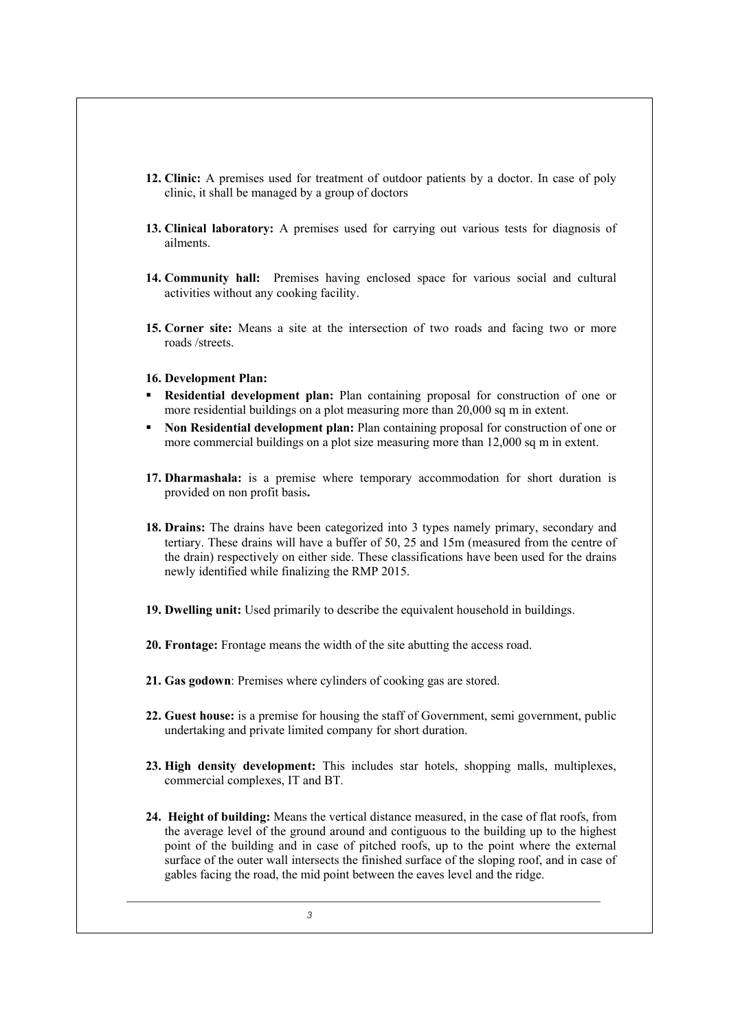12. **Clinic:** A premises used for treatment of outdoor patients by a doctor. In case of poly clinic, it shall be managed by a group of doctors

13. **Clinical laboratory:** A premises used for carrying out various tests for diagnosis of ailments.

14. **Community hall:** Premises having enclosed space for various social and cultural activities without any cooking facility.

15. **Corner site:** Means a site at the intersection of two roads and facing two or more roads /streets.

16. **Development Plan:**

- **Residential development plan:** Plan containing proposal for construction of one or more residential buildings on a plot measuring more than 20,000 sq m in extent.
- **Non Residential development plan:** Plan containing proposal for construction of one or more commercial buildings on a plot size measuring more than 12,000 sq m in extent.

17. **Dharmashala:** is a premise where temporary accommodation for short duration is provided on non profit basis**.**

18. **Drains:** The drains have been categorized into 3 types namely primary, secondary and tertiary. These drains will have a buffer of 50, 25 and 15m (measured from the centre of the drain) respectively on either side. These classifications have been used for the drains newly identified while finalizing the RMP 2015.

19. **Dwelling unit:** Used primarily to describe the equivalent household in buildings.

20. **Frontage:** Frontage means the width of the site abutting the access road.

21. **Gas godown**: Premises where cylinders of cooking gas are stored.

22. **Guest house:** is a premise for housing the staff of Government, semi government, public undertaking and private limited company for short duration.

23. **High density development:** This includes star hotels, shopping malls, multiplexes, commercial complexes, IT and BT.

24. **Height of building:** Means the vertical distance measured, in the case of flat roofs, from the average level of the ground around and contiguous to the building up to the highest point of the building and in case of pitched roofs, up to the point where the external surface of the outer wall intersects the finished surface of the sloping roof, and in case of gables facing the road, the mid point between the eaves level and the ridge.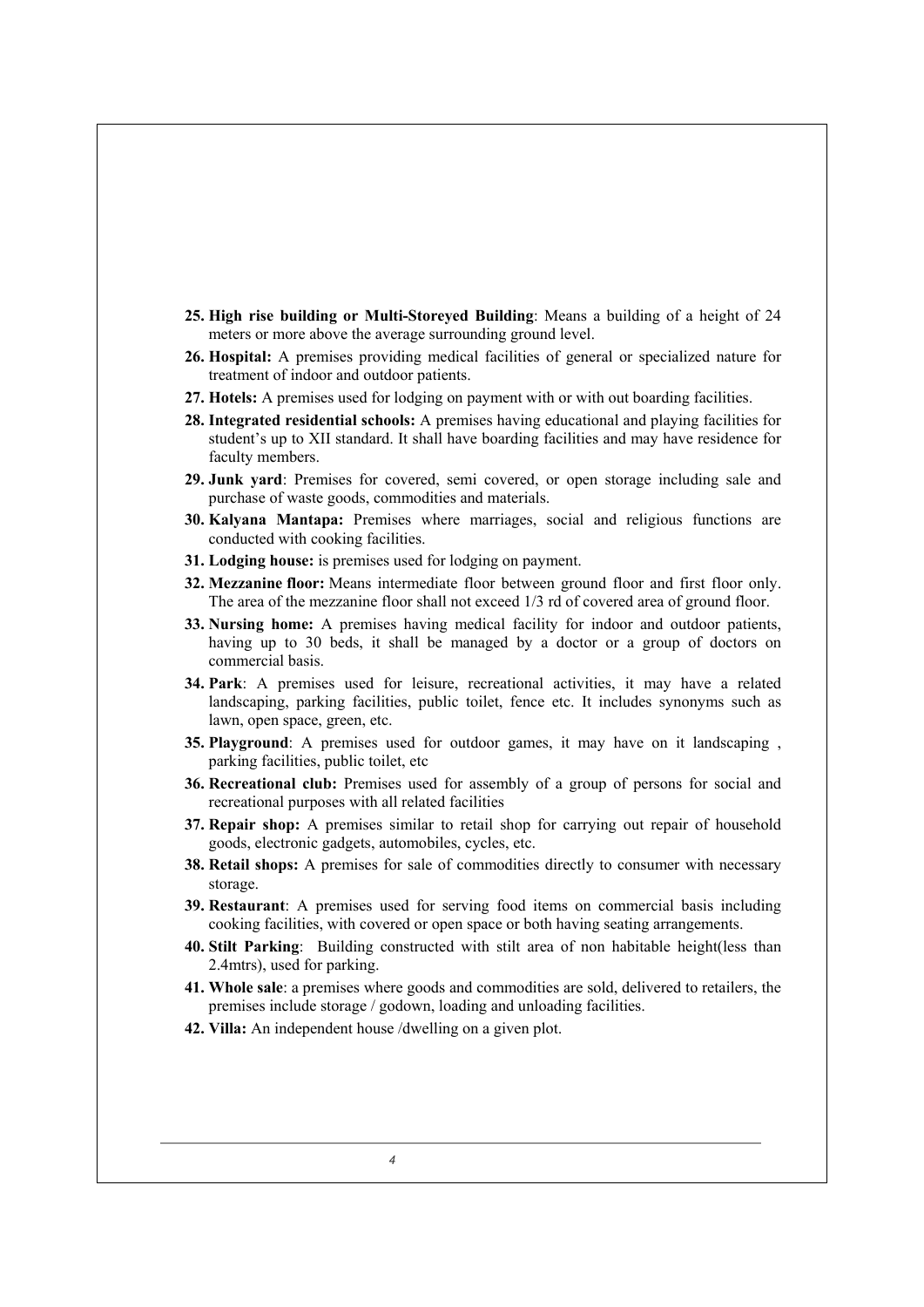25. **High rise building or Multi-Storeyed Building**: Means a building of a height of 24 meters or more above the average surrounding ground level.
26. **Hospital:** A premises providing medical facilities of general or specialized nature for treatment of indoor and outdoor patients.
27. **Hotels:** A premises used for lodging on payment with or with out boarding facilities.
28. **Integrated residential schools:** A premises having educational and playing facilities for student's up to XII standard. It shall have boarding facilities and may have residence for faculty members.
29. **Junk yard**: Premises for covered, semi covered, or open storage including sale and purchase of waste goods, commodities and materials.
30. **Kalyana Mantapa:** Premises where marriages, social and religious functions are conducted with cooking facilities.
31. **Lodging house:** is premises used for lodging on payment.
32. **Mezzanine floor:** Means intermediate floor between ground floor and first floor only. The area of the mezzanine floor shall not exceed 1/3 rd of covered area of ground floor.
33. **Nursing home:** A premises having medical facility for indoor and outdoor patients, having up to 30 beds, it shall be managed by a doctor or a group of doctors on commercial basis.
34. **Park**: A premises used for leisure, recreational activities, it may have a related landscaping, parking facilities, public toilet, fence etc. It includes synonyms such as lawn, open space, green, etc.
35. **Playground**: A premises used for outdoor games, it may have on it landscaping , parking facilities, public toilet, etc
36. **Recreational club:** Premises used for assembly of a group of persons for social and recreational purposes with all related facilities
37. **Repair shop:** A premises similar to retail shop for carrying out repair of household goods, electronic gadgets, automobiles, cycles, etc.
38. **Retail shops:** A premises for sale of commodities directly to consumer with necessary storage.
39. **Restaurant**: A premises used for serving food items on commercial basis including cooking facilities, with covered or open space or both having seating arrangements.
40. **Stilt Parking**: Building constructed with stilt area of non habitable height(less than 2.4mtrs), used for parking.
41. **Whole sale**: a premises where goods and commodities are sold, delivered to retailers, the premises include storage / godown, loading and unloading facilities.
42. **Villa:** An independent house /dwelling on a given plot.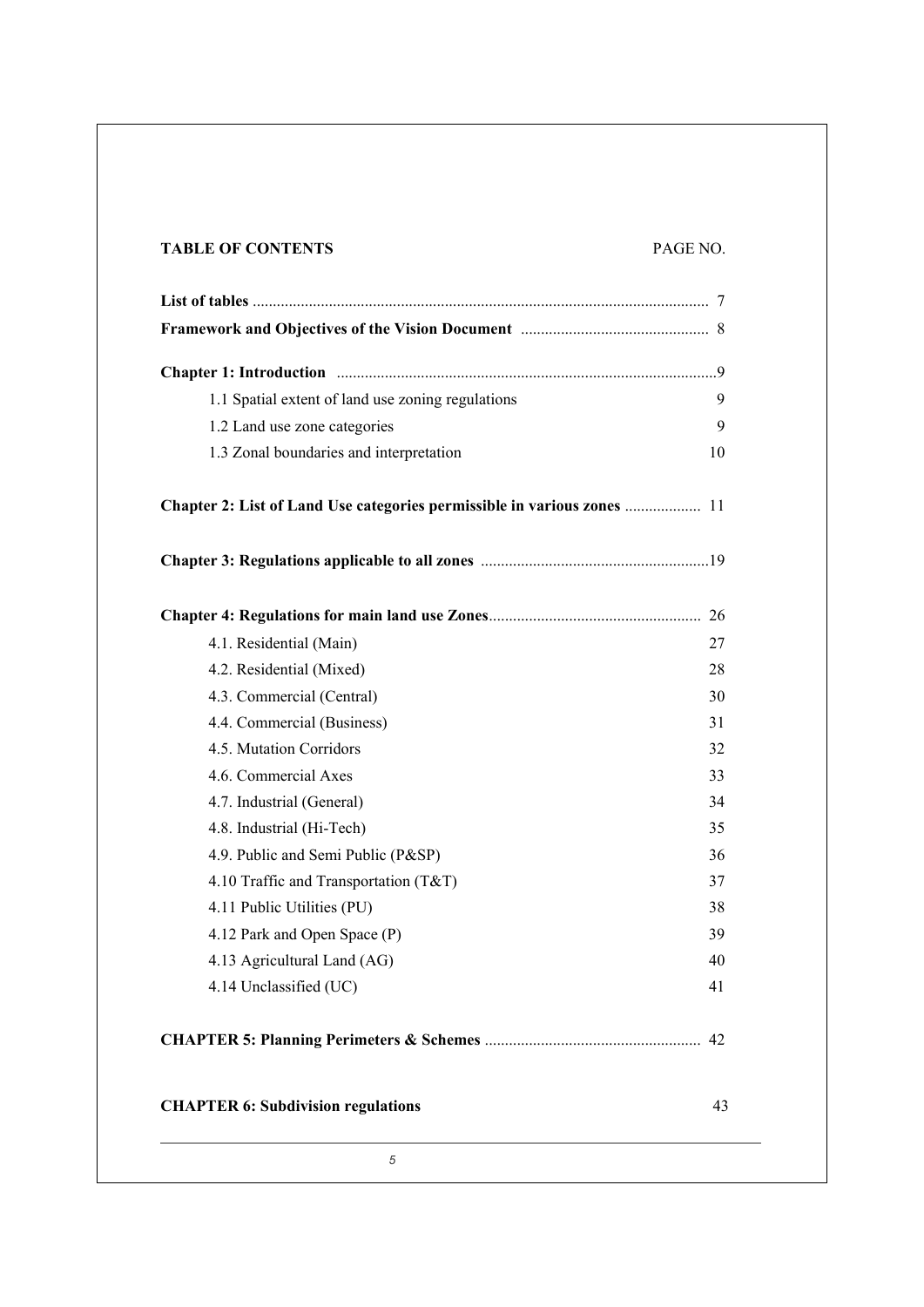**TABLE OF CONTENTS** PAGE NO.

| | |
|---|---|
| **List of tables** | 7 |
| **Framework and Objectives of the Vision Document** | 8 |
| **Chapter 1: Introduction** | 9 |
| 1.1 Spatial extent of land use zoning regulations | 9 |
| 1.2 Land use zone categories | 9 |
| 1.3 Zonal boundaries and interpretation | 10 |
| **Chapter 2: List of Land Use categories permissible in various zones** | 11 |
| **Chapter 3: Regulations applicable to all zones** | 19 |
| **Chapter 4: Regulations for main land use Zones** | 26 |
| 4.1. Residential (Main) | 27 |
| 4.2. Residential (Mixed) | 28 |
| 4.3. Commercial (Central) | 30 |
| 4.4. Commercial (Business) | 31 |
| 4.5. Mutation Corridors | 32 |
| 4.6. Commercial Axes | 33 |
| 4.7. Industrial (General) | 34 |
| 4.8. Industrial (Hi-Tech) | 35 |
| 4.9. Public and Semi Public (P&SP) | 36 |
| 4.10 Traffic and Transportation (T&T) | 37 |
| 4.11 Public Utilities (PU) | 38 |
| 4.12 Park and Open Space (P) | 39 |
| 4.13 Agricultural Land (AG) | 40 |
| 4.14 Unclassified (UC) | 41 |
| **CHAPTER 5: Planning Perimeters & Schemes** | 42 |
| **CHAPTER 6: Subdivision regulations** | 43 |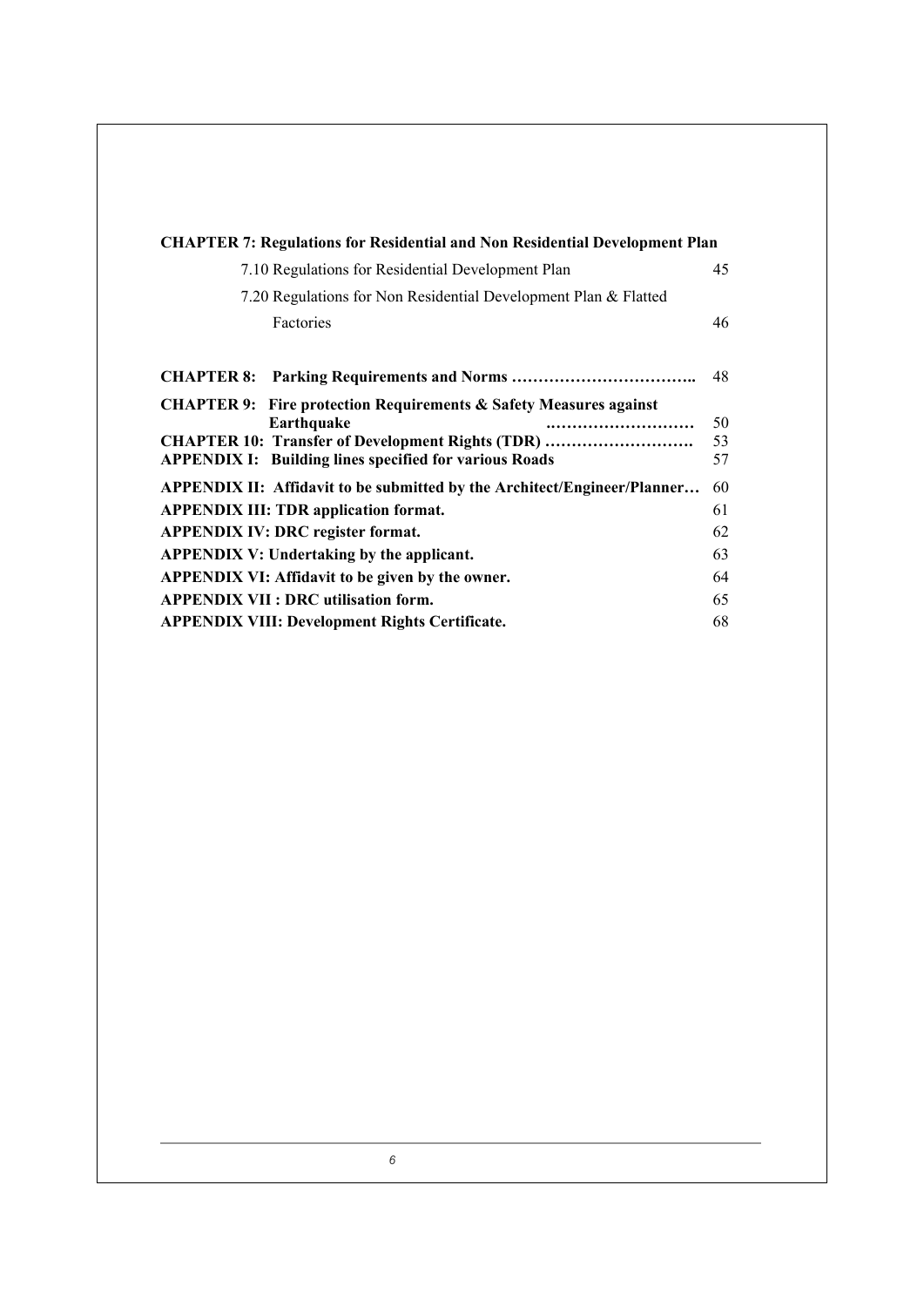**CHAPTER 7: Regulations for Residential and Non Residential Development Plan**

| | |
|---|---|
| 7.10 Regulations for Residential Development Plan | 45 |
| 7.20 Regulations for Non Residential Development Plan & Flatted Factories | 46 |
| **CHAPTER 8: Parking Requirements and Norms ……………………………..** | 48 |
| **CHAPTER 9: Fire protection Requirements & Safety Measures against Earthquake ………………………** | 50 |
| **CHAPTER 10: Transfer of Development Rights (TDR) ……………………….** | 53 |
| **APPENDIX I: Building lines specified for various Roads** | 57 |
| **APPENDIX II: Affidavit to be submitted by the Architect/Engineer/Planner…** | 60 |
| **APPENDIX III: TDR application format.** | 61 |
| **APPENDIX IV: DRC register format.** | 62 |
| **APPENDIX V: Undertaking by the applicant.** | 63 |
| **APPENDIX VI: Affidavit to be given by the owner.** | 64 |
| **APPENDIX VII : DRC utilisation form.** | 65 |
| **APPENDIX VIII: Development Rights Certificate.** | 68 |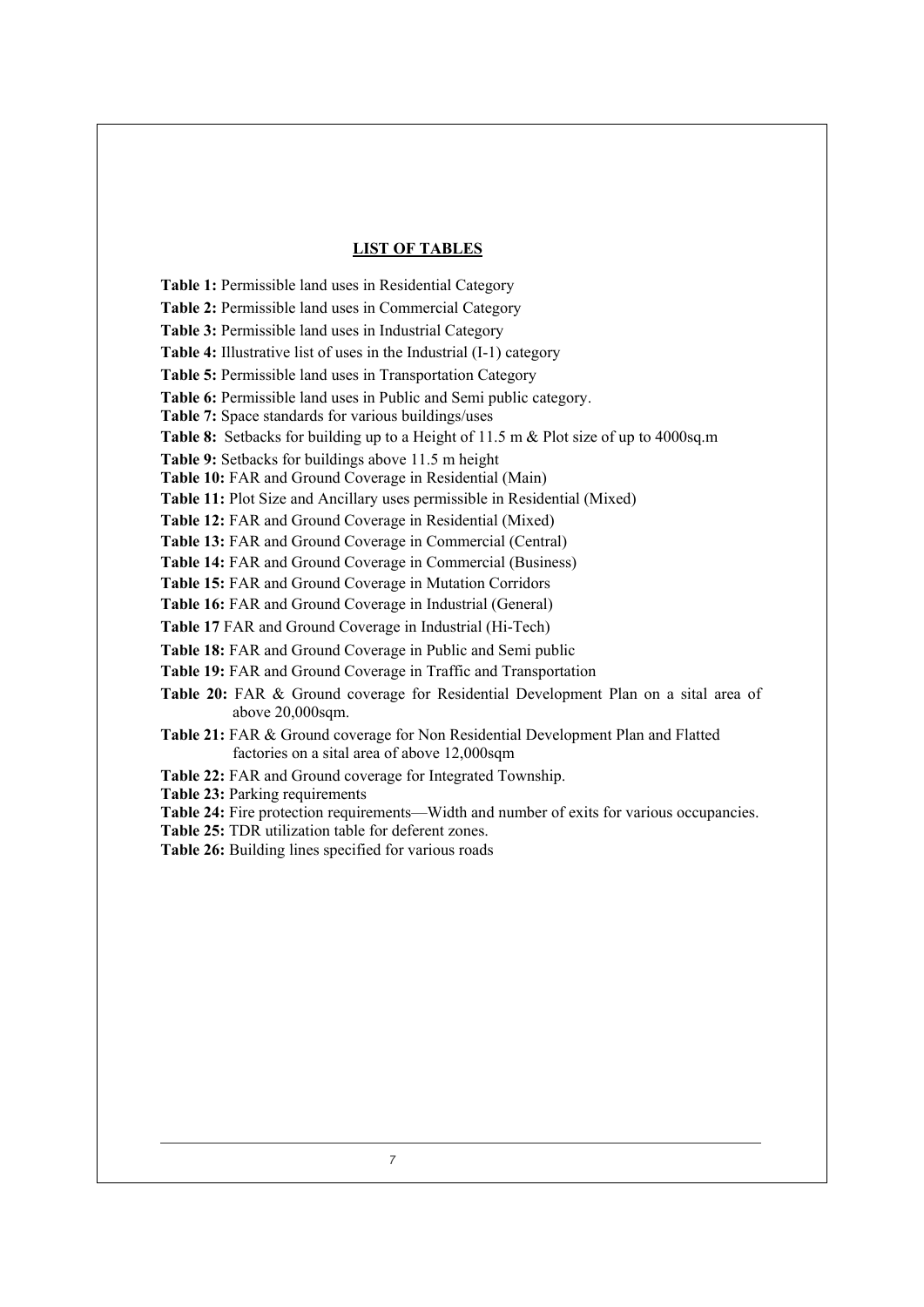## LIST OF TABLES

**Table 1:** Permissible land uses in Residential Category

**Table 2:** Permissible land uses in Commercial Category

**Table 3:** Permissible land uses in Industrial Category

**Table 4:** Illustrative list of uses in the Industrial (I-1) category

**Table 5:** Permissible land uses in Transportation Category

**Table 6:** Permissible land uses in Public and Semi public category.

**Table 7:** Space standards for various buildings/uses

**Table 8:** Setbacks for building up to a Height of 11.5 m & Plot size of up to 4000sq.m

**Table 9:** Setbacks for buildings above 11.5 m height

**Table 10:** FAR and Ground Coverage in Residential (Main)

**Table 11:** Plot Size and Ancillary uses permissible in Residential (Mixed)

**Table 12:** FAR and Ground Coverage in Residential (Mixed)

**Table 13:** FAR and Ground Coverage in Commercial (Central)

**Table 14:** FAR and Ground Coverage in Commercial (Business)

**Table 15:** FAR and Ground Coverage in Mutation Corridors

**Table 16:** FAR and Ground Coverage in Industrial (General)

**Table 17** FAR and Ground Coverage in Industrial (Hi-Tech)

**Table 18:** FAR and Ground Coverage in Public and Semi public

**Table 19:** FAR and Ground Coverage in Traffic and Transportation

**Table 20:** FAR & Ground coverage for Residential Development Plan on a sital area of above 20,000sqm.

**Table 21:** FAR & Ground coverage for Non Residential Development Plan and Flatted factories on a sital area of above 12,000sqm

**Table 22:** FAR and Ground coverage for Integrated Township.

**Table 23:** Parking requirements

**Table 24:** Fire protection requirements—Width and number of exits for various occupancies.

**Table 25:** TDR utilization table for deferent zones.

**Table 26:** Building lines specified for various roads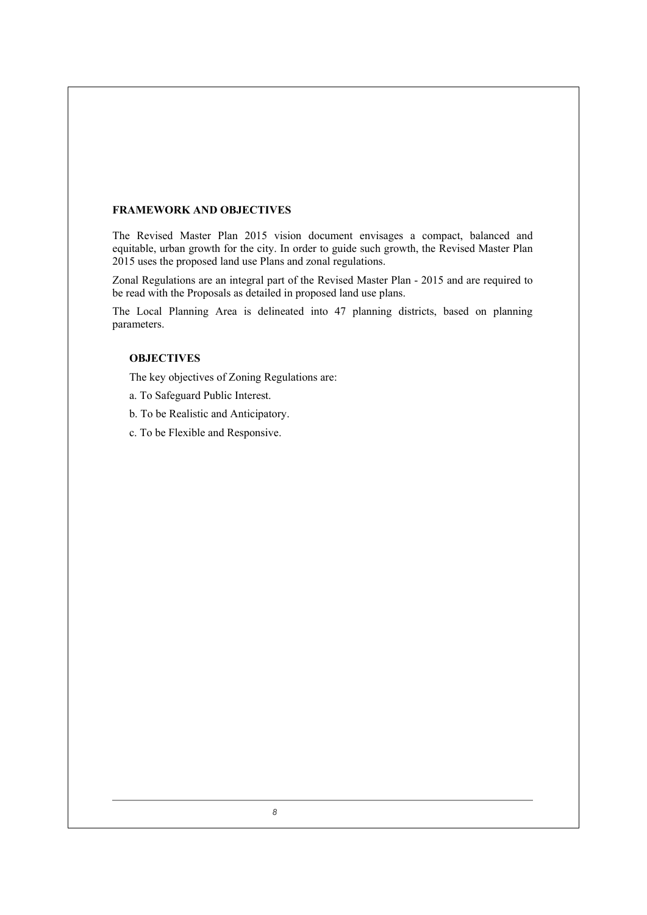## FRAMEWORK AND OBJECTIVES

The Revised Master Plan 2015 vision document envisages a compact, balanced and equitable, urban growth for the city. In order to guide such growth, the Revised Master Plan 2015 uses the proposed land use Plans and zonal regulations.

Zonal Regulations are an integral part of the Revised Master Plan - 2015 and are required to be read with the Proposals as detailed in proposed land use plans.

The Local Planning Area is delineated into 47 planning districts, based on planning parameters.

### OBJECTIVES

The key objectives of Zoning Regulations are:

a. To Safeguard Public Interest.

b. To be Realistic and Anticipatory.

c. To be Flexible and Responsive.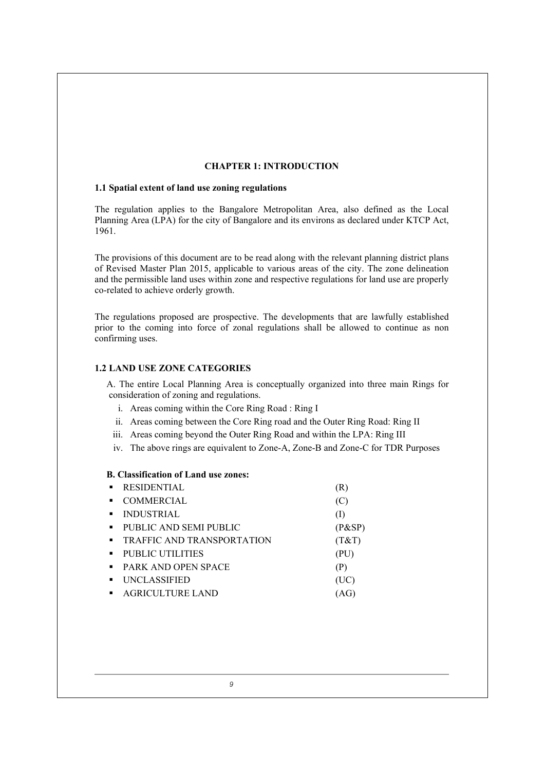## CHAPTER 1: INTRODUCTION

### 1.1 Spatial extent of land use zoning regulations

The regulation applies to the Bangalore Metropolitan Area, also defined as the Local Planning Area (LPA) for the city of Bangalore and its environs as declared under KTCP Act, 1961.

The provisions of this document are to be read along with the relevant planning district plans of Revised Master Plan 2015, applicable to various areas of the city. The zone delineation and the permissible land uses within zone and respective regulations for land use are properly co-related to achieve orderly growth.

The regulations proposed are prospective. The developments that are lawfully established prior to the coming into force of zonal regulations shall be allowed to continue as non confirming uses.

### 1.2 LAND USE ZONE CATEGORIES

A. The entire Local Planning Area is conceptually organized into three main Rings for consideration of zoning and regulations.

i. Areas coming within the Core Ring Road : Ring I
ii. Areas coming between the Core Ring road and the Outer Ring Road: Ring II
iii. Areas coming beyond the Outer Ring Road and within the LPA: Ring III
iv. The above rings are equivalent to Zone-A, Zone-B and Zone-C for TDR Purposes

**B. Classification of Land use zones:**

- RESIDENTIAL (R)
- COMMERCIAL (C)
- INDUSTRIAL (I)
- PUBLIC AND SEMI PUBLIC (P&SP)
- TRAFFIC AND TRANSPORTATION (T&T)
- PUBLIC UTILITIES (PU)
- PARK AND OPEN SPACE (P)
- UNCLASSIFIED (UC)
- AGRICULTURE LAND (AG)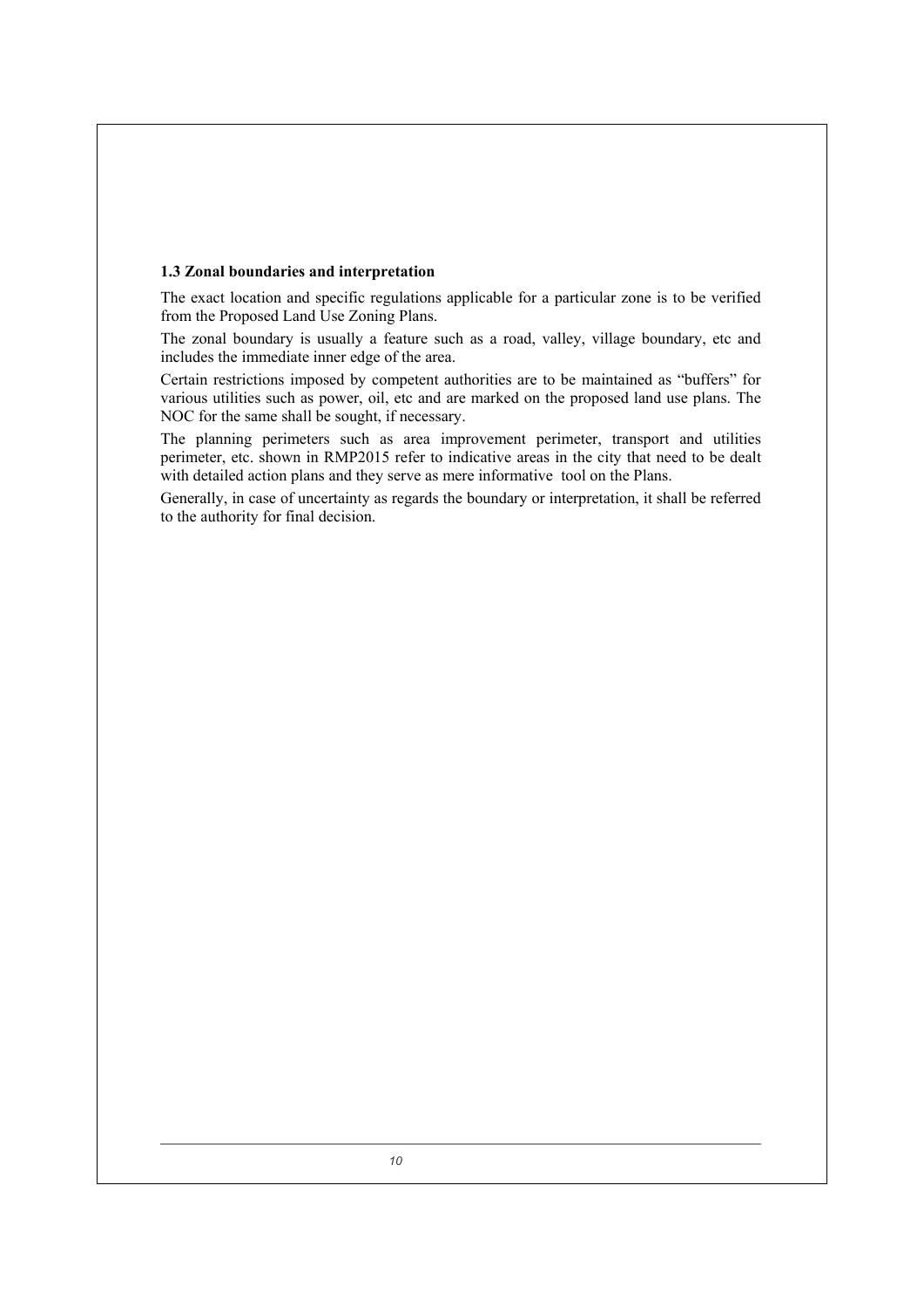### 1.3 Zonal boundaries and interpretation

The exact location and specific regulations applicable for a particular zone is to be verified from the Proposed Land Use Zoning Plans.

The zonal boundary is usually a feature such as a road, valley, village boundary, etc and includes the immediate inner edge of the area.

Certain restrictions imposed by competent authorities are to be maintained as "buffers" for various utilities such as power, oil, etc and are marked on the proposed land use plans. The NOC for the same shall be sought, if necessary.

The planning perimeters such as area improvement perimeter, transport and utilities perimeter, etc. shown in RMP2015 refer to indicative areas in the city that need to be dealt with detailed action plans and they serve as mere informative tool on the Plans.

Generally, in case of uncertainty as regards the boundary or interpretation, it shall be referred to the authority for final decision.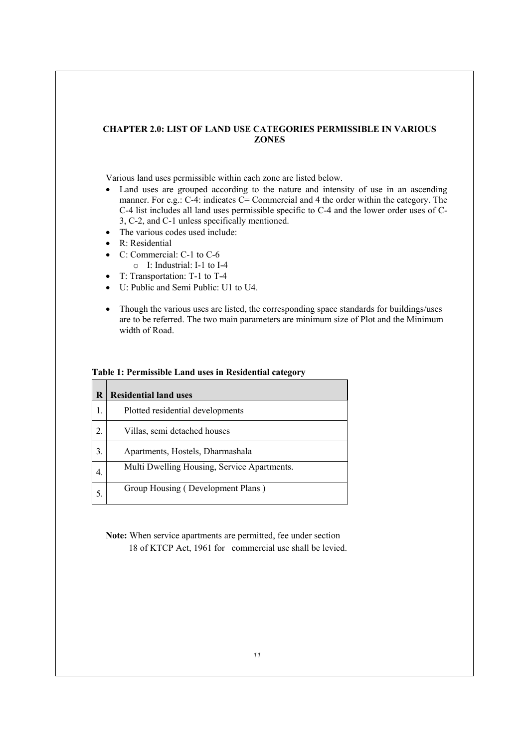## CHAPTER 2.0: LIST OF LAND USE CATEGORIES PERMISSIBLE IN VARIOUS ZONES

Various land uses permissible within each zone are listed below.

- Land uses are grouped according to the nature and intensity of use in an ascending manner. For e.g.: C-4: indicates C= Commercial and 4 the order within the category. The C-4 list includes all land uses permissible specific to C-4 and the lower order uses of C-3, C-2, and C-1 unless specifically mentioned.
- The various codes used include:
- R: Residential
- C: Commercial: C-1 to C-6
  - I: Industrial: I-1 to I-4
- T: Transportation: T-1 to T-4
- U: Public and Semi Public: U1 to U4.

- Though the various uses are listed, the corresponding space standards for buildings/uses are to be referred. The two main parameters are minimum size of Plot and the Minimum width of Road.

**Table 1: Permissible Land uses in Residential category**

| R | Residential land uses |
|---|---|
| 1. | Plotted residential developments |
| 2. | Villas, semi detached houses |
| 3. | Apartments, Hostels, Dharmashala |
| 4. | Multi Dwelling Housing, Service Apartments. |
| 5. | Group Housing ( Development Plans ) |

**Note:** When service apartments are permitted, fee under section 18 of KTCP Act, 1961 for commercial use shall be levied.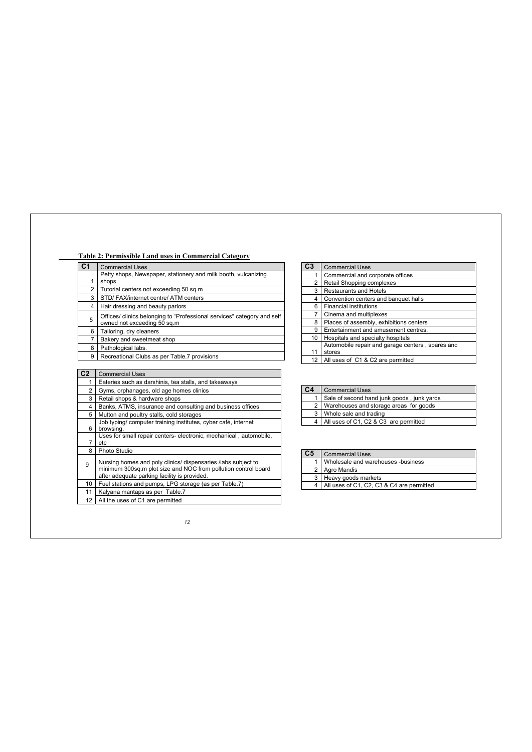**Table 2: Permissible Land uses in Commercial Category**

| C1 | Commercial Uses |
|---|---|
| 1 | Petty shops, Newspaper, stationery and milk booth, vulcanizing shops |
| 2 | Tutorial centers not exceeding 50 sq.m |
| 3 | STD/ FAX/internet centre/ ATM centers |
| 4 | Hair dressing and beauty parlors |
| 5 | Offices/ clinics belonging to "Professional services" category and self owned not exceeding 50 sq.m |
| 6 | Tailoring, dry cleaners |
| 7 | Bakery and sweetmeat shop |
| 8 | Pathological labs. |
| 9 | Recreational Clubs as per Table.7 provisions |

| C2 | Commercial Uses |
|---|---|
| 1 | Eateries such as darshinis, tea stalls, and takeaways |
| 2 | Gyms, orphanages, old age homes clinics |
| 3 | Retail shops & hardware shops |
| 4 | Banks, ATMS, insurance and consulting and business offices |
| 5 | Mutton and poultry stalls, cold storages |
| 6 | Job typing/ computer training institutes, cyber café, internet browsing. |
| 7 | Uses for small repair centers- electronic, mechanical , automobile, etc |
| 8 | Photo Studio |
| 9 | Nursing homes and poly clinics/ dispensaries /labs subject to minimum 300sq.m plot size and NOC from pollution control board after adequate parking facility is provided. |
| 10 | Fuel stations and pumps, LPG storage (as per Table.7) |
| 11 | Kalyana mantaps as per Table.7 |
| 12 | All the uses of C1 are permitted |

| C3 | Commercial Uses |
|---|---|
| 1 | Commercial and corporate offices |
| 2 | Retail Shopping complexes |
| 3 | Restaurants and Hotels |
| 4 | Convention centers and banquet halls |
| 6 | Financial institutions |
| 7 | Cinema and multiplexes |
| 8 | Places of assembly, exhibitions centers |
| 9 | Entertainment and amusement centres. |
| 10 | Hospitals and specialty hospitals |
| 11 | Automobile repair and garage centers , spares and stores |
| 12 | All uses of C1 & C2 are permitted |

| C4 | Commercial Uses |
|---|---|
| 1 | Sale of second hand junk goods , junk yards |
| 2 | Warehouses and storage areas for goods |
| 3 | Whole sale and trading |
| 4 | All uses of C1, C2 & C3 are permitted |

| C5 | Commercial Uses |
|---|---|
| 1 | Wholesale and warehouses -business |
| 2 | Agro Mandis |
| 3 | Heavy goods markets |
| 4 | All uses of C1, C2, C3 & C4 are permitted |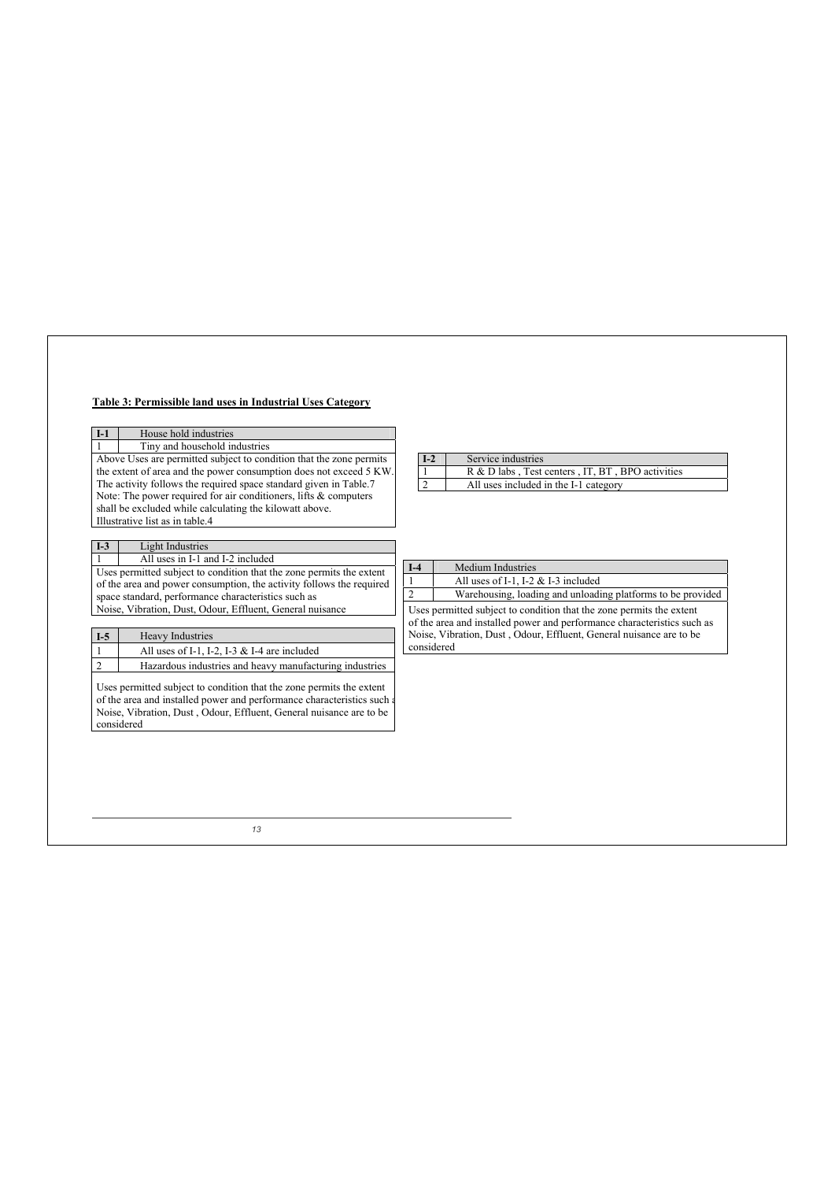**Table 3: Permissible land uses in Industrial Uses Category**

| I-1 | House hold industries |
|---|---|
| 1 | Tiny and household industries |

Above Uses are permitted subject to condition that the zone permits the extent of area and the power consumption does not exceed 5 KW. The activity follows the required space standard given in Table.7
Note: The power required for air conditioners, lifts & computers shall be excluded while calculating the kilowatt above.
Illustrative list as in table.4

| I-2 | Service industries |
|---|---|
| 1 | R & D labs , Test centers , IT, BT , BPO activities |
| 2 | All uses included in the I-1 category |

| I-3 | Light Industries |
|---|---|
| 1 | All uses in I-1 and I-2 included |

Uses permitted subject to condition that the zone permits the extent of the area and power consumption, the activity follows the required space standard, performance characteristics such as
Noise, Vibration, Dust, Odour, Effluent, General nuisance

| I-4 | Medium Industries |
|---|---|
| 1 | All uses of I-1, I-2 & I-3 included |
| 2 | Warehousing, loading and unloading platforms to be provided |

Uses permitted subject to condition that the zone permits the extent of the area and installed power and performance characteristics such as Noise, Vibration, Dust , Odour, Effluent, General nuisance are to be considered

| I-5 | Heavy Industries |
|---|---|
| 1 | All uses of I-1, I-2, I-3 & I-4 are included |
| 2 | Hazardous industries and heavy manufacturing industries |

Uses permitted subject to condition that the zone permits the extent of the area and installed power and performance characteristics such as Noise, Vibration, Dust , Odour, Effluent, General nuisance are to be considered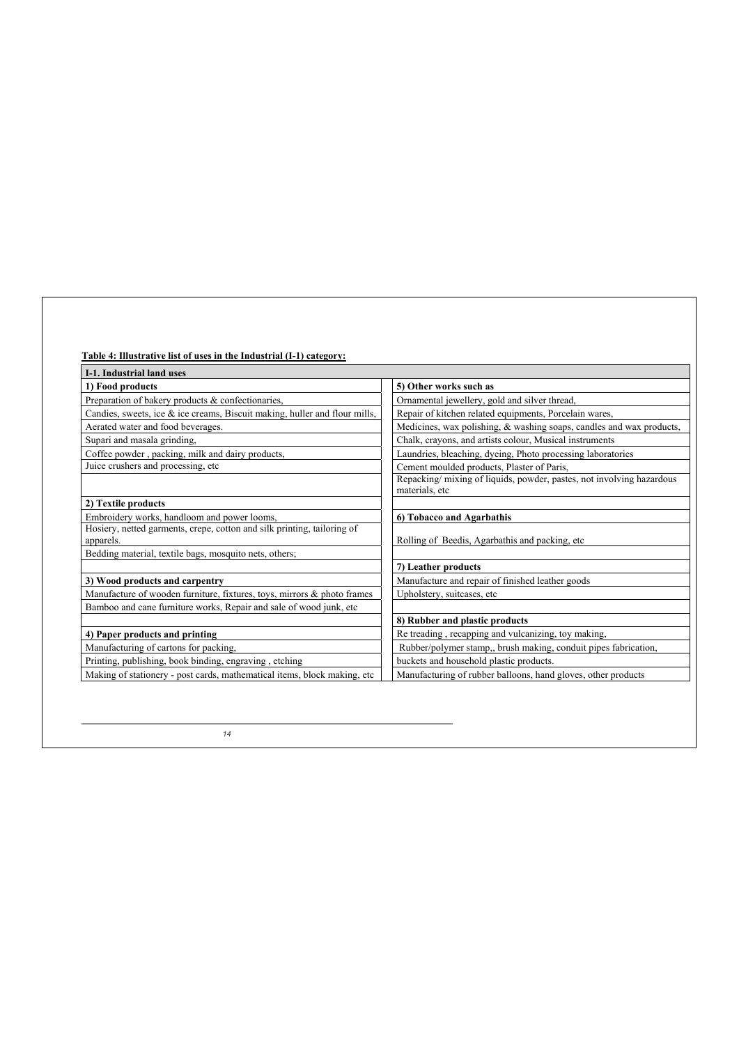**Table 4: Illustrative list of uses in the Industrial (I-1) category:**

| I-1. Industrial land uses | |
|---|---|
| **1) Food products** | **5) Other works such as** |
| Preparation of bakery products & confectionaries, | Ornamental jewellery, gold and silver thread, |
| Candies, sweets, ice & ice creams, Biscuit making, huller and flour mills, | Repair of kitchen related equipments, Porcelain wares, |
| Aerated water and food beverages. | Medicines, wax polishing, & washing soaps, candles and wax products, |
| Supari and masala grinding, | Chalk, crayons, and artists colour, Musical instruments |
| Coffee powder , packing, milk and dairy products, | Laundries, bleaching, dyeing, Photo processing laboratories |
| Juice crushers and processing, etc | Cement moulded products, Plaster of Paris, |
| | Repacking/ mixing of liquids, powder, pastes, not involving hazardous materials, etc |
| **2) Textile products** | |
| Embroidery works, handloom and power looms, | **6) Tobacco and Agarbathis** |
| Hosiery, netted garments, crepe, cotton and silk printing, tailoring of apparels. | Rolling of Beedis, Agarbathis and packing, etc |
| Bedding material, textile bags, mosquito nets, others; | |
| | **7) Leather products** |
| **3) Wood products and carpentry** | Manufacture and repair of finished leather goods |
| Manufacture of wooden furniture, fixtures, toys, mirrors & photo frames | Upholstery, suitcases, etc |
| Bamboo and cane furniture works, Repair and sale of wood junk, etc | |
| | **8) Rubber and plastic products** |
| **4) Paper products and printing** | Re treading , recapping and vulcanizing, toy making, |
| Manufacturing of cartons for packing, | Rubber/polymer stamp,, brush making, conduit pipes fabrication, |
| Printing, publishing, book binding, engraving , etching | buckets and household plastic products. |
| Making of stationery - post cards, mathematical items, block making, etc | Manufacturing of rubber balloons, hand gloves, other products |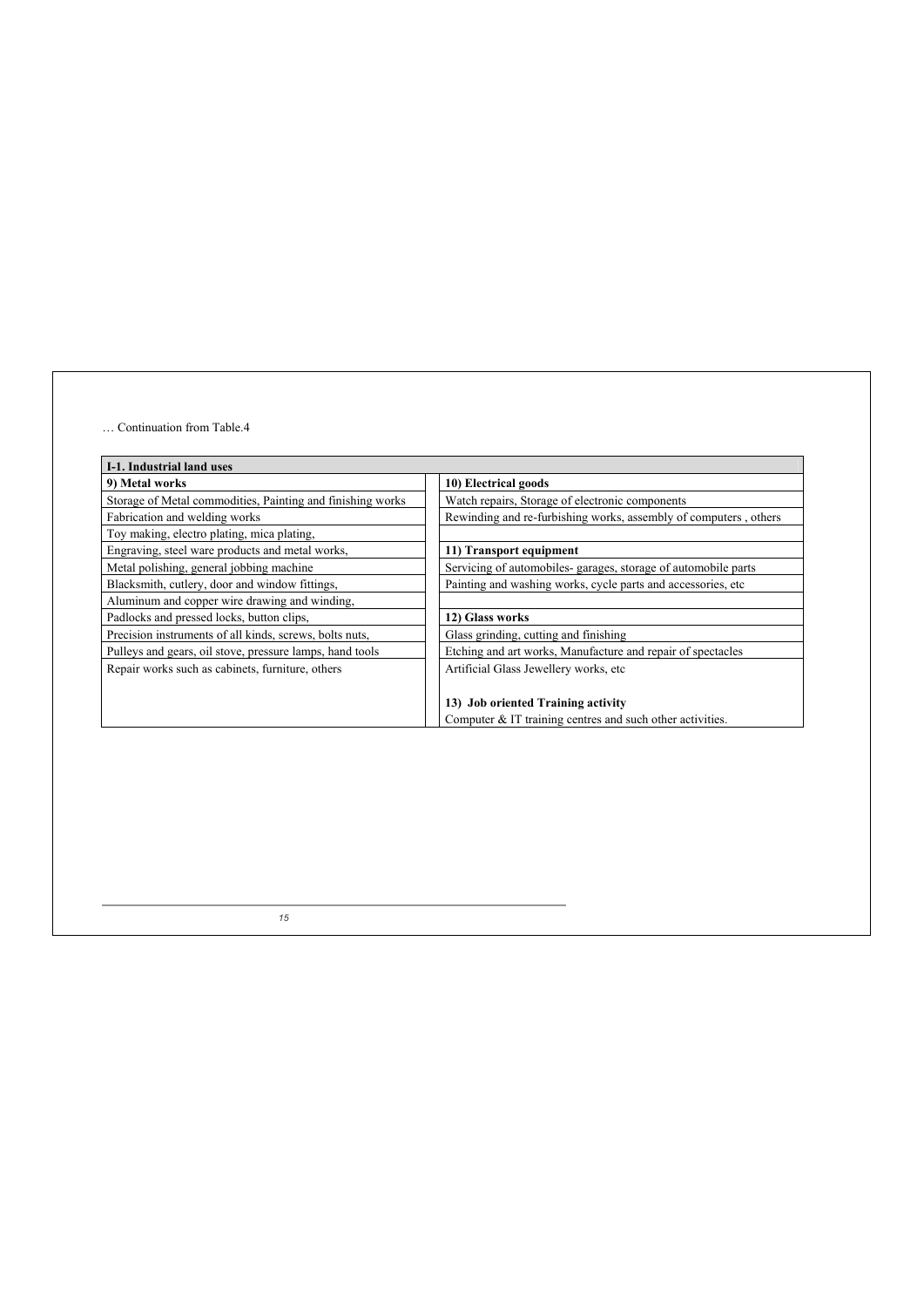… Continuation from Table.4

| I-1. Industrial land uses | | |
|---|---|---|
| **9) Metal works** | | **10) Electrical goods** |
| Storage of Metal commodities, Painting and finishing works | | Watch repairs, Storage of electronic components |
| Fabrication and welding works | | Rewinding and re-furbishing works, assembly of computers , others |
| Toy making, electro plating, mica plating, | | |
| Engraving, steel ware products and metal works, | | **11) Transport equipment** |
| Metal polishing, general jobbing machine | | Servicing of automobiles- garages, storage of automobile parts |
| Blacksmith, cutlery, door and window fittings, | | Painting and washing works, cycle parts and accessories, etc |
| Aluminum and copper wire drawing and winding, | | |
| Padlocks and pressed locks, button clips, | | **12) Glass works** |
| Precision instruments of all kinds, screws, bolts nuts, | | Glass grinding, cutting and finishing |
| Pulleys and gears, oil stove, pressure lamps, hand tools | | Etching and art works, Manufacture and repair of spectacles |
| Repair works such as cabinets, furniture, others | | Artificial Glass Jewellery works, etc |
| | | **13) Job oriented Training activity** |
| | | Computer & IT training centres and such other activities. |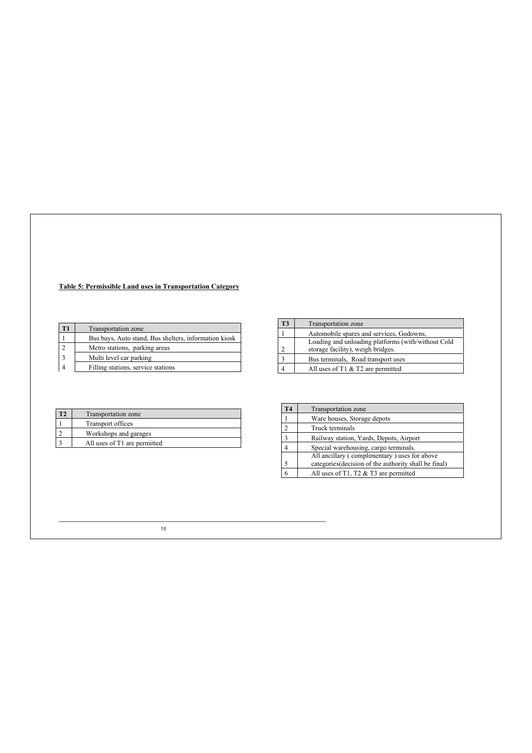**Table 5: Permissible Land uses in Transportation Category**

| T1 | Transportation zone |
|---|---|
| 1 | Bus bays, Auto stand, Bus shelters, information kiosk |
| 2 | Metro stations, parking areas |
| 3 | Multi level car parking |
| 4 | Filling stations, service stations |

| T2 | Transportation zone |
|---|---|
| 1 | Transport offices |
| 2 | Workshops and garages |
| 3 | All uses of T1 are permitted |

| T3 | Transportation zone |
|---|---|
| 1 | Automobile spares and services, Godowns, |
| 2 | Loading and unloading platforms (with/without Cold storage facility), weigh bridges. |
| 3 | Bus terminals, Road transport uses |
| 4 | All uses of T1 & T2 are permitted |

| T4 | Transportation zone |
|---|---|
| 1 | Ware houses, Storage depots |
| 2 | Truck terminals |
| 3 | Railway station, Yards, Depots, Airport |
| 4 | Special warehousing, cargo terminals. |
| 5 | All ancillary ( complimentary ) uses for above categories(decision of the authority shall be final) |
| 6 | All uses of T1, T2 & T3 are permitted |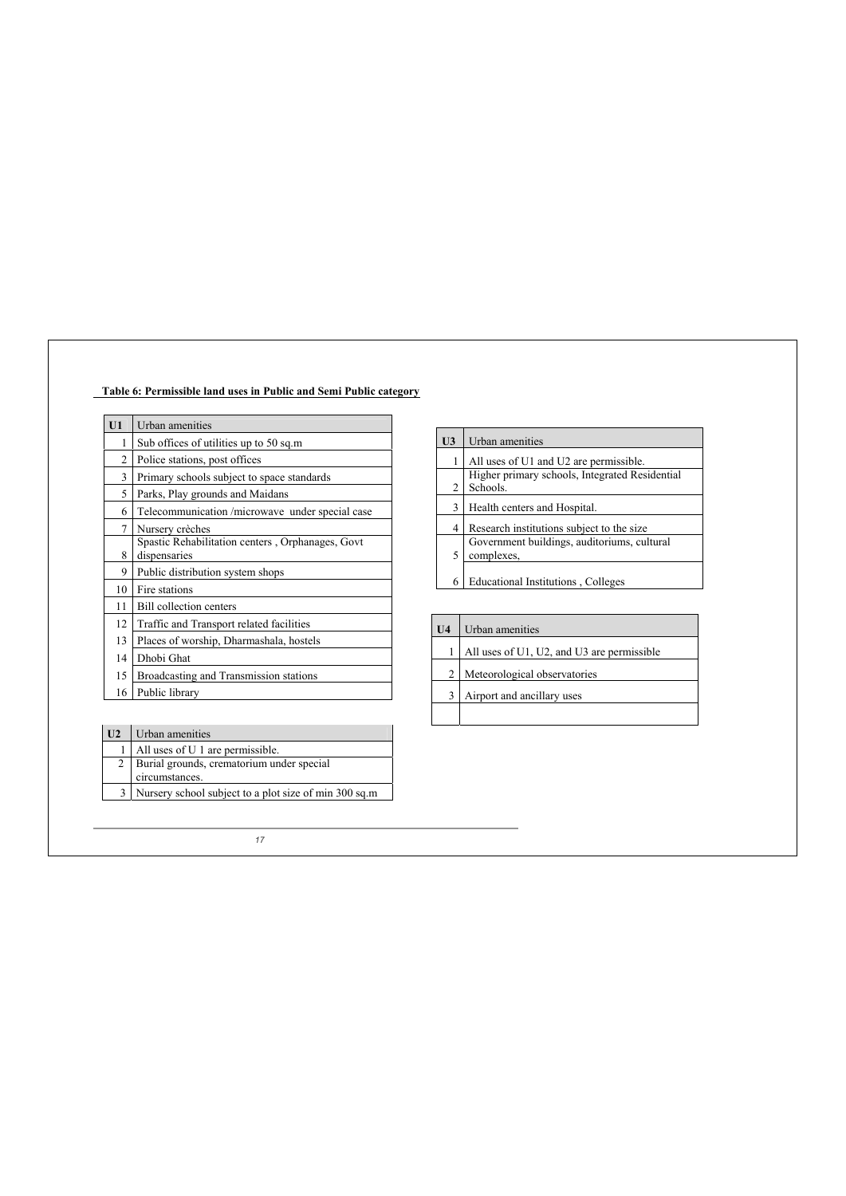**Table 6: Permissible land uses in Public and Semi Public category**

| U1 | Urban amenities |
|---|---|
| 1 | Sub offices of utilities up to 50 sq.m |
| 2 | Police stations, post offices |
| 3 | Primary schools subject to space standards |
| 5 | Parks, Play grounds and Maidans |
| 6 | Telecommunication /microwave under special case |
| 7 | Nursery crèches |
| 8 | Spastic Rehabilitation centers , Orphanages, Govt dispensaries |
| 9 | Public distribution system shops |
| 10 | Fire stations |
| 11 | Bill collection centers |
| 12 | Traffic and Transport related facilities |
| 13 | Places of worship, Dharmashala, hostels |
| 14 | Dhobi Ghat |
| 15 | Broadcasting and Transmission stations |
| 16 | Public library |

| U2 | Urban amenities |
|---|---|
| 1 | All uses of U 1 are permissible. |
| 2 | Burial grounds, crematorium under special circumstances. |
| 3 | Nursery school subject to a plot size of min 300 sq.m |

| U3 | Urban amenities |
|---|---|
| 1 | All uses of U1 and U2 are permissible. |
| 2 | Higher primary schools, Integrated Residential Schools. |
| 3 | Health centers and Hospital. |
| 4 | Research institutions subject to the size |
| 5 | Government buildings, auditoriums, cultural complexes, |
| 6 | Educational Institutions , Colleges |

| U4 | Urban amenities |
|---|---|
| 1 | All uses of U1, U2, and U3 are permissible |
| 2 | Meteorological observatories |
| 3 | Airport and ancillary uses |
| | |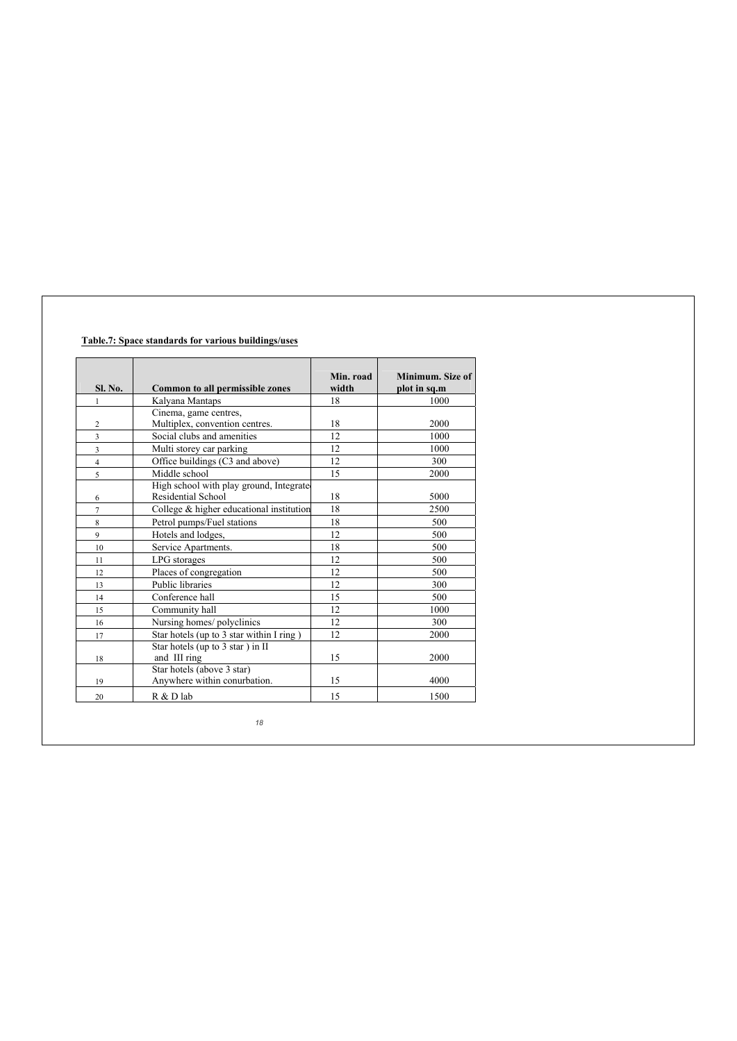**Table.7: Space standards for various buildings/uses**

| Sl. No. | Common to all permissible zones | Min. road width | Minimum. Size of plot in sq.m |
|---|---|---|---|
| 1 | Kalyana Mantaps | 18 | 1000 |
| 2 | Cinema, game centres, Multiplex, convention centres. | 18 | 2000 |
| 3 | Social clubs and amenities | 12 | 1000 |
| 3 | Multi storey car parking | 12 | 1000 |
| 4 | Office buildings (C3 and above) | 12 | 300 |
| 5 | Middle school | 15 | 2000 |
| 6 | High school with play ground, Integrate Residential School | 18 | 5000 |
| 7 | College & higher educational institution | 18 | 2500 |
| 8 | Petrol pumps/Fuel stations | 18 | 500 |
| 9 | Hotels and lodges, | 12 | 500 |
| 10 | Service Apartments. | 18 | 500 |
| 11 | LPG storages | 12 | 500 |
| 12 | Places of congregation | 12 | 500 |
| 13 | Public libraries | 12 | 300 |
| 14 | Conference hall | 15 | 500 |
| 15 | Community hall | 12 | 1000 |
| 16 | Nursing homes/ polyclinics | 12 | 300 |
| 17 | Star hotels (up to 3 star within I ring ) | 12 | 2000 |
| 18 | Star hotels (up to 3 star ) in II and III ring | 15 | 2000 |
| 19 | Star hotels (above 3 star) Anywhere within conurbation. | 15 | 4000 |
| 20 | R & D lab | 15 | 1500 |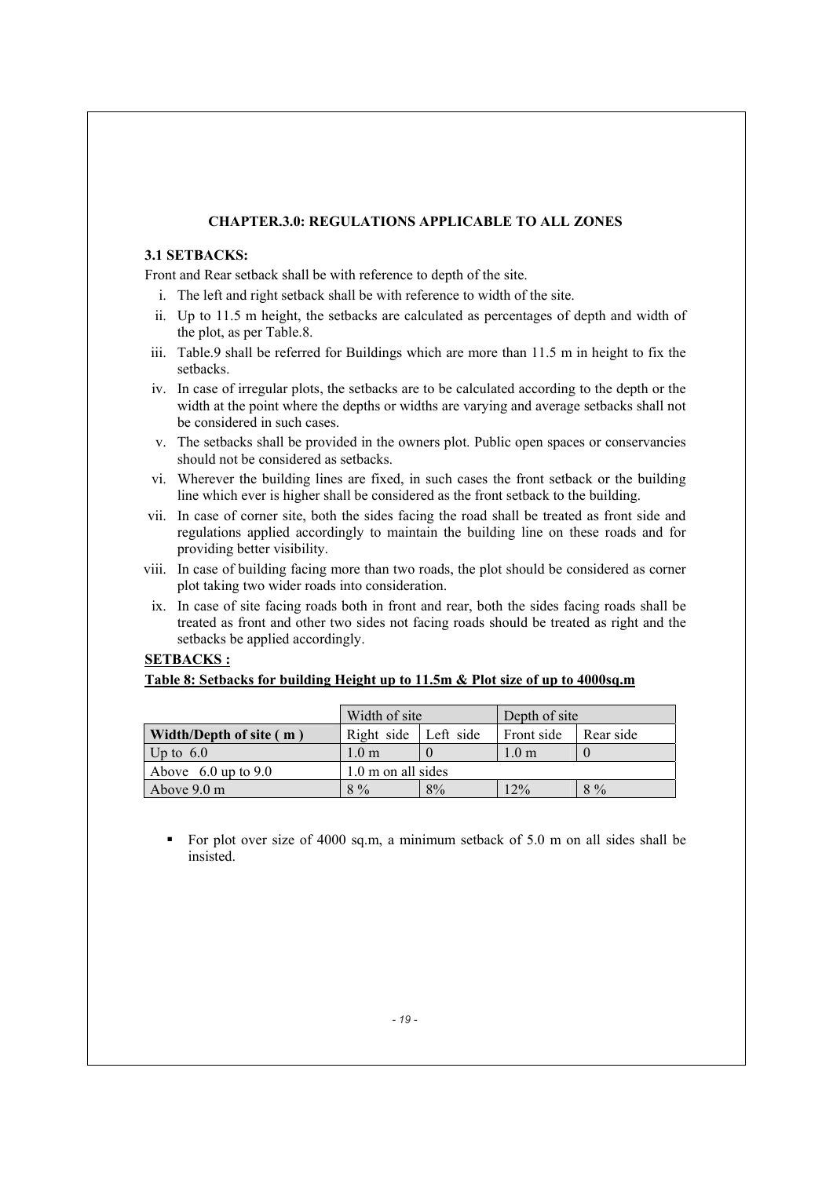## CHAPTER.3.0: REGULATIONS APPLICABLE TO ALL ZONES

### 3.1 SETBACKS:

Front and Rear setback shall be with reference to depth of the site.

i. The left and right setback shall be with reference to width of the site.
ii. Up to 11.5 m height, the setbacks are calculated as percentages of depth and width of the plot, as per Table.8.
iii. Table.9 shall be referred for Buildings which are more than 11.5 m in height to fix the setbacks.
iv. In case of irregular plots, the setbacks are to be calculated according to the depth or the width at the point where the depths or widths are varying and average setbacks shall not be considered in such cases.
v. The setbacks shall be provided in the owners plot. Public open spaces or conservancies should not be considered as setbacks.
vi. Wherever the building lines are fixed, in such cases the front setback or the building line which ever is higher shall be considered as the front setback to the building.
vii. In case of corner site, both the sides facing the road shall be treated as front side and regulations applied accordingly to maintain the building line on these roads and for providing better visibility.
viii. In case of building facing more than two roads, the plot should be considered as corner plot taking two wider roads into consideration.
ix. In case of site facing roads both in front and rear, both the sides facing roads shall be treated as front and other two sides not facing roads should be treated as right and the setbacks be applied accordingly.

**SETBACKS :**

**Table 8: Setbacks for building Height up to 11.5m & Plot size of up to 4000sq.m**

| | Width of site | | Depth of site | |
|---|---|---|---|---|
| **Width/Depth of site ( m )** | Right side | Left side | Front side | Rear side |
| Up to 6.0 | 1.0 m | 0 | 1.0 m | 0 |
| Above 6.0 up to 9.0 | 1.0 m on all sides | | | |
| Above 9.0 m | 8 % | 8% | 12% | 8 % |

- For plot over size of 4000 sq.m, a minimum setback of 5.0 m on all sides shall be insisted.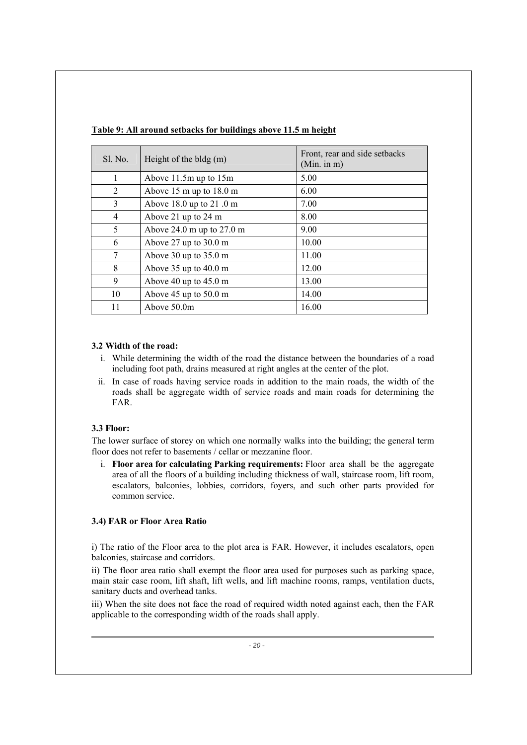**Table 9: All around setbacks for buildings above 11.5 m height**

| Sl. No. | Height of the bldg (m) | Front, rear and side setbacks (Min. in m) |
|---|---|---|
| 1 | Above 11.5m up to 15m | 5.00 |
| 2 | Above 15 m up to 18.0 m | 6.00 |
| 3 | Above 18.0 up to 21 .0 m | 7.00 |
| 4 | Above 21 up to 24 m | 8.00 |
| 5 | Above 24.0 m up to 27.0 m | 9.00 |
| 6 | Above 27 up to 30.0 m | 10.00 |
| 7 | Above 30 up to 35.0 m | 11.00 |
| 8 | Above 35 up to 40.0 m | 12.00 |
| 9 | Above 40 up to 45.0 m | 13.00 |
| 10 | Above 45 up to 50.0 m | 14.00 |
| 11 | Above 50.0m | 16.00 |

### 3.2 Width of the road:

i. While determining the width of the road the distance between the boundaries of a road including foot path, drains measured at right angles at the center of the plot.

ii. In case of roads having service roads in addition to the main roads, the width of the roads shall be aggregate width of service roads and main roads for determining the FAR.

### 3.3 Floor:

The lower surface of storey on which one normally walks into the building; the general term floor does not refer to basements / cellar or mezzanine floor.

i. **Floor area for calculating Parking requirements:** Floor area shall be the aggregate area of all the floors of a building including thickness of wall, staircase room, lift room, escalators, balconies, lobbies, corridors, foyers, and such other parts provided for common service.

### 3.4) FAR or Floor Area Ratio

i) The ratio of the Floor area to the plot area is FAR. However, it includes escalators, open balconies, staircase and corridors.

ii) The floor area ratio shall exempt the floor area used for purposes such as parking space, main stair case room, lift shaft, lift wells, and lift machine rooms, ramps, ventilation ducts, sanitary ducts and overhead tanks.

iii) When the site does not face the road of required width noted against each, then the FAR applicable to the corresponding width of the roads shall apply.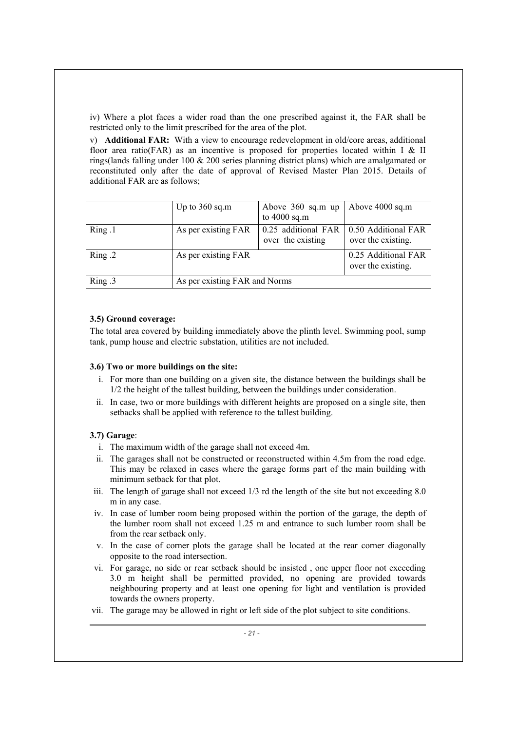iv) Where a plot faces a wider road than the one prescribed against it, the FAR shall be restricted only to the limit prescribed for the area of the plot.

v) **Additional FAR:** With a view to encourage redevelopment in old/core areas, additional floor area ratio(FAR) as an incentive is proposed for properties located within I & II rings(lands falling under 100 & 200 series planning district plans) which are amalgamated or reconstituted only after the date of approval of Revised Master Plan 2015. Details of additional FAR are as follows;

| | Up to 360 sq.m | Above 360 sq.m up to 4000 sq.m | Above 4000 sq.m |
|---|---|---|---|
| Ring .1 | As per existing FAR | 0.25 additional FAR over the existing | 0.50 Additional FAR over the existing. |
| Ring .2 | As per existing FAR | | 0.25 Additional FAR over the existing. |
| Ring .3 | As per existing FAR and Norms | | |

**3.5) Ground coverage:**

The total area covered by building immediately above the plinth level. Swimming pool, sump tank, pump house and electric substation, utilities are not included.

**3.6) Two or more buildings on the site:**

i. For more than one building on a given site, the distance between the buildings shall be 1/2 the height of the tallest building, between the buildings under consideration.

ii. In case, two or more buildings with different heights are proposed on a single site, then setbacks shall be applied with reference to the tallest building.

**3.7) Garage**:

i. The maximum width of the garage shall not exceed 4m.

ii. The garages shall not be constructed or reconstructed within 4.5m from the road edge. This may be relaxed in cases where the garage forms part of the main building with minimum setback for that plot.

iii. The length of garage shall not exceed 1/3 rd the length of the site but not exceeding 8.0 m in any case.

iv. In case of lumber room being proposed within the portion of the garage, the depth of the lumber room shall not exceed 1.25 m and entrance to such lumber room shall be from the rear setback only.

v. In the case of corner plots the garage shall be located at the rear corner diagonally opposite to the road intersection.

vi. For garage, no side or rear setback should be insisted , one upper floor not exceeding 3.0 m height shall be permitted provided, no opening are provided towards neighbouring property and at least one opening for light and ventilation is provided towards the owners property.

vii. The garage may be allowed in right or left side of the plot subject to site conditions.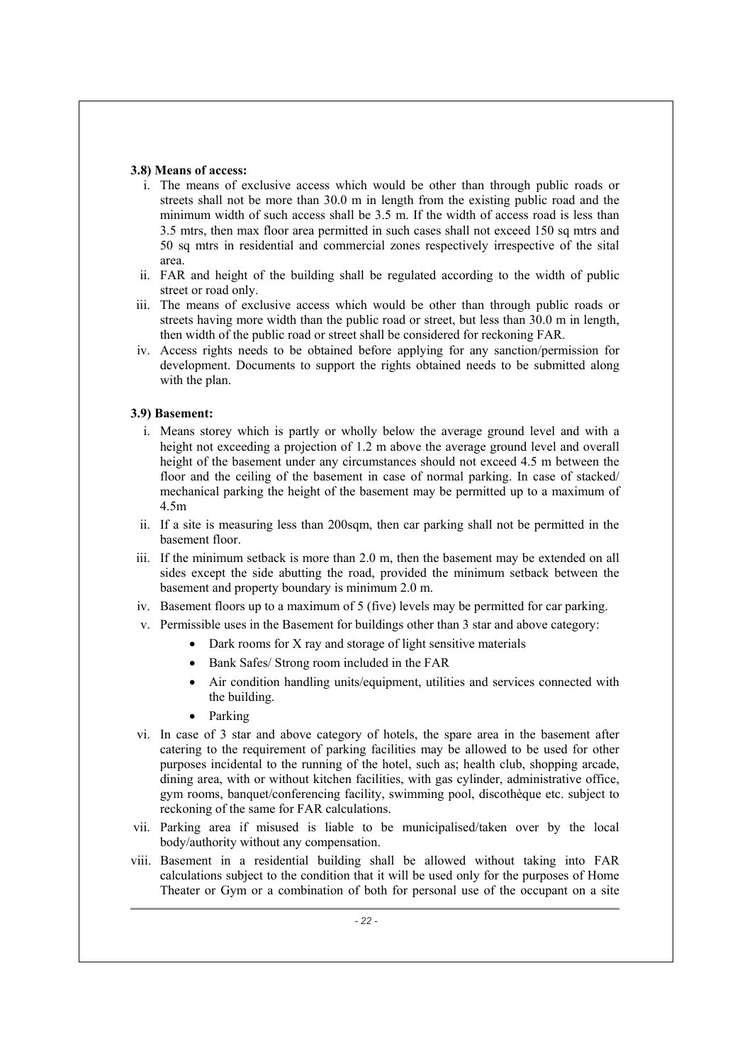**3.8) Means of access:**

i. The means of exclusive access which would be other than through public roads or streets shall not be more than 30.0 m in length from the existing public road and the minimum width of such access shall be 3.5 m. If the width of access road is less than 3.5 mtrs, then max floor area permitted in such cases shall not exceed 150 sq mtrs and 50 sq mtrs in residential and commercial zones respectively irrespective of the sital area.

ii. FAR and height of the building shall be regulated according to the width of public street or road only.

iii. The means of exclusive access which would be other than through public roads or streets having more width than the public road or street, but less than 30.0 m in length, then width of the public road or street shall be considered for reckoning FAR.

iv. Access rights needs to be obtained before applying for any sanction/permission for development. Documents to support the rights obtained needs to be submitted along with the plan.

**3.9) Basement:**

i. Means storey which is partly or wholly below the average ground level and with a height not exceeding a projection of 1.2 m above the average ground level and overall height of the basement under any circumstances should not exceed 4.5 m between the floor and the ceiling of the basement in case of normal parking. In case of stacked/ mechanical parking the height of the basement may be permitted up to a maximum of 4.5m

ii. If a site is measuring less than 200sqm, then car parking shall not be permitted in the basement floor.

iii. If the minimum setback is more than 2.0 m, then the basement may be extended on all sides except the side abutting the road, provided the minimum setback between the basement and property boundary is minimum 2.0 m.

iv. Basement floors up to a maximum of 5 (five) levels may be permitted for car parking.

v. Permissible uses in the Basement for buildings other than 3 star and above category:

- Dark rooms for X ray and storage of light sensitive materials
- Bank Safes/ Strong room included in the FAR
- Air condition handling units/equipment, utilities and services connected with the building.
- Parking

vi. In case of 3 star and above category of hotels, the spare area in the basement after catering to the requirement of parking facilities may be allowed to be used for other purposes incidental to the running of the hotel, such as; health club, shopping arcade, dining area, with or without kitchen facilities, with gas cylinder, administrative office, gym rooms, banquet/conferencing facility, swimming pool, discothèque etc. subject to reckoning of the same for FAR calculations.

vii. Parking area if misused is liable to be municipalised/taken over by the local body/authority without any compensation.

viii. Basement in a residential building shall be allowed without taking into FAR calculations subject to the condition that it will be used only for the purposes of Home Theater or Gym or a combination of both for personal use of the occupant on a site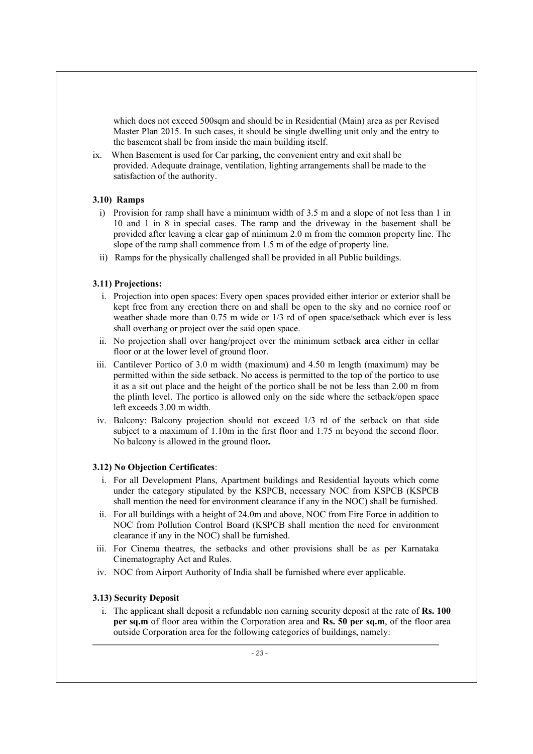which does not exceed 500sqm and should be in Residential (Main) area as per Revised Master Plan 2015. In such cases, it should be single dwelling unit only and the entry to the basement shall be from inside the main building itself.

ix. When Basement is used for Car parking, the convenient entry and exit shall be provided. Adequate drainage, ventilation, lighting arrangements shall be made to the satisfaction of the authority.

### 3.10) Ramps

i) Provision for ramp shall have a minimum width of 3.5 m and a slope of not less than 1 in 10 and 1 in 8 in special cases. The ramp and the driveway in the basement shall be provided after leaving a clear gap of minimum 2.0 m from the common property line. The slope of the ramp shall commence from 1.5 m of the edge of property line.

ii) Ramps for the physically challenged shall be provided in all Public buildings.

### 3.11) Projections:

i. Projection into open spaces: Every open spaces provided either interior or exterior shall be kept free from any erection there on and shall be open to the sky and no cornice roof or weather shade more than 0.75 m wide or 1/3 rd of open space/setback which ever is less shall overhang or project over the said open space.

ii. No projection shall over hang/project over the minimum setback area either in cellar floor or at the lower level of ground floor.

iii. Cantilever Portico of 3.0 m width (maximum) and 4.50 m length (maximum) may be permitted within the side setback. No access is permitted to the top of the portico to use it as a sit out place and the height of the portico shall be not be less than 2.00 m from the plinth level. The portico is allowed only on the side where the setback/open space left exceeds 3.00 m width.

iv. Balcony: Balcony projection should not exceed 1/3 rd of the setback on that side subject to a maximum of 1.10m in the first floor and 1.75 m beyond the second floor. No balcony is allowed in the ground floor**.**

### 3.12) No Objection Certificates:

i. For all Development Plans, Apartment buildings and Residential layouts which come under the category stipulated by the KSPCB, necessary NOC from KSPCB (KSPCB shall mention the need for environment clearance if any in the NOC) shall be furnished.

ii. For all buildings with a height of 24.0m and above, NOC from Fire Force in addition to NOC from Pollution Control Board (KSPCB shall mention the need for environment clearance if any in the NOC) shall be furnished.

iii. For Cinema theatres, the setbacks and other provisions shall be as per Karnataka Cinematography Act and Rules.

iv. NOC from Airport Authority of India shall be furnished where ever applicable.

### 3.13) Security Deposit

i. The applicant shall deposit a refundable non earning security deposit at the rate of **Rs. 100 per sq.m** of floor area within the Corporation area and **Rs. 50 per sq.m**, of the floor area outside Corporation area for the following categories of buildings, namely: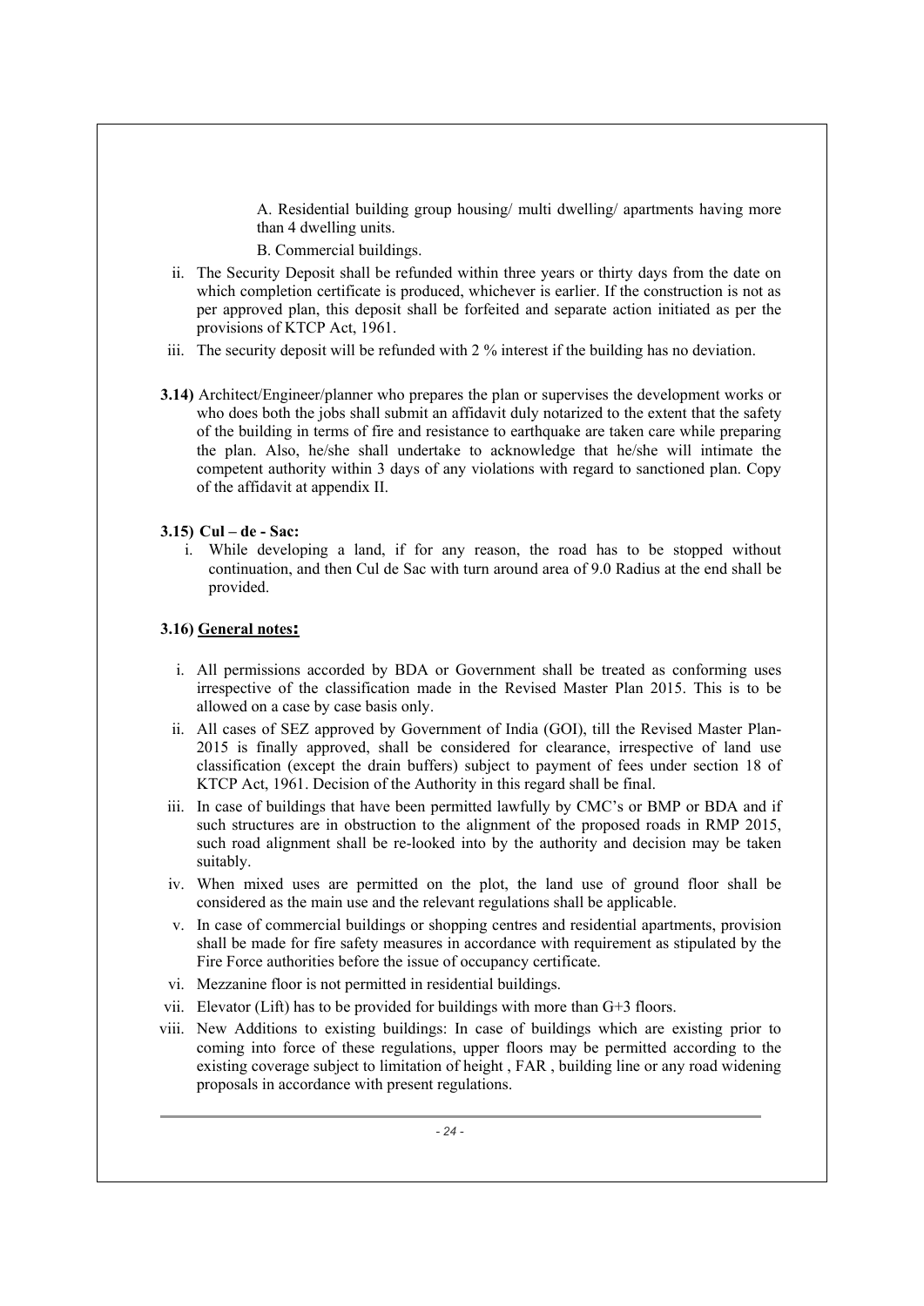A. Residential building group housing/ multi dwelling/ apartments having more than 4 dwelling units.

B. Commercial buildings.

ii. The Security Deposit shall be refunded within three years or thirty days from the date on which completion certificate is produced, whichever is earlier. If the construction is not as per approved plan, this deposit shall be forfeited and separate action initiated as per the provisions of KTCP Act, 1961.

iii. The security deposit will be refunded with 2 % interest if the building has no deviation.

**3.14)** Architect/Engineer/planner who prepares the plan or supervises the development works or who does both the jobs shall submit an affidavit duly notarized to the extent that the safety of the building in terms of fire and resistance to earthquake are taken care while preparing the plan. Also, he/she shall undertake to acknowledge that he/she will intimate the competent authority within 3 days of any violations with regard to sanctioned plan. Copy of the affidavit at appendix II.

**3.15) Cul – de - Sac:**

i. While developing a land, if for any reason, the road has to be stopped without continuation, and then Cul de Sac with turn around area of 9.0 Radius at the end shall be provided.

**3.16) <u>General notes:</u>**

i. All permissions accorded by BDA or Government shall be treated as conforming uses irrespective of the classification made in the Revised Master Plan 2015. This is to be allowed on a case by case basis only.

ii. All cases of SEZ approved by Government of India (GOI), till the Revised Master Plan-2015 is finally approved, shall be considered for clearance, irrespective of land use classification (except the drain buffers) subject to payment of fees under section 18 of KTCP Act, 1961. Decision of the Authority in this regard shall be final.

iii. In case of buildings that have been permitted lawfully by CMC's or BMP or BDA and if such structures are in obstruction to the alignment of the proposed roads in RMP 2015, such road alignment shall be re-looked into by the authority and decision may be taken suitably.

iv. When mixed uses are permitted on the plot, the land use of ground floor shall be considered as the main use and the relevant regulations shall be applicable.

v. In case of commercial buildings or shopping centres and residential apartments, provision shall be made for fire safety measures in accordance with requirement as stipulated by the Fire Force authorities before the issue of occupancy certificate.

vi. Mezzanine floor is not permitted in residential buildings.

vii. Elevator (Lift) has to be provided for buildings with more than G+3 floors.

viii. New Additions to existing buildings: In case of buildings which are existing prior to coming into force of these regulations, upper floors may be permitted according to the existing coverage subject to limitation of height , FAR , building line or any road widening proposals in accordance with present regulations.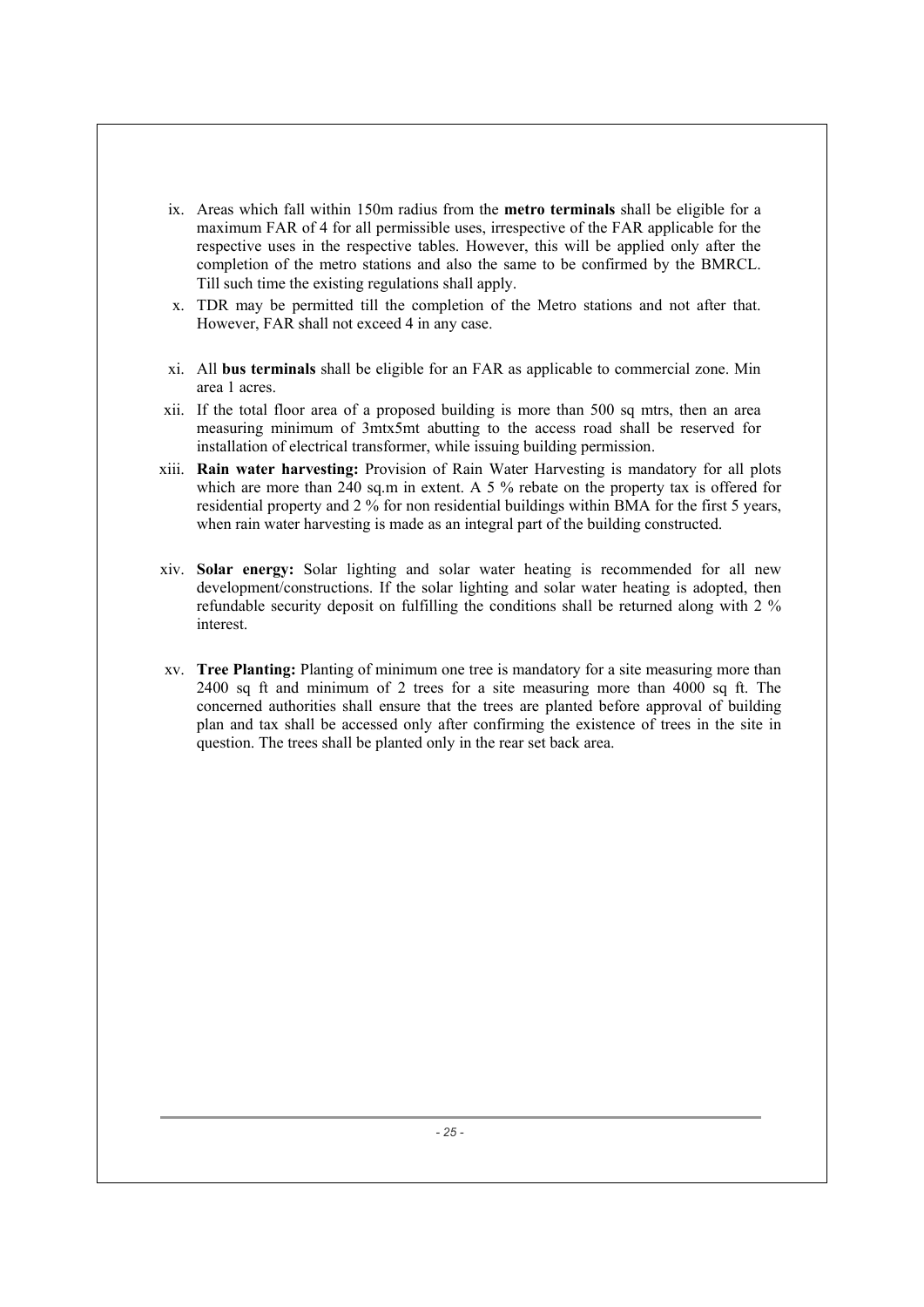ix. Areas which fall within 150m radius from the **metro terminals** shall be eligible for a maximum FAR of 4 for all permissible uses, irrespective of the FAR applicable for the respective uses in the respective tables. However, this will be applied only after the completion of the metro stations and also the same to be confirmed by the BMRCL. Till such time the existing regulations shall apply.

x. TDR may be permitted till the completion of the Metro stations and not after that. However, FAR shall not exceed 4 in any case.

xi. All **bus terminals** shall be eligible for an FAR as applicable to commercial zone. Min area 1 acres.

xii. If the total floor area of a proposed building is more than 500 sq mtrs, then an area measuring minimum of 3mtx5mt abutting to the access road shall be reserved for installation of electrical transformer, while issuing building permission.

xiii. **Rain water harvesting:** Provision of Rain Water Harvesting is mandatory for all plots which are more than 240 sq.m in extent. A 5 % rebate on the property tax is offered for residential property and 2 % for non residential buildings within BMA for the first 5 years, when rain water harvesting is made as an integral part of the building constructed.

xiv. **Solar energy:** Solar lighting and solar water heating is recommended for all new development/constructions. If the solar lighting and solar water heating is adopted, then refundable security deposit on fulfilling the conditions shall be returned along with 2 % interest.

xv. **Tree Planting:** Planting of minimum one tree is mandatory for a site measuring more than 2400 sq ft and minimum of 2 trees for a site measuring more than 4000 sq ft. The concerned authorities shall ensure that the trees are planted before approval of building plan and tax shall be accessed only after confirming the existence of trees in the site in question. The trees shall be planted only in the rear set back area.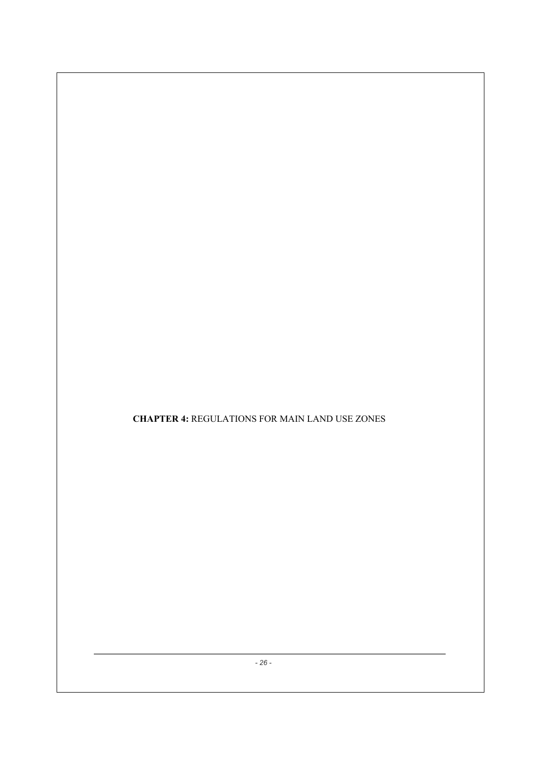# **CHAPTER 4:** REGULATIONS FOR MAIN LAND USE ZONES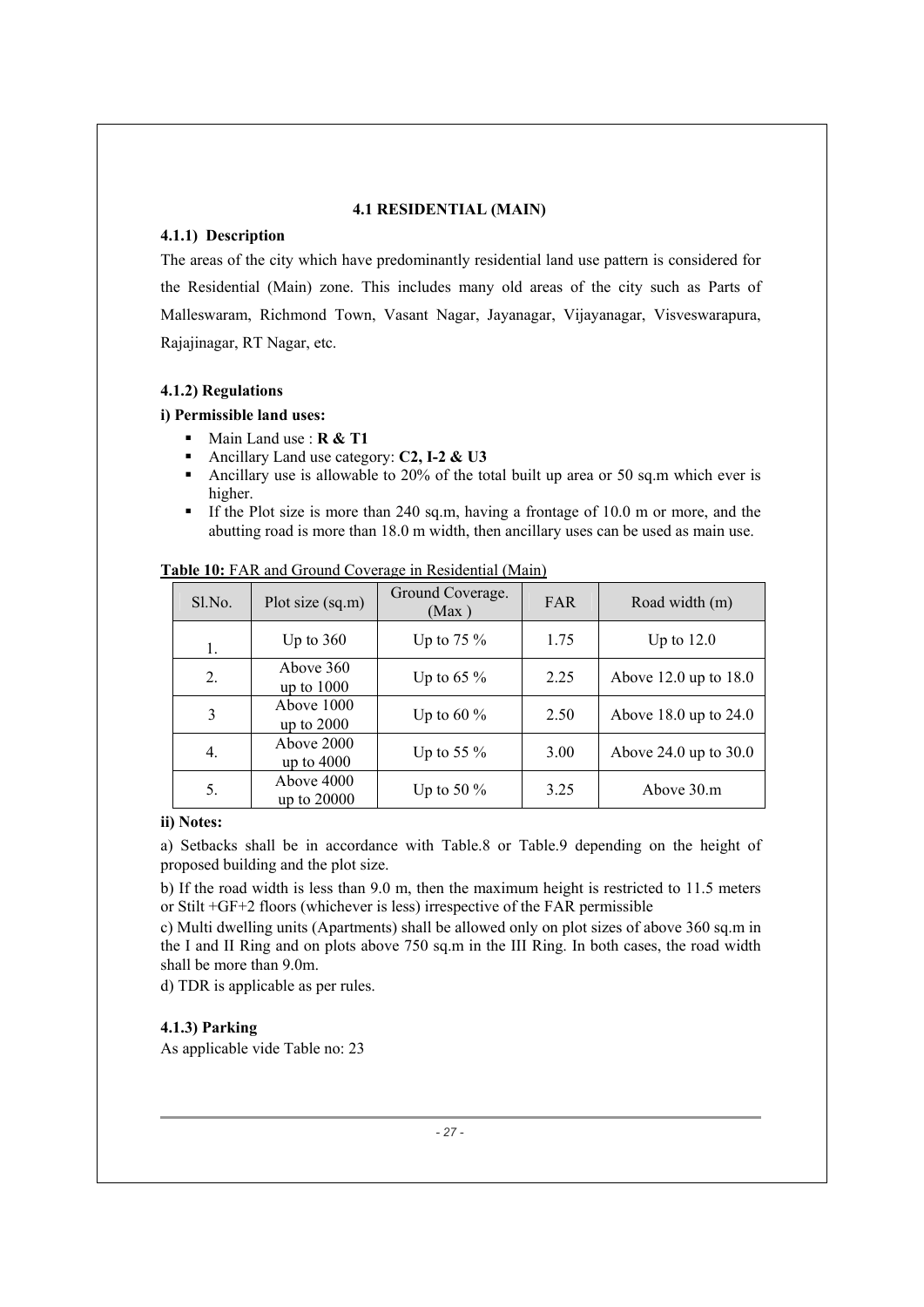# 4.1 RESIDENTIAL (MAIN)

### 4.1.1) Description

The areas of the city which have predominantly residential land use pattern is considered for the Residential (Main) zone. This includes many old areas of the city such as Parts of Malleswaram, Richmond Town, Vasant Nagar, Jayanagar, Vijayanagar, Visveswarapura, Rajajinagar, RT Nagar, etc.

### 4.1.2) Regulations

**i) Permissible land uses:**

- Main Land use : **R & T1**
- Ancillary Land use category: **C2, I-2 & U3**
- Ancillary use is allowable to 20% of the total built up area or 50 sq.m which ever is higher.
- If the Plot size is more than 240 sq.m, having a frontage of 10.0 m or more, and the abutting road is more than 18.0 m width, then ancillary uses can be used as main use.

**Table 10:** FAR and Ground Coverage in Residential (Main)

| Sl.No. | Plot size (sq.m) | Ground Coverage. (Max ) | FAR | Road width (m) |
|---|---|---|---|---|
| 1. | Up to 360 | Up to 75 % | 1.75 | Up to 12.0 |
| 2. | Above 360 up to 1000 | Up to 65 % | 2.25 | Above 12.0 up to 18.0 |
| 3 | Above 1000 up to 2000 | Up to 60 % | 2.50 | Above 18.0 up to 24.0 |
| 4. | Above 2000 up to 4000 | Up to 55 % | 3.00 | Above 24.0 up to 30.0 |
| 5. | Above 4000 up to 20000 | Up to 50 % | 3.25 | Above 30.m |

**ii) Notes:**

a) Setbacks shall be in accordance with Table.8 or Table.9 depending on the height of proposed building and the plot size.

b) If the road width is less than 9.0 m, then the maximum height is restricted to 11.5 meters or Stilt +GF+2 floors (whichever is less) irrespective of the FAR permissible

c) Multi dwelling units (Apartments) shall be allowed only on plot sizes of above 360 sq.m in the I and II Ring and on plots above 750 sq.m in the III Ring. In both cases, the road width shall be more than 9.0m.

d) TDR is applicable as per rules.

### 4.1.3) Parking

As applicable vide Table no: 23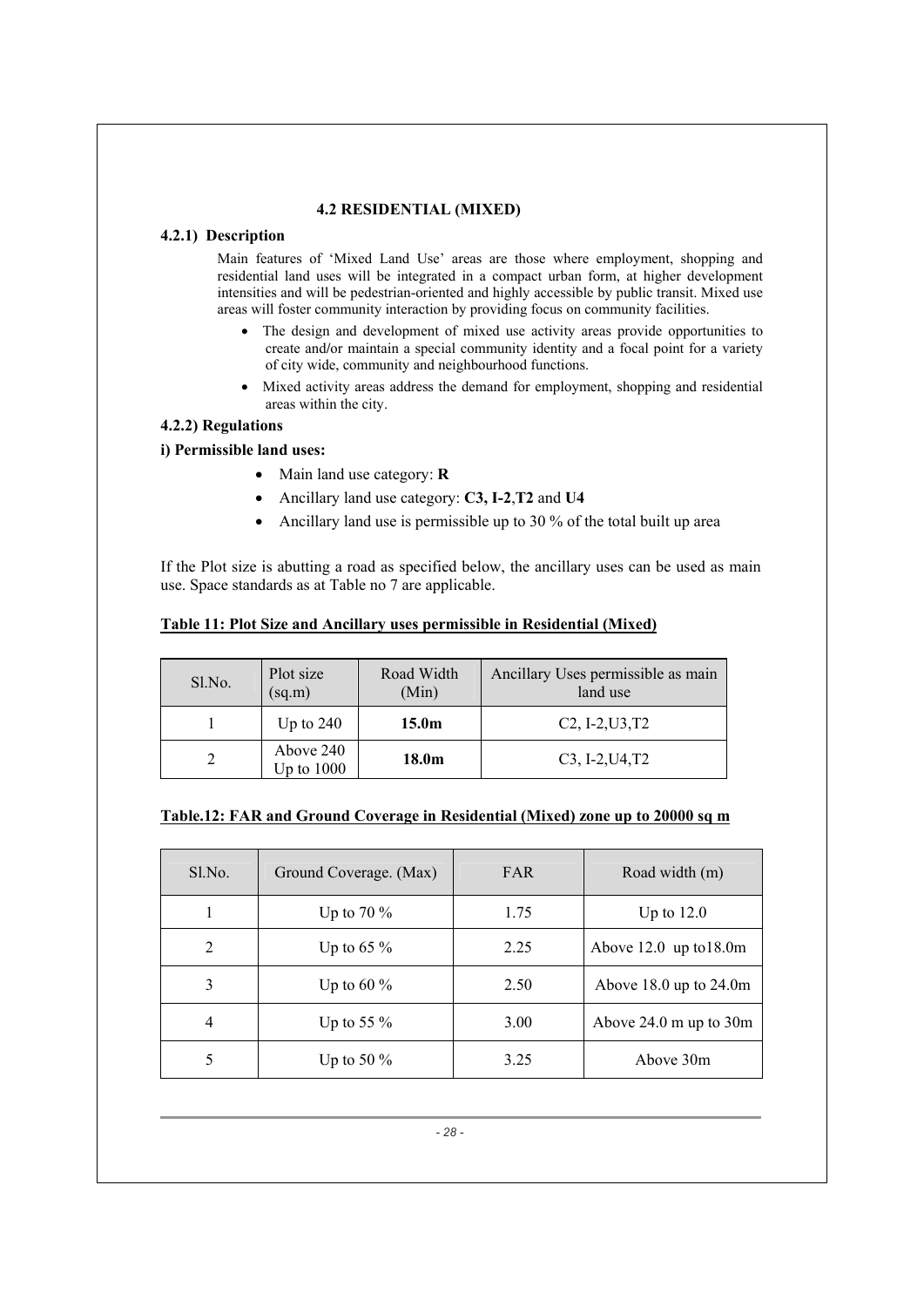## 4.2 RESIDENTIAL (MIXED)

### 4.2.1) Description

Main features of 'Mixed Land Use' areas are those where employment, shopping and residential land uses will be integrated in a compact urban form, at higher development intensities and will be pedestrian-oriented and highly accessible by public transit. Mixed use areas will foster community interaction by providing focus on community facilities.

- The design and development of mixed use activity areas provide opportunities to create and/or maintain a special community identity and a focal point for a variety of city wide, community and neighbourhood functions.
- Mixed activity areas address the demand for employment, shopping and residential areas within the city.

### 4.2.2) Regulations

**i) Permissible land uses:**

- Main land use category: **R**
- Ancillary land use category: **C3, I-2**,**T2** and **U4**
- Ancillary land use is permissible up to 30 % of the total built up area

If the Plot size is abutting a road as specified below, the ancillary uses can be used as main use. Space standards as at Table no 7 are applicable.

**Table 11: Plot Size and Ancillary uses permissible in Residential (Mixed)**

| Sl.No. | Plot size (sq.m) | Road Width (Min) | Ancillary Uses permissible as main land use |
|---|---|---|---|
| 1 | Up to 240 | **15.0m** | C2, I-2,U3,T2 |
| 2 | Above 240 Up to 1000 | **18.0m** | C3, I-2,U4,T2 |

**Table.12: FAR and Ground Coverage in Residential (Mixed) zone up to 20000 sq m**

| Sl.No. | Ground Coverage. (Max) | FAR | Road width (m) |
|---|---|---|---|
| 1 | Up to 70 % | 1.75 | Up to 12.0 |
| 2 | Up to 65 % | 2.25 | Above 12.0 up to18.0m |
| 3 | Up to 60 % | 2.50 | Above 18.0 up to 24.0m |
| 4 | Up to 55 % | 3.00 | Above 24.0 m up to 30m |
| 5 | Up to 50 % | 3.25 | Above 30m |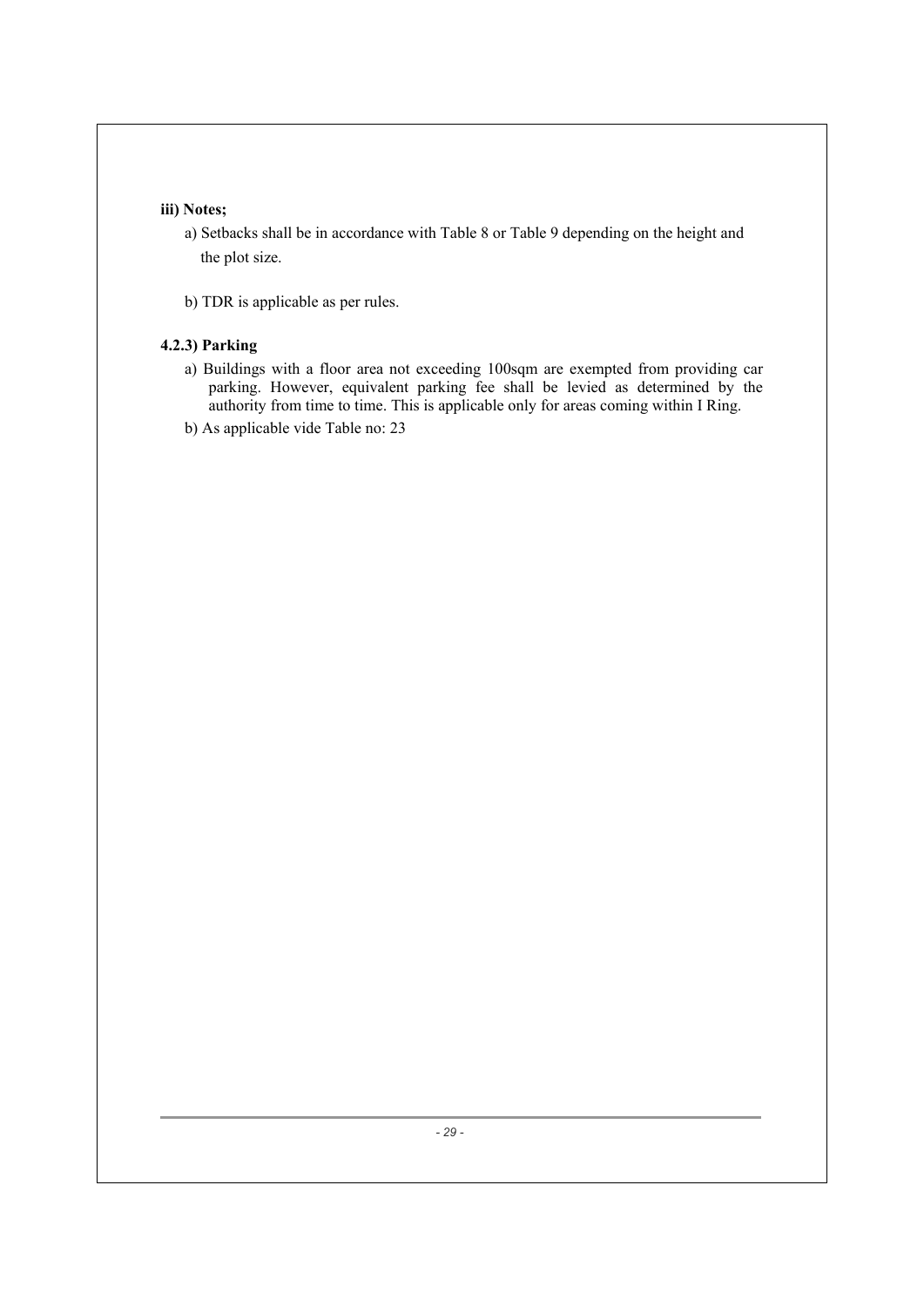**iii) Notes;**

a) Setbacks shall be in accordance with Table 8 or Table 9 depending on the height and the plot size.

b) TDR is applicable as per rules.

**4.2.3) Parking**

a) Buildings with a floor area not exceeding 100sqm are exempted from providing car parking. However, equivalent parking fee shall be levied as determined by the authority from time to time. This is applicable only for areas coming within I Ring.

b) As applicable vide Table no: 23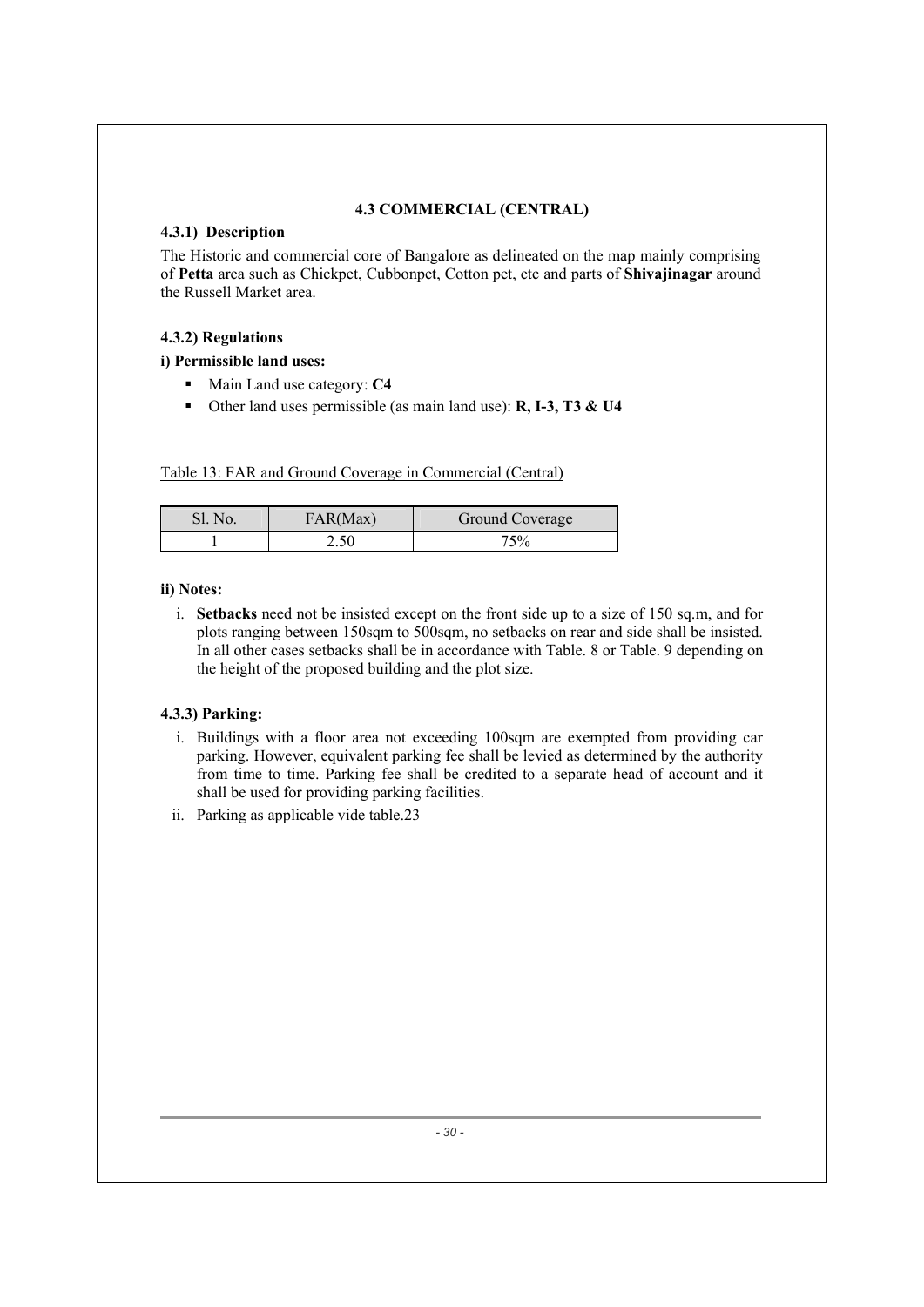## 4.3 COMMERCIAL (CENTRAL)

### 4.3.1) Description

The Historic and commercial core of Bangalore as delineated on the map mainly comprising of **Petta** area such as Chickpet, Cubbonpet, Cotton pet, etc and parts of **Shivajinagar** around the Russell Market area.

### 4.3.2) Regulations

**i) Permissible land uses:**

- Main Land use category: **C4**
- Other land uses permissible (as main land use): **R, I-3, T3 & U4**

Table 13: FAR and Ground Coverage in Commercial (Central)

| Sl. No. | FAR(Max) | Ground Coverage |
|---|---|---|
| 1 | 2.50 | 75% |

**ii) Notes:**

i. **Setbacks** need not be insisted except on the front side up to a size of 150 sq.m, and for plots ranging between 150sqm to 500sqm, no setbacks on rear and side shall be insisted. In all other cases setbacks shall be in accordance with Table. 8 or Table. 9 depending on the height of the proposed building and the plot size.

### 4.3.3) Parking:

i. Buildings with a floor area not exceeding 100sqm are exempted from providing car parking. However, equivalent parking fee shall be levied as determined by the authority from time to time. Parking fee shall be credited to a separate head of account and it shall be used for providing parking facilities.

ii. Parking as applicable vide table.23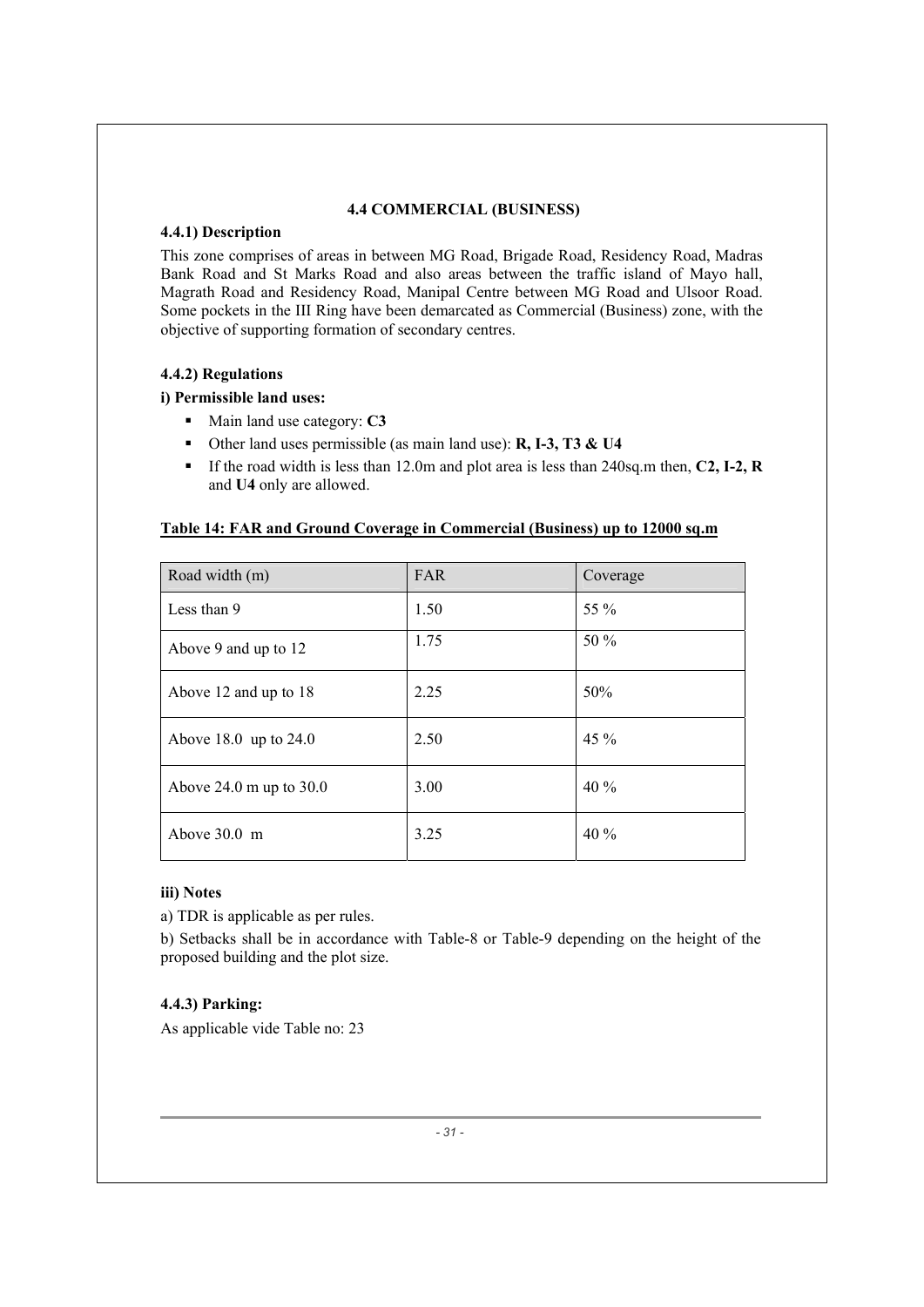## 4.4 COMMERCIAL (BUSINESS)

### 4.4.1) Description

This zone comprises of areas in between MG Road, Brigade Road, Residency Road, Madras Bank Road and St Marks Road and also areas between the traffic island of Mayo hall, Magrath Road and Residency Road, Manipal Centre between MG Road and Ulsoor Road. Some pockets in the III Ring have been demarcated as Commercial (Business) zone, with the objective of supporting formation of secondary centres.

### 4.4.2) Regulations

**i) Permissible land uses:**

- Main land use category: **C3**
- Other land uses permissible (as main land use): **R, I-3, T3 & U4**
- If the road width is less than 12.0m and plot area is less than 240sq.m then, **C2, I-2, R** and **U4** only are allowed.

**Table 14: FAR and Ground Coverage in Commercial (Business) up to 12000 sq.m**

| Road width (m) | FAR | Coverage |
|---|---|---|
| Less than 9 | 1.50 | 55 % |
| Above 9 and up to 12 | 1.75 | 50 % |
| Above 12 and up to 18 | 2.25 | 50% |
| Above 18.0 up to 24.0 | 2.50 | 45 % |
| Above 24.0 m up to 30.0 | 3.00 | 40 % |
| Above 30.0 m | 3.25 | 40 % |

**iii) Notes**

a) TDR is applicable as per rules.

b) Setbacks shall be in accordance with Table-8 or Table-9 depending on the height of the proposed building and the plot size.

### 4.4.3) Parking:

As applicable vide Table no: 23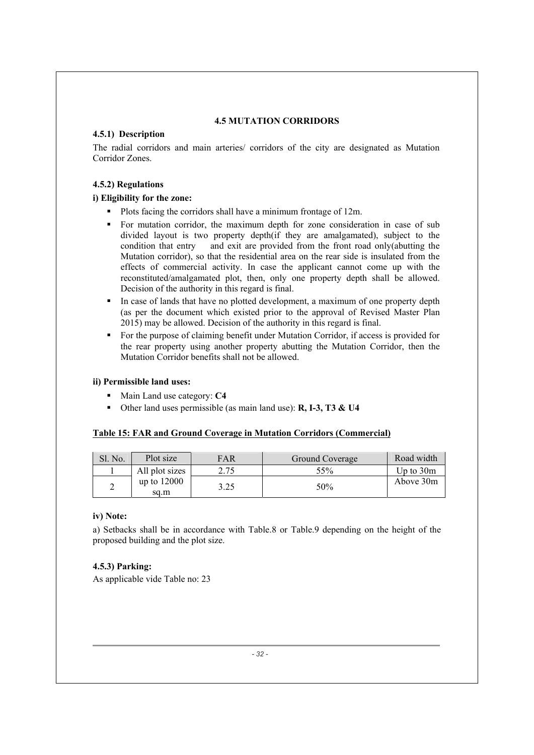## 4.5 MUTATION CORRIDORS

### 4.5.1) Description

The radial corridors and main arteries/ corridors of the city are designated as Mutation Corridor Zones.

### 4.5.2) Regulations

**i) Eligibility for the zone:**

- Plots facing the corridors shall have a minimum frontage of 12m.
- For mutation corridor, the maximum depth for zone consideration in case of sub divided layout is two property depth(if they are amalgamated), subject to the condition that entry and exit are provided from the front road only(abutting the Mutation corridor), so that the residential area on the rear side is insulated from the effects of commercial activity. In case the applicant cannot come up with the reconstituted/amalgamated plot, then, only one property depth shall be allowed. Decision of the authority in this regard is final.
- In case of lands that have no plotted development, a maximum of one property depth (as per the document which existed prior to the approval of Revised Master Plan 2015) may be allowed. Decision of the authority in this regard is final.
- For the purpose of claiming benefit under Mutation Corridor, if access is provided for the rear property using another property abutting the Mutation Corridor, then the Mutation Corridor benefits shall not be allowed.

**ii) Permissible land uses:**

- Main Land use category: **C4**
- Other land uses permissible (as main land use): **R, I-3, T3 & U4**

**Table 15: FAR and Ground Coverage in Mutation Corridors (Commercial)**

| Sl. No. | Plot size | FAR | Ground Coverage | Road width |
|---|---|---|---|---|
| 1 | All plot sizes | 2.75 | 55% | Up to 30m |
| 2 | up to 12000 sq.m | 3.25 | 50% | Above 30m |

**iv) Note:**

a) Setbacks shall be in accordance with Table.8 or Table.9 depending on the height of the proposed building and the plot size.

### 4.5.3) Parking:

As applicable vide Table no: 23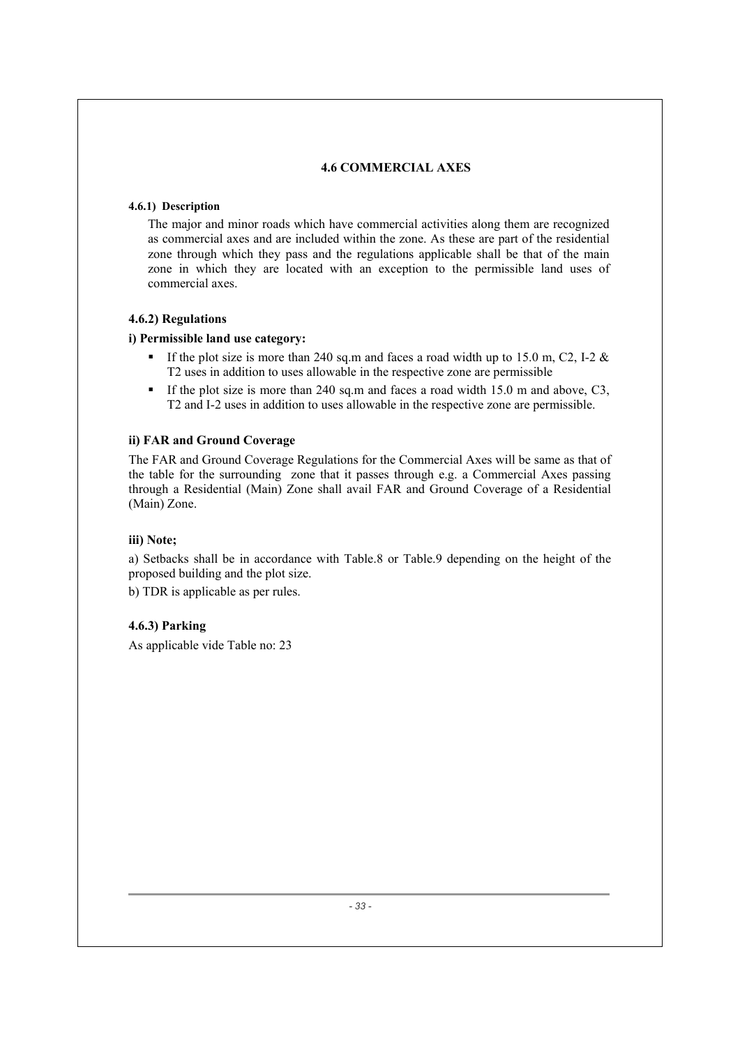## 4.6 COMMERCIAL AXES

#### 4.6.1) Description

The major and minor roads which have commercial activities along them are recognized as commercial axes and are included within the zone. As these are part of the residential zone through which they pass and the regulations applicable shall be that of the main zone in which they are located with an exception to the permissible land uses of commercial axes.

#### 4.6.2) Regulations

**i) Permissible land use category:**

- If the plot size is more than 240 sq.m and faces a road width up to 15.0 m, C2, I-2 & T2 uses in addition to uses allowable in the respective zone are permissible
- If the plot size is more than 240 sq.m and faces a road width 15.0 m and above, C3, T2 and I-2 uses in addition to uses allowable in the respective zone are permissible.

**ii) FAR and Ground Coverage**

The FAR and Ground Coverage Regulations for the Commercial Axes will be same as that of the table for the surrounding zone that it passes through e.g. a Commercial Axes passing through a Residential (Main) Zone shall avail FAR and Ground Coverage of a Residential (Main) Zone.

**iii) Note;**

a) Setbacks shall be in accordance with Table.8 or Table.9 depending on the height of the proposed building and the plot size.

b) TDR is applicable as per rules.

#### 4.6.3) Parking

As applicable vide Table no: 23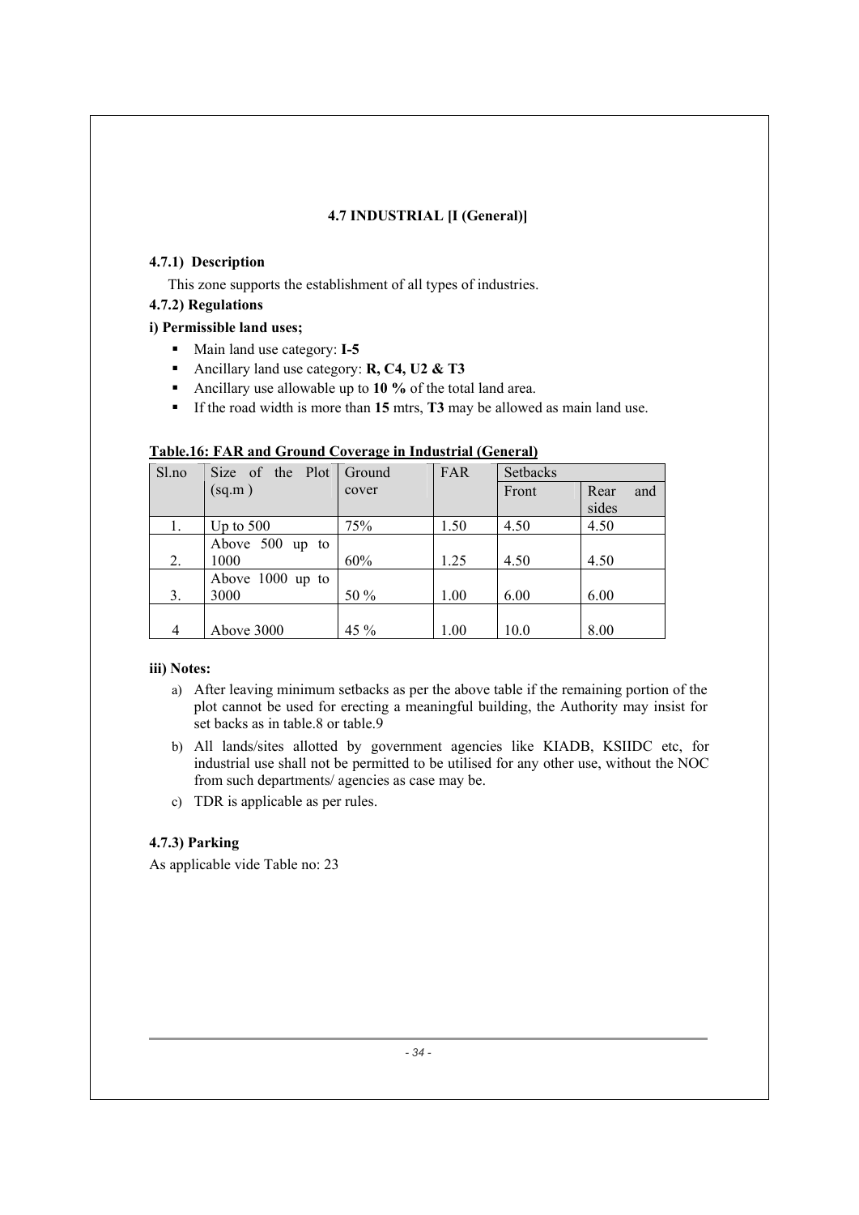### 4.7 INDUSTRIAL [I (General)]

**4.7.1) Description**

This zone supports the establishment of all types of industries.

**4.7.2) Regulations**

**i) Permissible land uses;**

- Main land use category: **I-5**
- Ancillary land use category: **R, C4, U2 & T3**
- Ancillary use allowable up to **10 %** of the total land area.
- If the road width is more than **15** mtrs, **T3** may be allowed as main land use.

**Table.16: FAR and Ground Coverage in Industrial (General)**

| Sl.no | Size of the Plot (sq.m ) | Ground cover | FAR | Setbacks | |
|---|---|---|---|---|---|
| | | | | Front | Rear and sides |
| 1. | Up to 500 | 75% | 1.50 | 4.50 | 4.50 |
| 2. | Above 500 up to 1000 | 60% | 1.25 | 4.50 | 4.50 |
| 3. | Above 1000 up to 3000 | 50 % | 1.00 | 6.00 | 6.00 |
| 4 | Above 3000 | 45 % | 1.00 | 10.0 | 8.00 |

**iii) Notes:**

a) After leaving minimum setbacks as per the above table if the remaining portion of the plot cannot be used for erecting a meaningful building, the Authority may insist for set backs as in table.8 or table.9

b) All lands/sites allotted by government agencies like KIADB, KSIIDC etc, for industrial use shall not be permitted to be utilised for any other use, without the NOC from such departments/ agencies as case may be.

c) TDR is applicable as per rules.

**4.7.3) Parking**

As applicable vide Table no: 23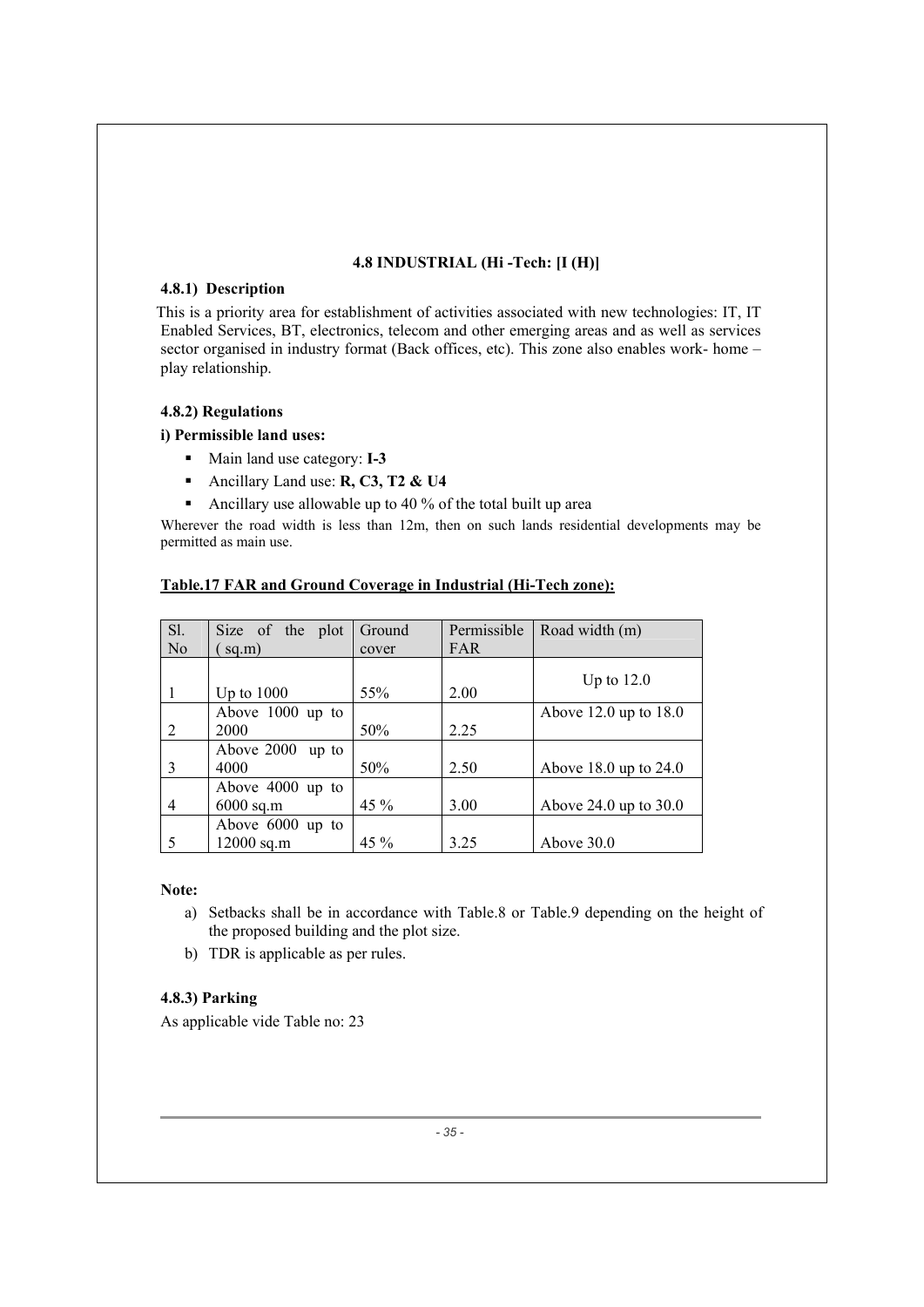### 4.8 INDUSTRIAL (Hi -Tech: [I (H)]

**4.8.1) Description**

This is a priority area for establishment of activities associated with new technologies: IT, IT Enabled Services, BT, electronics, telecom and other emerging areas and as well as services sector organised in industry format (Back offices, etc). This zone also enables work- home – play relationship.

**4.8.2) Regulations**

**i) Permissible land uses:**

- Main land use category: **I-3**
- Ancillary Land use: **R, C3, T2 & U4**
- Ancillary use allowable up to 40 % of the total built up area

Wherever the road width is less than 12m, then on such lands residential developments may be permitted as main use.

**Table.17 FAR and Ground Coverage in Industrial (Hi-Tech zone):**

| Sl. No | Size of the plot ( sq.m) | Ground cover | Permissible FAR | Road width (m) |
|---|---|---|---|---|
| 1 | Up to 1000 | 55% | 2.00 | Up to 12.0 |
| 2 | Above 1000 up to 2000 | 50% | 2.25 | Above 12.0 up to 18.0 |
| 3 | Above 2000 up to 4000 | 50% | 2.50 | Above 18.0 up to 24.0 |
| 4 | Above 4000 up to 6000 sq.m | 45 % | 3.00 | Above 24.0 up to 30.0 |
| 5 | Above 6000 up to 12000 sq.m | 45 % | 3.25 | Above 30.0 |

**Note:**

a) Setbacks shall be in accordance with Table.8 or Table.9 depending on the height of the proposed building and the plot size.

b) TDR is applicable as per rules.

**4.8.3) Parking**

As applicable vide Table no: 23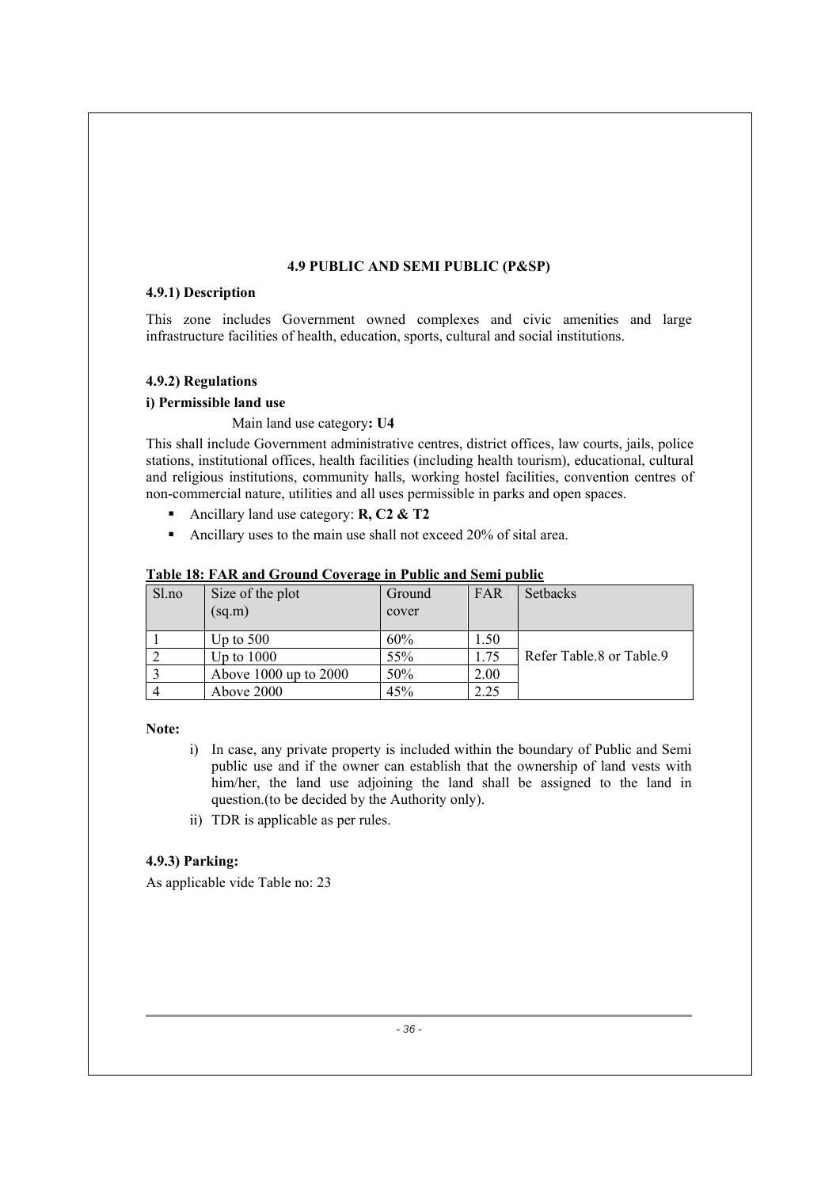## 4.9 PUBLIC AND SEMI PUBLIC (P&SP)

### 4.9.1) Description

This zone includes Government owned complexes and civic amenities and large infrastructure facilities of health, education, sports, cultural and social institutions.

### 4.9.2) Regulations

**i) Permissible land use**

Main land use category**: U4**

This shall include Government administrative centres, district offices, law courts, jails, police stations, institutional offices, health facilities (including health tourism), educational, cultural and religious institutions, community halls, working hostel facilities, convention centres of non-commercial nature, utilities and all uses permissible in parks and open spaces.

- Ancillary land use category: **R, C2 & T2**
- Ancillary uses to the main use shall not exceed 20% of sital area.

**Table 18: FAR and Ground Coverage in Public and Semi public**

| Sl.no | Size of the plot (sq.m) | Ground cover | FAR | Setbacks |
|---|---|---|---|---|
| 1 | Up to 500 | 60% | 1.50 | Refer Table.8 or Table.9 |
| 2 | Up to 1000 | 55% | 1.75 | |
| 3 | Above 1000 up to 2000 | 50% | 2.00 | |
| 4 | Above 2000 | 45% | 2.25 | |

**Note:**

i) In case, any private property is included within the boundary of Public and Semi public use and if the owner can establish that the ownership of land vests with him/her, the land use adjoining the land shall be assigned to the land in question.(to be decided by the Authority only).

ii) TDR is applicable as per rules.

### 4.9.3) Parking:

As applicable vide Table no: 23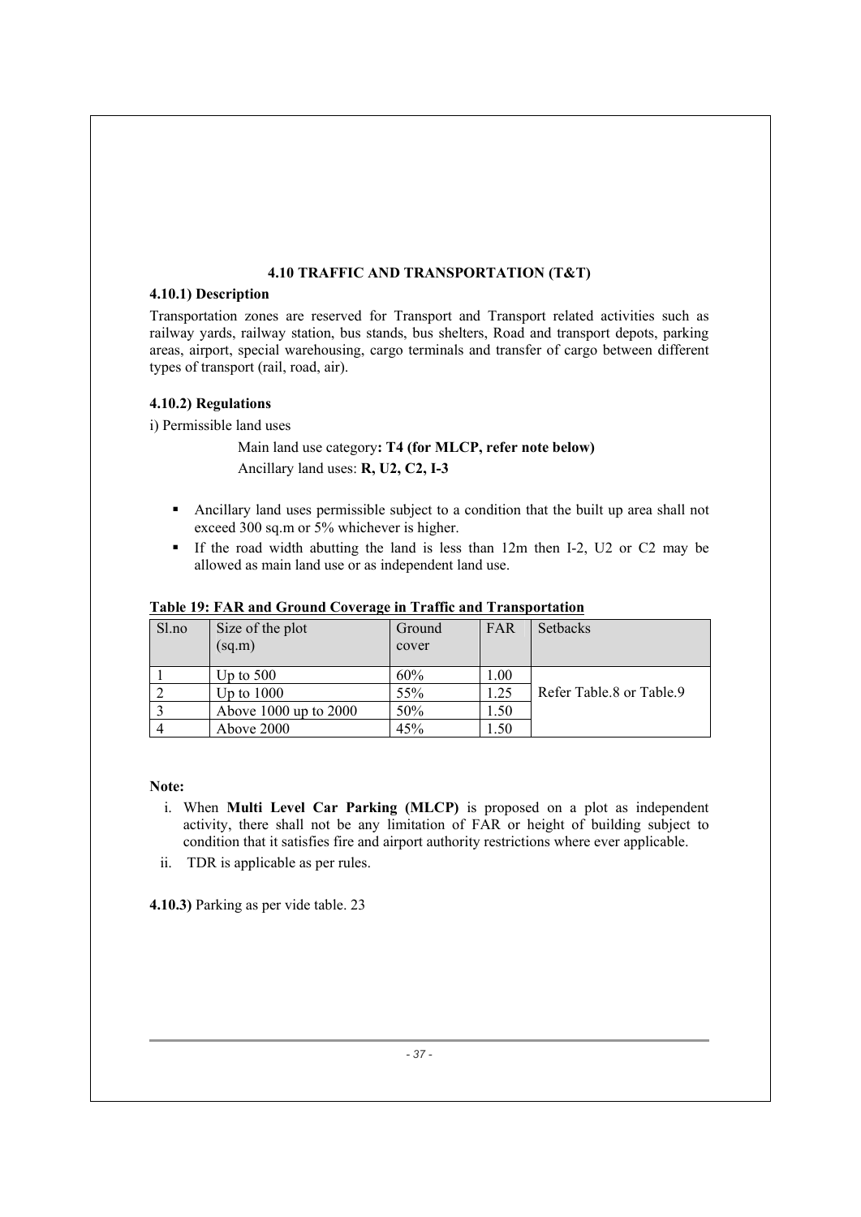## 4.10 TRAFFIC AND TRANSPORTATION (T&T)

### 4.10.1) Description

Transportation zones are reserved for Transport and Transport related activities such as railway yards, railway station, bus stands, bus shelters, Road and transport depots, parking areas, airport, special warehousing, cargo terminals and transfer of cargo between different types of transport (rail, road, air).

### 4.10.2) Regulations

i) Permissible land uses

Main land use category**: T4 (for MLCP, refer note below)**

Ancillary land uses: **R, U2, C2, I-3**

- Ancillary land uses permissible subject to a condition that the built up area shall not exceed 300 sq.m or 5% whichever is higher.
- If the road width abutting the land is less than 12m then I-2, U2 or C2 may be allowed as main land use or as independent land use.

**Table 19: FAR and Ground Coverage in Traffic and Transportation**

| Sl.no | Size of the plot (sq.m) | Ground cover | FAR | Setbacks |
|---|---|---|---|---|
| 1 | Up to 500 | 60% | 1.00 | Refer Table.8 or Table.9 |
| 2 | Up to 1000 | 55% | 1.25 | |
| 3 | Above 1000 up to 2000 | 50% | 1.50 | |
| 4 | Above 2000 | 45% | 1.50 | |

**Note:**

i. When **Multi Level Car Parking (MLCP)** is proposed on a plot as independent activity, there shall not be any limitation of FAR or height of building subject to condition that it satisfies fire and airport authority restrictions where ever applicable.

ii. TDR is applicable as per rules.

**4.10.3)** Parking as per vide table. 23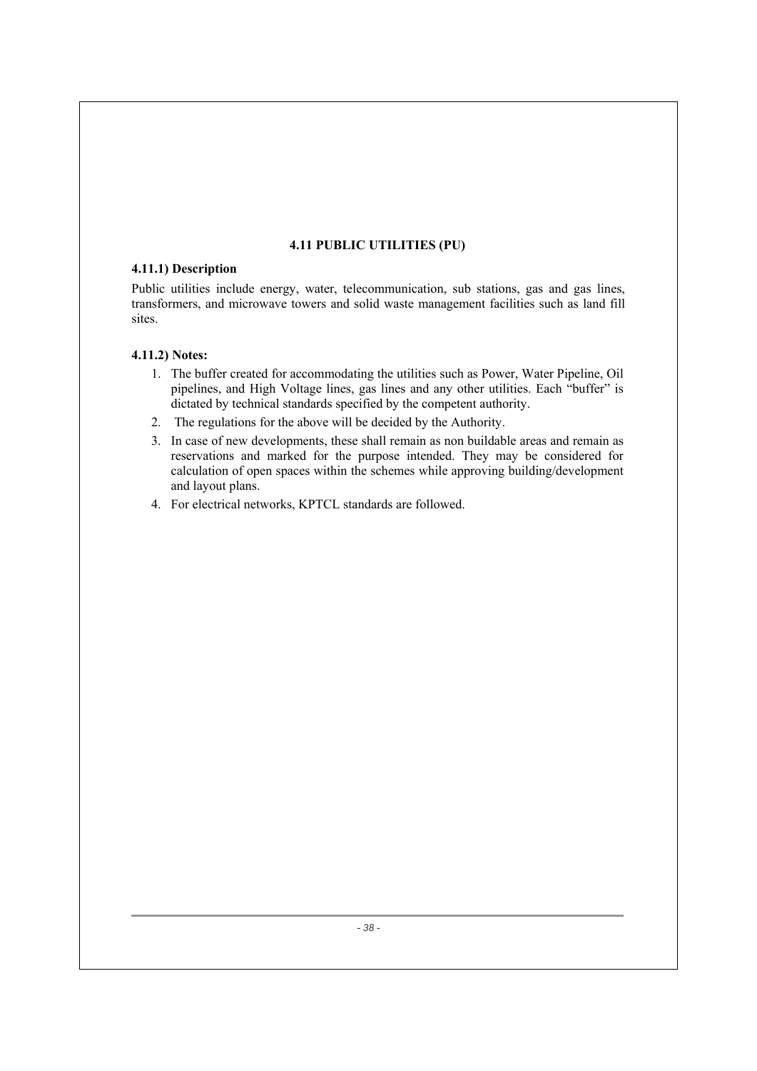## 4.11 PUBLIC UTILITIES (PU)

### 4.11.1) Description

Public utilities include energy, water, telecommunication, sub stations, gas and gas lines, transformers, and microwave towers and solid waste management facilities such as land fill sites.

### 4.11.2) Notes:

1. The buffer created for accommodating the utilities such as Power, Water Pipeline, Oil pipelines, and High Voltage lines, gas lines and any other utilities. Each "buffer" is dictated by technical standards specified by the competent authority.
2. The regulations for the above will be decided by the Authority.
3. In case of new developments, these shall remain as non buildable areas and remain as reservations and marked for the purpose intended. They may be considered for calculation of open spaces within the schemes while approving building/development and layout plans.
4. For electrical networks, KPTCL standards are followed.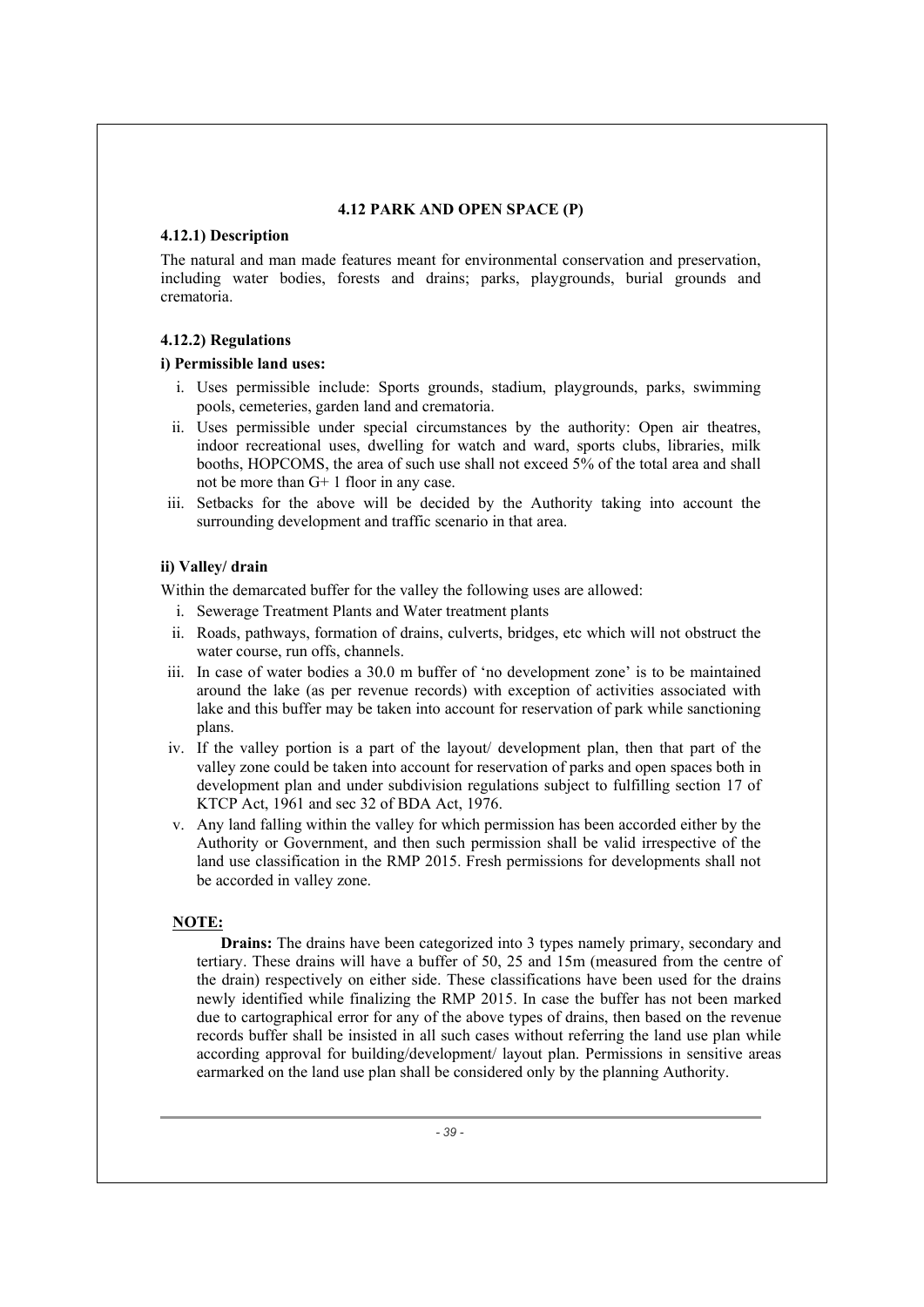### 4.12 PARK AND OPEN SPACE (P)

**4.12.1) Description**

The natural and man made features meant for environmental conservation and preservation, including water bodies, forests and drains; parks, playgrounds, burial grounds and crematoria.

**4.12.2) Regulations**

**i) Permissible land uses:**

i. Uses permissible include: Sports grounds, stadium, playgrounds, parks, swimming pools, cemeteries, garden land and crematoria.

ii. Uses permissible under special circumstances by the authority: Open air theatres, indoor recreational uses, dwelling for watch and ward, sports clubs, libraries, milk booths, HOPCOMS, the area of such use shall not exceed 5% of the total area and shall not be more than G+ 1 floor in any case.

iii. Setbacks for the above will be decided by the Authority taking into account the surrounding development and traffic scenario in that area.

**ii) Valley/ drain**

Within the demarcated buffer for the valley the following uses are allowed:

i. Sewerage Treatment Plants and Water treatment plants

ii. Roads, pathways, formation of drains, culverts, bridges, etc which will not obstruct the water course, run offs, channels.

iii. In case of water bodies a 30.0 m buffer of 'no development zone' is to be maintained around the lake (as per revenue records) with exception of activities associated with lake and this buffer may be taken into account for reservation of park while sanctioning plans.

iv. If the valley portion is a part of the layout/ development plan, then that part of the valley zone could be taken into account for reservation of parks and open spaces both in development plan and under subdivision regulations subject to fulfilling section 17 of KTCP Act, 1961 and sec 32 of BDA Act, 1976.

v. Any land falling within the valley for which permission has been accorded either by the Authority or Government, and then such permission shall be valid irrespective of the land use classification in the RMP 2015. Fresh permissions for developments shall not be accorded in valley zone.

**NOTE:**

**Drains:** The drains have been categorized into 3 types namely primary, secondary and tertiary. These drains will have a buffer of 50, 25 and 15m (measured from the centre of the drain) respectively on either side. These classifications have been used for the drains newly identified while finalizing the RMP 2015. In case the buffer has not been marked due to cartographical error for any of the above types of drains, then based on the revenue records buffer shall be insisted in all such cases without referring the land use plan while according approval for building/development/ layout plan. Permissions in sensitive areas earmarked on the land use plan shall be considered only by the planning Authority.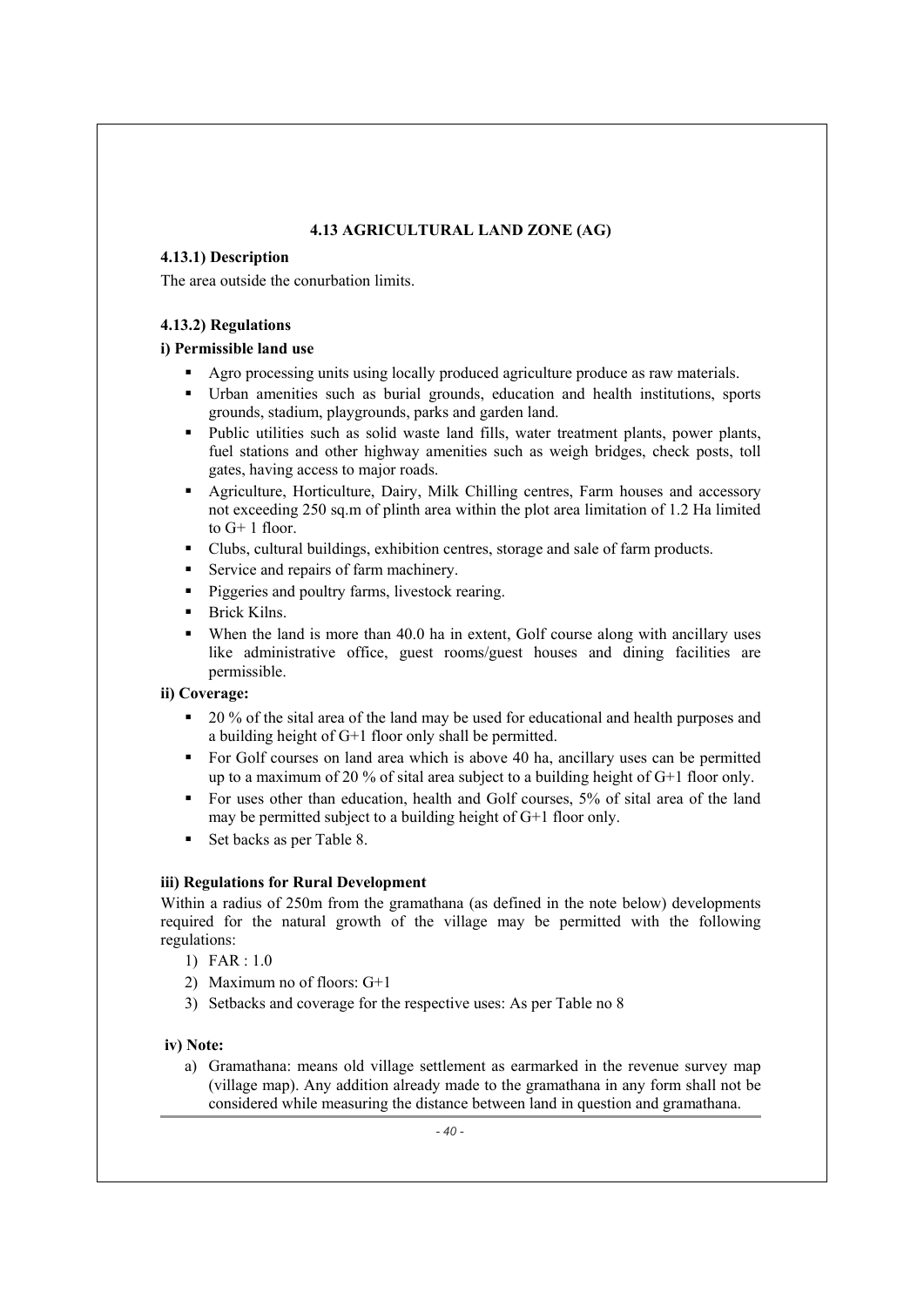## 4.13 AGRICULTURAL LAND ZONE (AG)

### 4.13.1) Description

The area outside the conurbation limits.

### 4.13.2) Regulations

**i) Permissible land use**

- Agro processing units using locally produced agriculture produce as raw materials.
- Urban amenities such as burial grounds, education and health institutions, sports grounds, stadium, playgrounds, parks and garden land.
- Public utilities such as solid waste land fills, water treatment plants, power plants, fuel stations and other highway amenities such as weigh bridges, check posts, toll gates, having access to major roads.
- Agriculture, Horticulture, Dairy, Milk Chilling centres, Farm houses and accessory not exceeding 250 sq.m of plinth area within the plot area limitation of 1.2 Ha limited to G+ 1 floor.
- Clubs, cultural buildings, exhibition centres, storage and sale of farm products.
- Service and repairs of farm machinery.
- Piggeries and poultry farms, livestock rearing.
- Brick Kilns.
- When the land is more than 40.0 ha in extent, Golf course along with ancillary uses like administrative office, guest rooms/guest houses and dining facilities are permissible.

**ii) Coverage:**

- 20 % of the sital area of the land may be used for educational and health purposes and a building height of G+1 floor only shall be permitted.
- For Golf courses on land area which is above 40 ha, ancillary uses can be permitted up to a maximum of 20 % of sital area subject to a building height of G+1 floor only.
- For uses other than education, health and Golf courses, 5% of sital area of the land may be permitted subject to a building height of G+1 floor only.
- Set backs as per Table 8.

**iii) Regulations for Rural Development**

Within a radius of 250m from the gramathana (as defined in the note below) developments required for the natural growth of the village may be permitted with the following regulations:

1) FAR : 1.0
2) Maximum no of floors: G+1
3) Setbacks and coverage for the respective uses: As per Table no 8

**iv) Note:**

a) Gramathana: means old village settlement as earmarked in the revenue survey map (village map). Any addition already made to the gramathana in any form shall not be considered while measuring the distance between land in question and gramathana.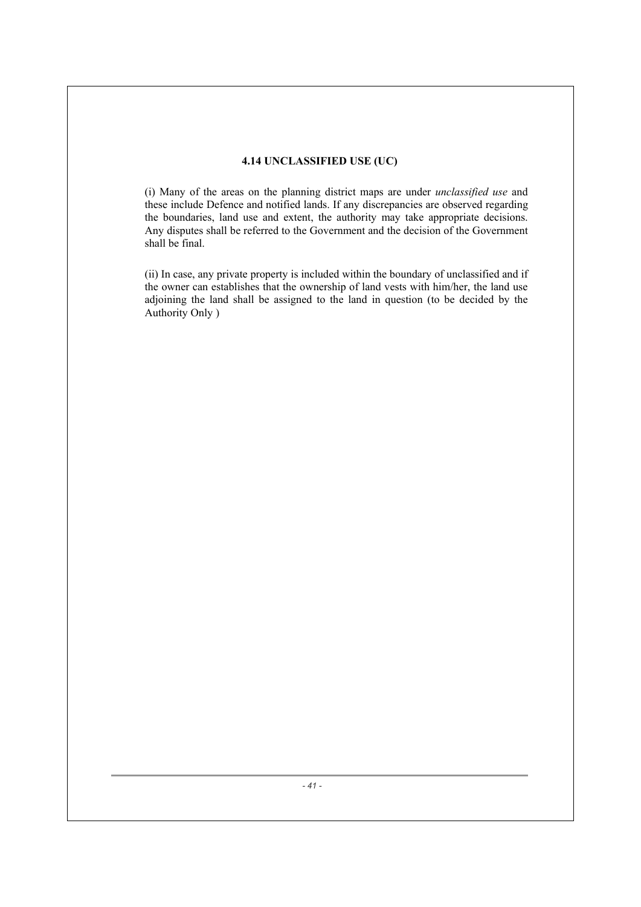### 4.14 UNCLASSIFIED USE (UC)

(i) Many of the areas on the planning district maps are under *unclassified use* and these include Defence and notified lands. If any discrepancies are observed regarding the boundaries, land use and extent, the authority may take appropriate decisions. Any disputes shall be referred to the Government and the decision of the Government shall be final.

(ii) In case, any private property is included within the boundary of unclassified and if the owner can establishes that the ownership of land vests with him/her, the land use adjoining the land shall be assigned to the land in question (to be decided by the Authority Only )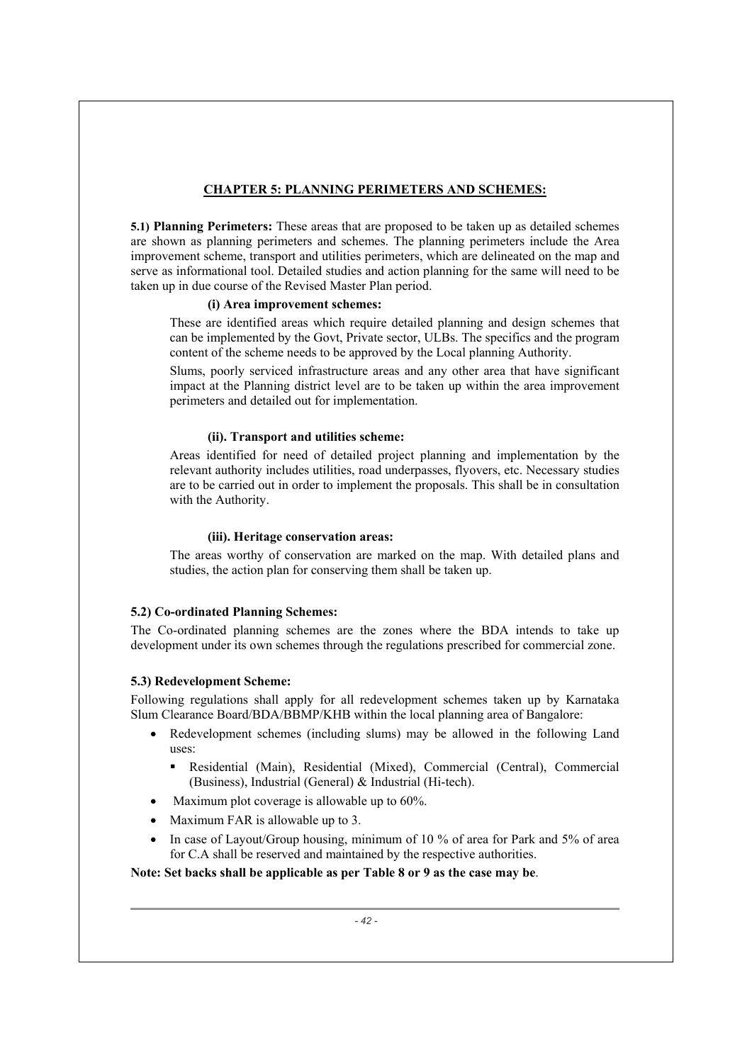## CHAPTER 5: PLANNING PERIMETERS AND SCHEMES:

**5.1) Planning Perimeters:** These areas that are proposed to be taken up as detailed schemes are shown as planning perimeters and schemes. The planning perimeters include the Area improvement scheme, transport and utilities perimeters, which are delineated on the map and serve as informational tool. Detailed studies and action planning for the same will need to be taken up in due course of the Revised Master Plan period.

**(i) Area improvement schemes:**

These are identified areas which require detailed planning and design schemes that can be implemented by the Govt, Private sector, ULBs. The specifics and the program content of the scheme needs to be approved by the Local planning Authority.

Slums, poorly serviced infrastructure areas and any other area that have significant impact at the Planning district level are to be taken up within the area improvement perimeters and detailed out for implementation.

**(ii). Transport and utilities scheme:**

Areas identified for need of detailed project planning and implementation by the relevant authority includes utilities, road underpasses, flyovers, etc. Necessary studies are to be carried out in order to implement the proposals. This shall be in consultation with the Authority.

**(iii). Heritage conservation areas:**

The areas worthy of conservation are marked on the map. With detailed plans and studies, the action plan for conserving them shall be taken up.

**5.2) Co-ordinated Planning Schemes:**

The Co-ordinated planning schemes are the zones where the BDA intends to take up development under its own schemes through the regulations prescribed for commercial zone.

**5.3) Redevelopment Scheme:**

Following regulations shall apply for all redevelopment schemes taken up by Karnataka Slum Clearance Board/BDA/BBMP/KHB within the local planning area of Bangalore:

- Redevelopment schemes (including slums) may be allowed in the following Land uses:
  - Residential (Main), Residential (Mixed), Commercial (Central), Commercial (Business), Industrial (General) & Industrial (Hi-tech).
- Maximum plot coverage is allowable up to 60%.
- Maximum FAR is allowable up to 3.
- In case of Layout/Group housing, minimum of 10 % of area for Park and 5% of area for C.A shall be reserved and maintained by the respective authorities.

**Note: Set backs shall be applicable as per Table 8 or 9 as the case may be**.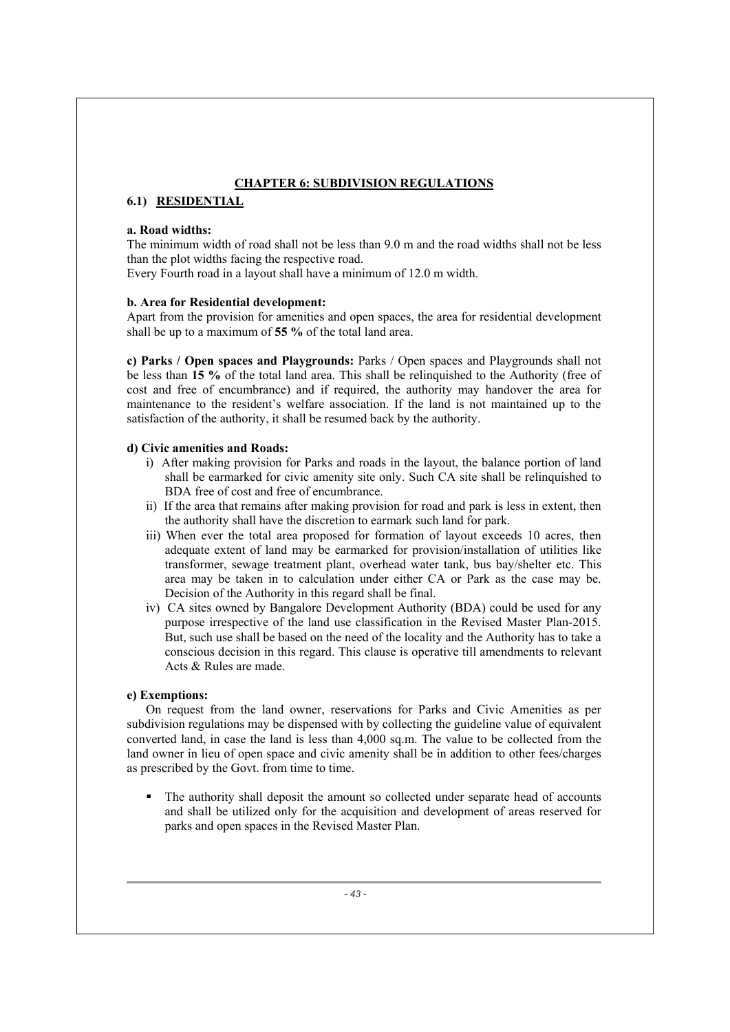## CHAPTER 6: SUBDIVISION REGULATIONS

### 6.1) RESIDENTIAL

**a. Road widths:**

The minimum width of road shall not be less than 9.0 m and the road widths shall not be less than the plot widths facing the respective road.

Every Fourth road in a layout shall have a minimum of 12.0 m width.

**b. Area for Residential development:**

Apart from the provision for amenities and open spaces, the area for residential development shall be up to a maximum of **55 %** of the total land area.

**c) Parks / Open spaces and Playgrounds:** Parks / Open spaces and Playgrounds shall not be less than **15 %** of the total land area. This shall be relinquished to the Authority (free of cost and free of encumbrance) and if required, the authority may handover the area for maintenance to the resident's welfare association. If the land is not maintained up to the satisfaction of the authority, it shall be resumed back by the authority.

**d) Civic amenities and Roads:**

i) After making provision for Parks and roads in the layout, the balance portion of land shall be earmarked for civic amenity site only. Such CA site shall be relinquished to BDA free of cost and free of encumbrance.

ii) If the area that remains after making provision for road and park is less in extent, then the authority shall have the discretion to earmark such land for park.

iii) When ever the total area proposed for formation of layout exceeds 10 acres, then adequate extent of land may be earmarked for provision/installation of utilities like transformer, sewage treatment plant, overhead water tank, bus bay/shelter etc. This area may be taken in to calculation under either CA or Park as the case may be. Decision of the Authority in this regard shall be final.

iv) CA sites owned by Bangalore Development Authority (BDA) could be used for any purpose irrespective of the land use classification in the Revised Master Plan-2015. But, such use shall be based on the need of the locality and the Authority has to take a conscious decision in this regard. This clause is operative till amendments to relevant Acts & Rules are made.

**e) Exemptions:**

On request from the land owner, reservations for Parks and Civic Amenities as per subdivision regulations may be dispensed with by collecting the guideline value of equivalent converted land, in case the land is less than 4,000 sq.m. The value to be collected from the land owner in lieu of open space and civic amenity shall be in addition to other fees/charges as prescribed by the Govt. from time to time.

- The authority shall deposit the amount so collected under separate head of accounts and shall be utilized only for the acquisition and development of areas reserved for parks and open spaces in the Revised Master Plan.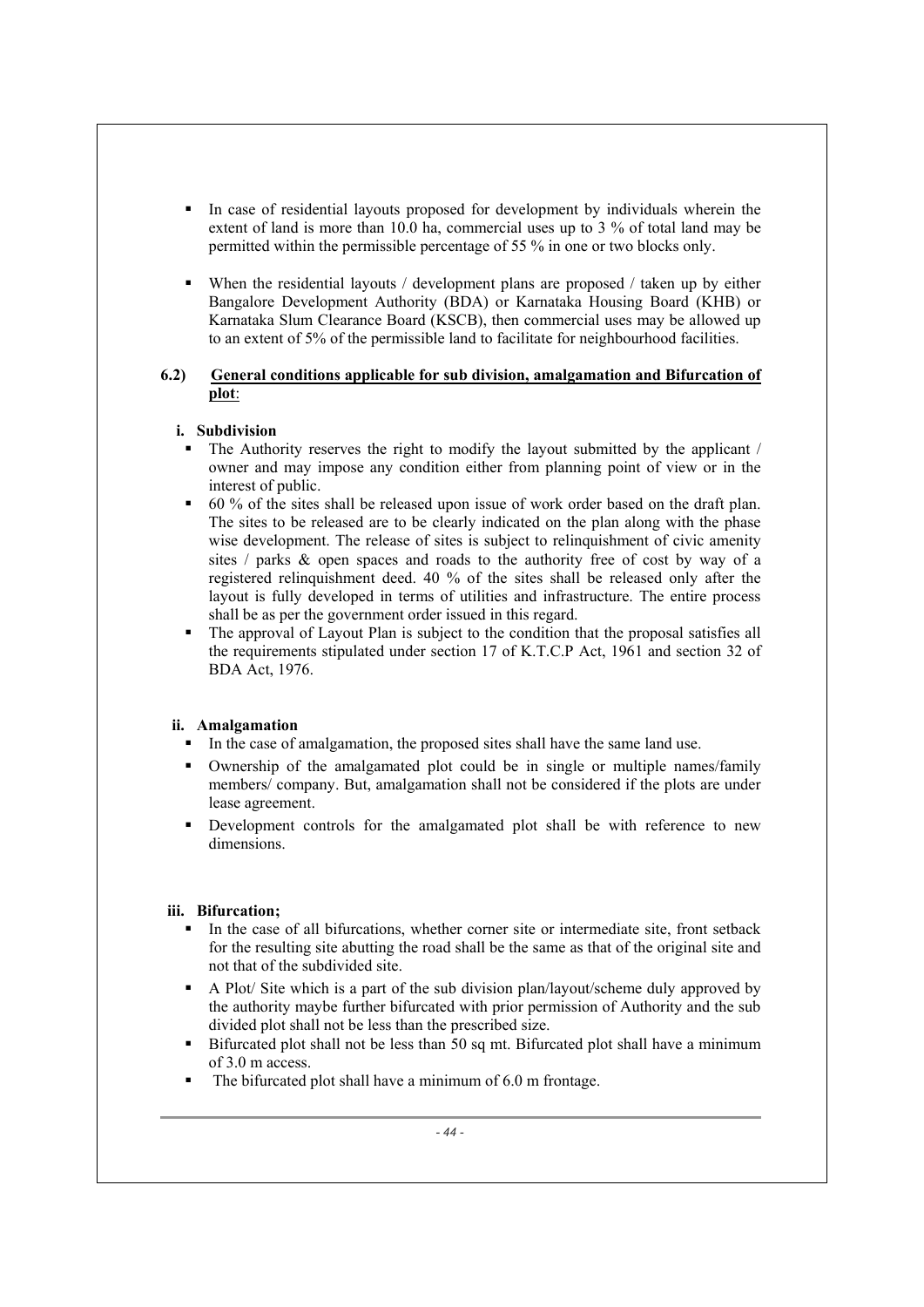- In case of residential layouts proposed for development by individuals wherein the extent of land is more than 10.0 ha, commercial uses up to 3 % of total land may be permitted within the permissible percentage of 55 % in one or two blocks only.

- When the residential layouts / development plans are proposed / taken up by either Bangalore Development Authority (BDA) or Karnataka Housing Board (KHB) or Karnataka Slum Clearance Board (KSCB), then commercial uses may be allowed up to an extent of 5% of the permissible land to facilitate for neighbourhood facilities.

### 6.2) <u>General conditions applicable for sub division, amalgamation and Bifurcation of plot</u>:

#### i. Subdivision

- The Authority reserves the right to modify the layout submitted by the applicant / owner and may impose any condition either from planning point of view or in the interest of public.
- 60 % of the sites shall be released upon issue of work order based on the draft plan. The sites to be released are to be clearly indicated on the plan along with the phase wise development. The release of sites is subject to relinquishment of civic amenity sites / parks & open spaces and roads to the authority free of cost by way of a registered relinquishment deed. 40 % of the sites shall be released only after the layout is fully developed in terms of utilities and infrastructure. The entire process shall be as per the government order issued in this regard.
- The approval of Layout Plan is subject to the condition that the proposal satisfies all the requirements stipulated under section 17 of K.T.C.P Act, 1961 and section 32 of BDA Act, 1976.

#### ii. Amalgamation

- In the case of amalgamation, the proposed sites shall have the same land use.
- Ownership of the amalgamated plot could be in single or multiple names/family members/ company. But, amalgamation shall not be considered if the plots are under lease agreement.
- Development controls for the amalgamated plot shall be with reference to new dimensions.

#### iii. Bifurcation;

- In the case of all bifurcations, whether corner site or intermediate site, front setback for the resulting site abutting the road shall be the same as that of the original site and not that of the subdivided site.
- A Plot/ Site which is a part of the sub division plan/layout/scheme duly approved by the authority maybe further bifurcated with prior permission of Authority and the sub divided plot shall not be less than the prescribed size.
- Bifurcated plot shall not be less than 50 sq mt. Bifurcated plot shall have a minimum of 3.0 m access.
- The bifurcated plot shall have a minimum of 6.0 m frontage.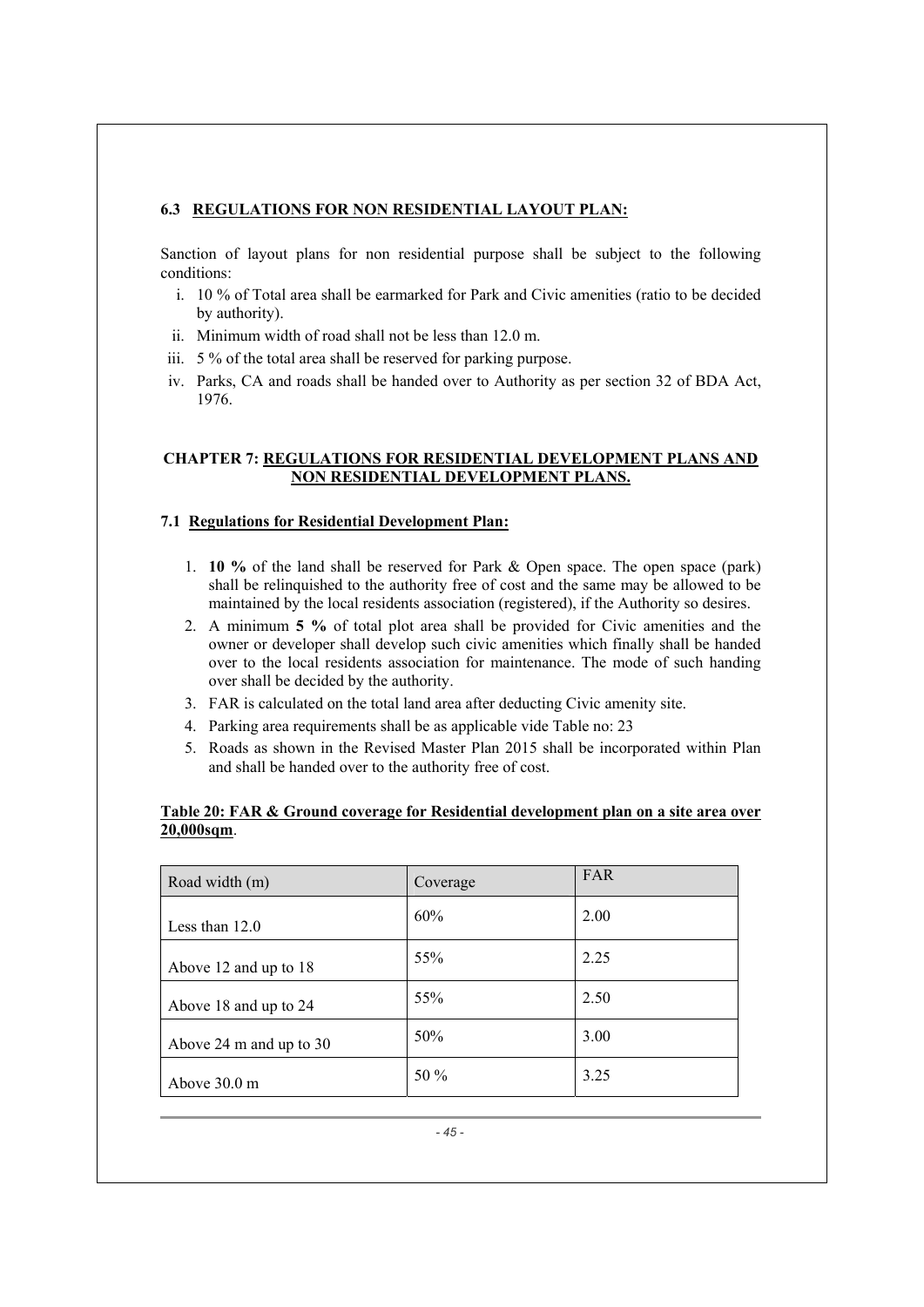### 6.3 REGULATIONS FOR NON RESIDENTIAL LAYOUT PLAN:

Sanction of layout plans for non residential purpose shall be subject to the following conditions:

i. 10 % of Total area shall be earmarked for Park and Civic amenities (ratio to be decided by authority).
ii. Minimum width of road shall not be less than 12.0 m.
iii. 5 % of the total area shall be reserved for parking purpose.
iv. Parks, CA and roads shall be handed over to Authority as per section 32 of BDA Act, 1976.

## CHAPTER 7: REGULATIONS FOR RESIDENTIAL DEVELOPMENT PLANS AND NON RESIDENTIAL DEVELOPMENT PLANS.

### 7.1 Regulations for Residential Development Plan:

1. **10 %** of the land shall be reserved for Park & Open space. The open space (park) shall be relinquished to the authority free of cost and the same may be allowed to be maintained by the local residents association (registered), if the Authority so desires.
2. A minimum **5 %** of total plot area shall be provided for Civic amenities and the owner or developer shall develop such civic amenities which finally shall be handed over to the local residents association for maintenance. The mode of such handing over shall be decided by the authority.
3. FAR is calculated on the total land area after deducting Civic amenity site.
4. Parking area requirements shall be as applicable vide Table no: 23
5. Roads as shown in the Revised Master Plan 2015 shall be incorporated within Plan and shall be handed over to the authority free of cost.

**Table 20: FAR & Ground coverage for Residential development plan on a site area over 20,000sqm**.

| Road width (m) | Coverage | FAR |
|---|---|---|
| Less than 12.0 | 60% | 2.00 |
| Above 12 and up to 18 | 55% | 2.25 |
| Above 18 and up to 24 | 55% | 2.50 |
| Above 24 m and up to 30 | 50% | 3.00 |
| Above 30.0 m | 50 % | 3.25 |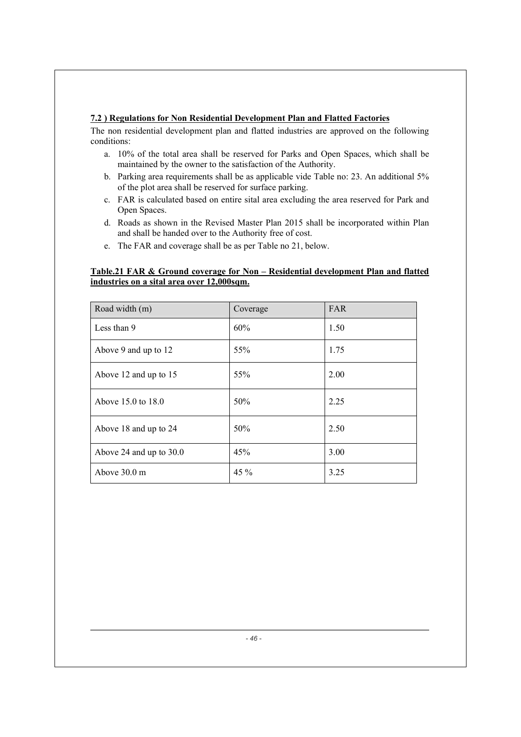### 7.2 ) Regulations for Non Residential Development Plan and Flatted Factories

The non residential development plan and flatted industries are approved on the following conditions:

a. 10% of the total area shall be reserved for Parks and Open Spaces, which shall be maintained by the owner to the satisfaction of the Authority.
b. Parking area requirements shall be as applicable vide Table no: 23. An additional 5% of the plot area shall be reserved for surface parking.
c. FAR is calculated based on entire sital area excluding the area reserved for Park and Open Spaces.
d. Roads as shown in the Revised Master Plan 2015 shall be incorporated within Plan and shall be handed over to the Authority free of cost.
e. The FAR and coverage shall be as per Table no 21, below.

**Table.21 FAR & Ground coverage for Non – Residential development Plan and flatted industries on a sital area over 12,000sqm.**

| Road width (m) | Coverage | FAR |
|---|---|---|
| Less than 9 | 60% | 1.50 |
| Above 9 and up to 12 | 55% | 1.75 |
| Above 12 and up to 15 | 55% | 2.00 |
| Above 15.0 to 18.0 | 50% | 2.25 |
| Above 18 and up to 24 | 50% | 2.50 |
| Above 24 and up to 30.0 | 45% | 3.00 |
| Above 30.0 m | 45 % | 3.25 |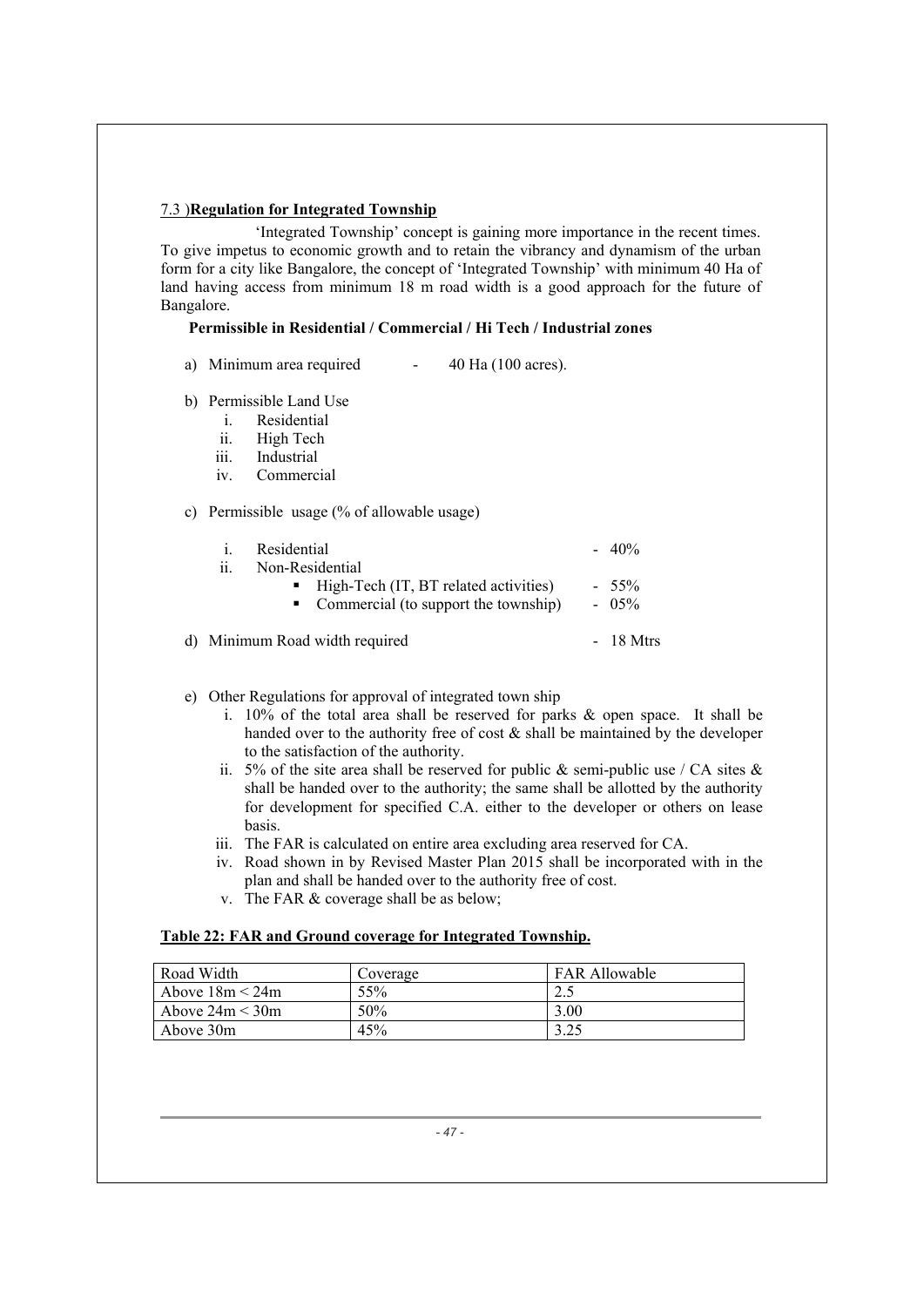## 7.3 )Regulation for Integrated Township

'Integrated Township' concept is gaining more importance in the recent times. To give impetus to economic growth and to retain the vibrancy and dynamism of the urban form for a city like Bangalore, the concept of 'Integrated Township' with minimum 40 Ha of land having access from minimum 18 m road width is a good approach for the future of Bangalore.

**Permissible in Residential / Commercial / Hi Tech / Industrial zones**

a) Minimum area required - 40 Ha (100 acres).

b) Permissible Land Use
   i. Residential
   ii. High Tech
   iii. Industrial
   iv. Commercial

c) Permissible usage (% of allowable usage)

   i. Residential - 40%
   ii. Non-Residential
      - High-Tech (IT, BT related activities) - 55%
      - Commercial (to support the township) - 05%

d) Minimum Road width required - 18 Mtrs

e) Other Regulations for approval of integrated town ship
   i. 10% of the total area shall be reserved for parks & open space. It shall be handed over to the authority free of cost & shall be maintained by the developer to the satisfaction of the authority.
   ii. 5% of the site area shall be reserved for public & semi-public use / CA sites & shall be handed over to the authority; the same shall be allotted by the authority for development for specified C.A. either to the developer or others on lease basis.
   iii. The FAR is calculated on entire area excluding area reserved for CA.
   iv. Road shown in by Revised Master Plan 2015 shall be incorporated with in the plan and shall be handed over to the authority free of cost.
   v. The FAR & coverage shall be as below;

**Table 22: FAR and Ground coverage for Integrated Township.**

| Road Width | Coverage | FAR Allowable |
|---|---|---|
| Above 18m < 24m | 55% | 2.5 |
| Above 24m < 30m | 50% | 3.00 |
| Above 30m | 45% | 3.25 |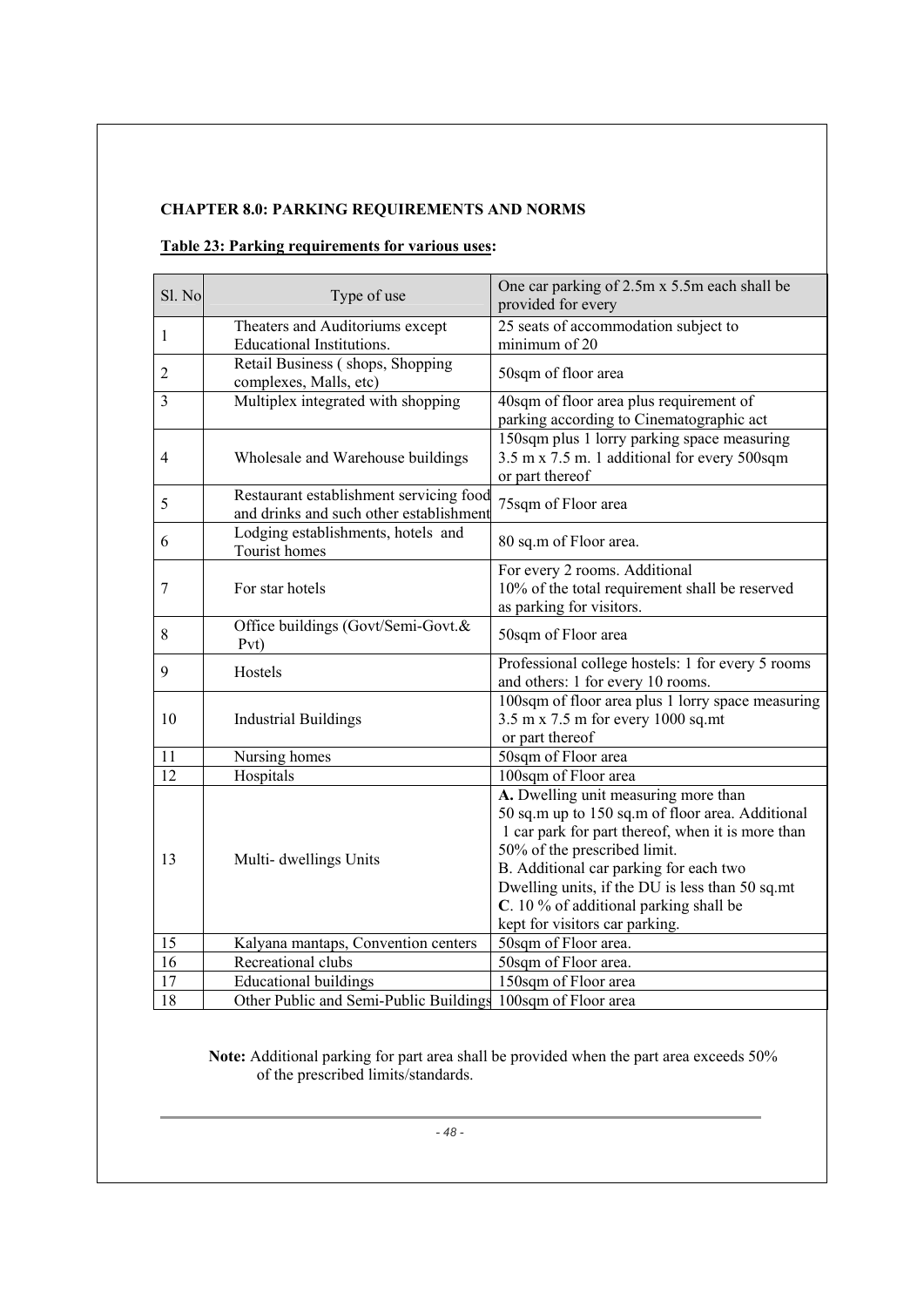## CHAPTER 8.0: PARKING REQUIREMENTS AND NORMS

**Table 23: Parking requirements for various uses:**

| Sl. No | Type of use | One car parking of 2.5m x 5.5m each shall be provided for every |
|---|---|---|
| 1 | Theaters and Auditoriums except Educational Institutions. | 25 seats of accommodation subject to minimum of 20 |
| 2 | Retail Business ( shops, Shopping complexes, Malls, etc) | 50sqm of floor area |
| 3 | Multiplex integrated with shopping | 40sqm of floor area plus requirement of parking according to Cinematographic act |
| 4 | Wholesale and Warehouse buildings | 150sqm plus 1 lorry parking space measuring 3.5 m x 7.5 m. 1 additional for every 500sqm or part thereof |
| 5 | Restaurant establishment servicing food and drinks and such other establishment | 75sqm of Floor area |
| 6 | Lodging establishments, hotels and Tourist homes | 80 sq.m of Floor area. |
| 7 | For star hotels | For every 2 rooms. Additional 10% of the total requirement shall be reserved as parking for visitors. |
| 8 | Office buildings (Govt/Semi-Govt.& Pvt) | 50sqm of Floor area |
| 9 | Hostels | Professional college hostels: 1 for every 5 rooms and others: 1 for every 10 rooms. |
| 10 | Industrial Buildings | 100sqm of floor area plus 1 lorry space measuring 3.5 m x 7.5 m for every 1000 sq.mt or part thereof |
| 11 | Nursing homes | 50sqm of Floor area |
| 12 | Hospitals | 100sqm of Floor area |
| 13 | Multi- dwellings Units | **A.** Dwelling unit measuring more than 50 sq.m up to 150 sq.m of floor area. Additional 1 car park for part thereof, when it is more than 50% of the prescribed limit.<br>B. Additional car parking for each two Dwelling units, if the DU is less than 50 sq.mt<br>**C**. 10 % of additional parking shall be kept for visitors car parking. |
| 15 | Kalyana mantaps, Convention centers | 50sqm of Floor area. |
| 16 | Recreational clubs | 50sqm of Floor area. |
| 17 | Educational buildings | 150sqm of Floor area |
| 18 | Other Public and Semi-Public Buildings | 100sqm of Floor area |

**Note:** Additional parking for part area shall be provided when the part area exceeds 50% of the prescribed limits/standards.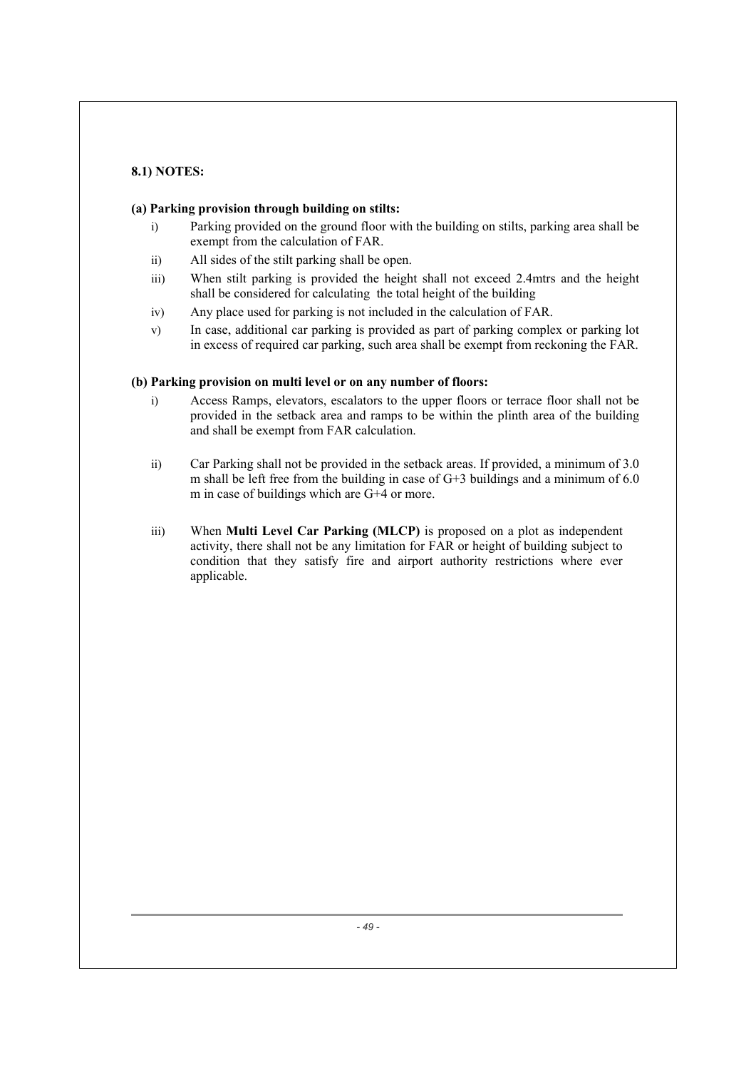**8.1) NOTES:**

**(a) Parking provision through building on stilts:**

i) Parking provided on the ground floor with the building on stilts, parking area shall be exempt from the calculation of FAR.

ii) All sides of the stilt parking shall be open.

iii) When stilt parking is provided the height shall not exceed 2.4mtrs and the height shall be considered for calculating the total height of the building

iv) Any place used for parking is not included in the calculation of FAR.

v) In case, additional car parking is provided as part of parking complex or parking lot in excess of required car parking, such area shall be exempt from reckoning the FAR.

**(b) Parking provision on multi level or on any number of floors:**

i) Access Ramps, elevators, escalators to the upper floors or terrace floor shall not be provided in the setback area and ramps to be within the plinth area of the building and shall be exempt from FAR calculation.

ii) Car Parking shall not be provided in the setback areas. If provided, a minimum of 3.0 m shall be left free from the building in case of G+3 buildings and a minimum of 6.0 m in case of buildings which are G+4 or more.

iii) When **Multi Level Car Parking (MLCP)** is proposed on a plot as independent activity, there shall not be any limitation for FAR or height of building subject to condition that they satisfy fire and airport authority restrictions where ever applicable.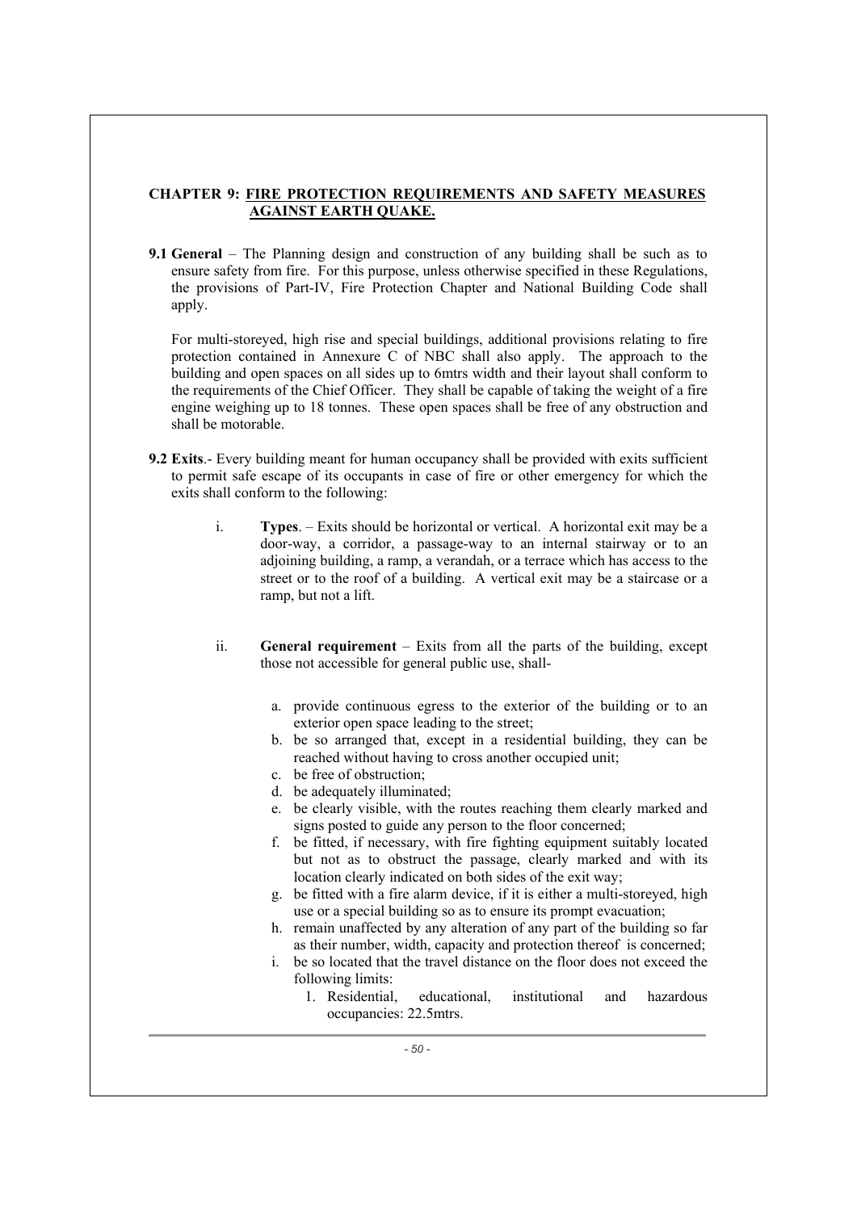## CHAPTER 9: FIRE PROTECTION REQUIREMENTS AND SAFETY MEASURES AGAINST EARTH QUAKE.

**9.1 General** – The Planning design and construction of any building shall be such as to ensure safety from fire. For this purpose, unless otherwise specified in these Regulations, the provisions of Part-IV, Fire Protection Chapter and National Building Code shall apply.

For multi-storeyed, high rise and special buildings, additional provisions relating to fire protection contained in Annexure C of NBC shall also apply. The approach to the building and open spaces on all sides up to 6mtrs width and their layout shall conform to the requirements of the Chief Officer. They shall be capable of taking the weight of a fire engine weighing up to 18 tonnes. These open spaces shall be free of any obstruction and shall be motorable.

**9.2 Exits**.- Every building meant for human occupancy shall be provided with exits sufficient to permit safe escape of its occupants in case of fire or other emergency for which the exits shall conform to the following:

i. **Types**. – Exits should be horizontal or vertical. A horizontal exit may be a door-way, a corridor, a passage-way to an internal stairway or to an adjoining building, a ramp, a verandah, or a terrace which has access to the street or to the roof of a building. A vertical exit may be a staircase or a ramp, but not a lift.

ii. **General requirement** – Exits from all the parts of the building, except those not accessible for general public use, shall-

   a. provide continuous egress to the exterior of the building or to an exterior open space leading to the street;
   b. be so arranged that, except in a residential building, they can be reached without having to cross another occupied unit;
   c. be free of obstruction;
   d. be adequately illuminated;
   e. be clearly visible, with the routes reaching them clearly marked and signs posted to guide any person to the floor concerned;
   f. be fitted, if necessary, with fire fighting equipment suitably located but not as to obstruct the passage, clearly marked and with its location clearly indicated on both sides of the exit way;
   g. be fitted with a fire alarm device, if it is either a multi-storeyed, high use or a special building so as to ensure its prompt evacuation;
   h. remain unaffected by any alteration of any part of the building so far as their number, width, capacity and protection thereof is concerned;
   i. be so located that the travel distance on the floor does not exceed the following limits:
      1. Residential, educational, institutional and hazardous occupancies: 22.5mtrs.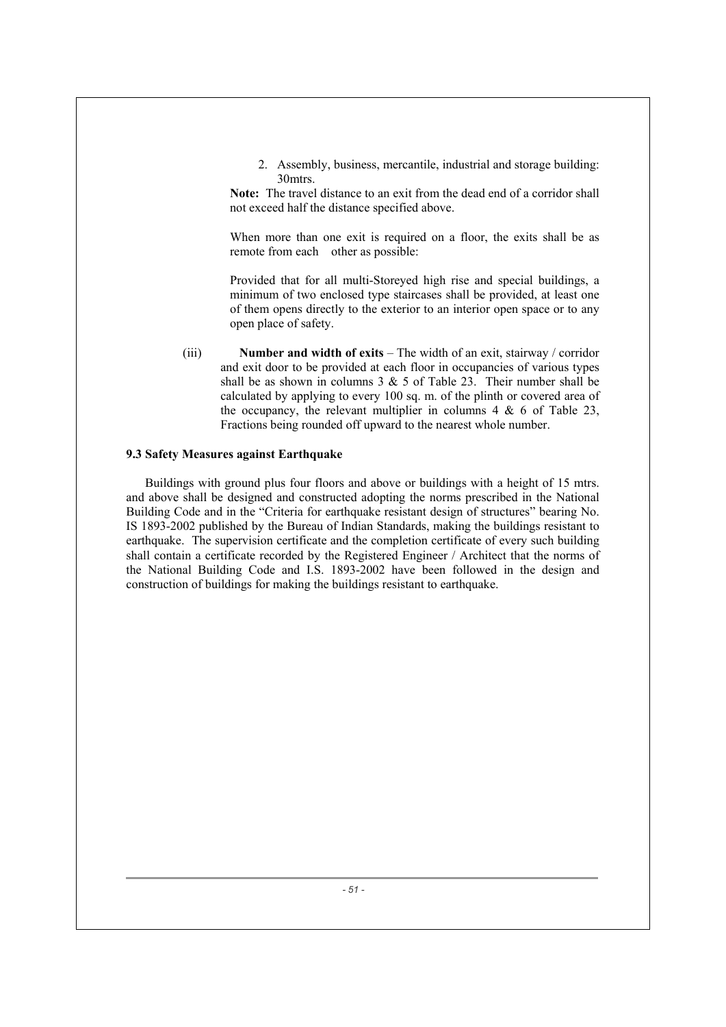2. Assembly, business, mercantile, industrial and storage building: 30mtrs.

**Note:** The travel distance to an exit from the dead end of a corridor shall not exceed half the distance specified above.

When more than one exit is required on a floor, the exits shall be as remote from each other as possible:

Provided that for all multi-Storeyed high rise and special buildings, a minimum of two enclosed type staircases shall be provided, at least one of them opens directly to the exterior to an interior open space or to any open place of safety.

(iii) **Number and width of exits** – The width of an exit, stairway / corridor and exit door to be provided at each floor in occupancies of various types shall be as shown in columns 3 & 5 of Table 23. Their number shall be calculated by applying to every 100 sq. m. of the plinth or covered area of the occupancy, the relevant multiplier in columns 4 & 6 of Table 23, Fractions being rounded off upward to the nearest whole number.

### 9.3 Safety Measures against Earthquake

Buildings with ground plus four floors and above or buildings with a height of 15 mtrs. and above shall be designed and constructed adopting the norms prescribed in the National Building Code and in the "Criteria for earthquake resistant design of structures" bearing No. IS 1893-2002 published by the Bureau of Indian Standards, making the buildings resistant to earthquake. The supervision certificate and the completion certificate of every such building shall contain a certificate recorded by the Registered Engineer / Architect that the norms of the National Building Code and I.S. 1893-2002 have been followed in the design and construction of buildings for making the buildings resistant to earthquake.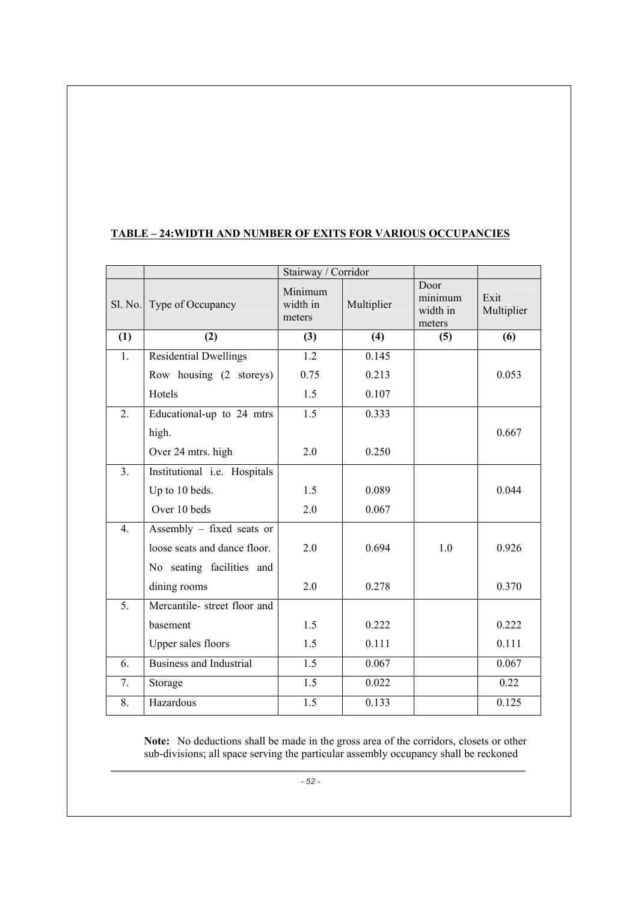**TABLE – 24:WIDTH AND NUMBER OF EXITS FOR VARIOUS OCCUPANCIES**

| | | Stairway / Corridor | | | |
|---|---|---|---|---|---|
| Sl. No. | Type of Occupancy | Minimum width in meters | Multiplier | Door minimum width in meters | Exit Multiplier |
| (1) | (2) | (3) | (4) | (5) | (6) |
| 1. | Residential Dwellings | 1.2 | 0.145 | | |
| | Row housing (2 storeys) | 0.75 | 0.213 | | 0.053 |
| | Hotels | 1.5 | 0.107 | | |
| 2. | Educational-up to 24 mtrs high. | 1.5 | 0.333 | | 0.667 |
| | Over 24 mtrs. high | 2.0 | 0.250 | | |
| 3. | Institutional i.e. Hospitals | | | | |
| | Up to 10 beds. | 1.5 | 0.089 | | 0.044 |
| | Over 10 beds | 2.0 | 0.067 | | |
| 4. | Assembly – fixed seats or loose seats and dance floor. | 2.0 | 0.694 | 1.0 | 0.926 |
| | No seating facilities and dining rooms | 2.0 | 0.278 | | 0.370 |
| 5. | Mercantile- street floor and basement | 1.5 | 0.222 | | 0.222 |
| | Upper sales floors | 1.5 | 0.111 | | 0.111 |
| 6. | Business and Industrial | 1.5 | 0.067 | | 0.067 |
| 7. | Storage | 1.5 | 0.022 | | 0.22 |
| 8. | Hazardous | 1.5 | 0.133 | | 0.125 |

**Note:** No deductions shall be made in the gross area of the corridors, closets or other sub-divisions; all space serving the particular assembly occupancy shall be reckoned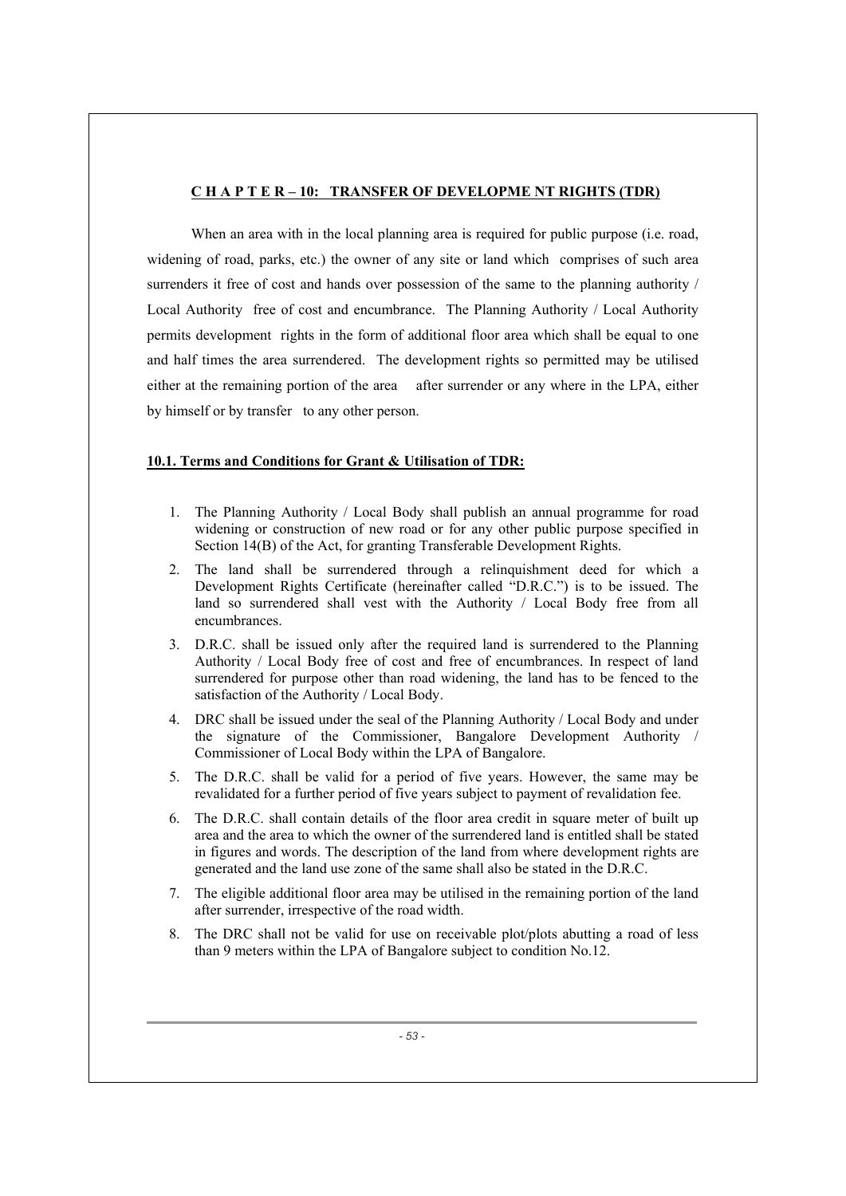## C H A P T E R – 10: TRANSFER OF DEVELOPME NT RIGHTS (TDR)

When an area with in the local planning area is required for public purpose (i.e. road, widening of road, parks, etc.) the owner of any site or land which comprises of such area surrenders it free of cost and hands over possession of the same to the planning authority / Local Authority free of cost and encumbrance. The Planning Authority / Local Authority permits development rights in the form of additional floor area which shall be equal to one and half times the area surrendered. The development rights so permitted may be utilised either at the remaining portion of the area after surrender or any where in the LPA, either by himself or by transfer to any other person.

### 10.1. Terms and Conditions for Grant & Utilisation of TDR:

1. The Planning Authority / Local Body shall publish an annual programme for road widening or construction of new road or for any other public purpose specified in Section 14(B) of the Act, for granting Transferable Development Rights.
2. The land shall be surrendered through a relinquishment deed for which a Development Rights Certificate (hereinafter called "D.R.C.") is to be issued. The land so surrendered shall vest with the Authority / Local Body free from all encumbrances.
3. D.R.C. shall be issued only after the required land is surrendered to the Planning Authority / Local Body free of cost and free of encumbrances. In respect of land surrendered for purpose other than road widening, the land has to be fenced to the satisfaction of the Authority / Local Body.
4. DRC shall be issued under the seal of the Planning Authority / Local Body and under the signature of the Commissioner, Bangalore Development Authority / Commissioner of Local Body within the LPA of Bangalore.
5. The D.R.C. shall be valid for a period of five years. However, the same may be revalidated for a further period of five years subject to payment of revalidation fee.
6. The D.R.C. shall contain details of the floor area credit in square meter of built up area and the area to which the owner of the surrendered land is entitled shall be stated in figures and words. The description of the land from where development rights are generated and the land use zone of the same shall also be stated in the D.R.C.
7. The eligible additional floor area may be utilised in the remaining portion of the land after surrender, irrespective of the road width.
8. The DRC shall not be valid for use on receivable plot/plots abutting a road of less than 9 meters within the LPA of Bangalore subject to condition No.12.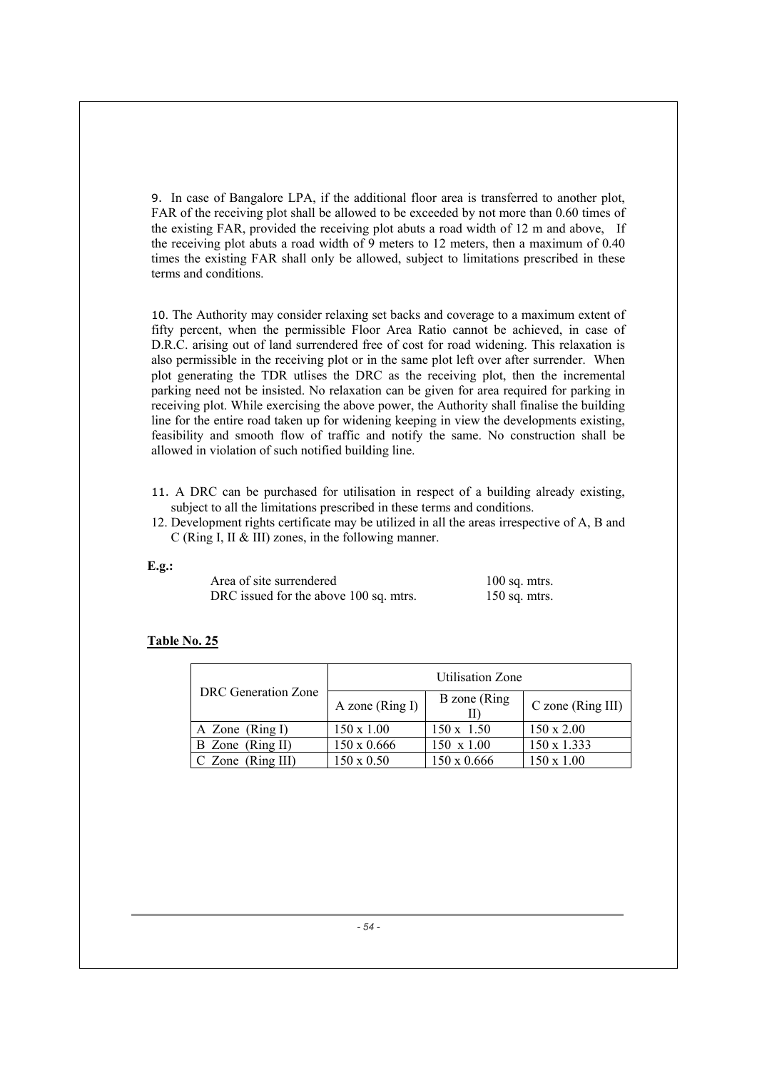9. In case of Bangalore LPA, if the additional floor area is transferred to another plot, FAR of the receiving plot shall be allowed to be exceeded by not more than 0.60 times of the existing FAR, provided the receiving plot abuts a road width of 12 m and above, If the receiving plot abuts a road width of 9 meters to 12 meters, then a maximum of 0.40 times the existing FAR shall only be allowed, subject to limitations prescribed in these terms and conditions.

10. The Authority may consider relaxing set backs and coverage to a maximum extent of fifty percent, when the permissible Floor Area Ratio cannot be achieved, in case of D.R.C. arising out of land surrendered free of cost for road widening. This relaxation is also permissible in the receiving plot or in the same plot left over after surrender. When plot generating the TDR utlises the DRC as the receiving plot, then the incremental parking need not be insisted. No relaxation can be given for area required for parking in receiving plot. While exercising the above power, the Authority shall finalise the building line for the entire road taken up for widening keeping in view the developments existing, feasibility and smooth flow of traffic and notify the same. No construction shall be allowed in violation of such notified building line.

11. A DRC can be purchased for utilisation in respect of a building already existing, subject to all the limitations prescribed in these terms and conditions.
12. Development rights certificate may be utilized in all the areas irrespective of A, B and C (Ring I, II & III) zones, in the following manner.

**E.g.:**

| | |
|---|---|
| Area of site surrendered | 100 sq. mtrs. |
| DRC issued for the above 100 sq. mtrs. | 150 sq. mtrs. |

**Table No. 25**

| DRC Generation Zone | Utilisation Zone | | |
|---|---|---|---|
| | A zone (Ring I) | B zone (Ring II) | C zone (Ring III) |
| A Zone (Ring I) | 150 x 1.00 | 150 x 1.50 | 150 x 2.00 |
| B Zone (Ring II) | 150 x 0.666 | 150 x 1.00 | 150 x 1.333 |
| C Zone (Ring III) | 150 x 0.50 | 150 x 0.666 | 150 x 1.00 |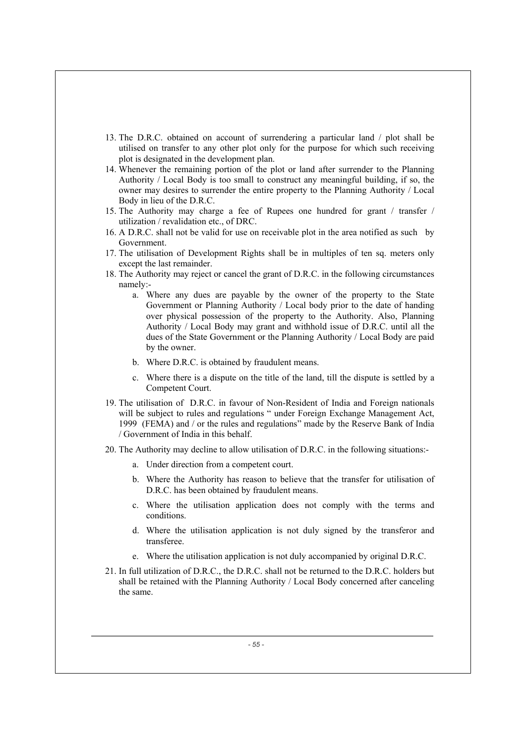13. The D.R.C. obtained on account of surrendering a particular land / plot shall be utilised on transfer to any other plot only for the purpose for which such receiving plot is designated in the development plan.
14. Whenever the remaining portion of the plot or land after surrender to the Planning Authority / Local Body is too small to construct any meaningful building, if so, the owner may desires to surrender the entire property to the Planning Authority / Local Body in lieu of the D.R.C.
15. The Authority may charge a fee of Rupees one hundred for grant / transfer / utilization / revalidation etc., of DRC.
16. A D.R.C. shall not be valid for use on receivable plot in the area notified as such by Government.
17. The utilisation of Development Rights shall be in multiples of ten sq. meters only except the last remainder.
18. The Authority may reject or cancel the grant of D.R.C. in the following circumstances namely:-
    a. Where any dues are payable by the owner of the property to the State Government or Planning Authority / Local body prior to the date of handing over physical possession of the property to the Authority. Also, Planning Authority / Local Body may grant and withhold issue of D.R.C. until all the dues of the State Government or the Planning Authority / Local Body are paid by the owner.
    b. Where D.R.C. is obtained by fraudulent means.
    c. Where there is a dispute on the title of the land, till the dispute is settled by a Competent Court.
19. The utilisation of D.R.C. in favour of Non-Resident of India and Foreign nationals will be subject to rules and regulations " under Foreign Exchange Management Act, 1999 (FEMA) and / or the rules and regulations" made by the Reserve Bank of India / Government of India in this behalf.
20. The Authority may decline to allow utilisation of D.R.C. in the following situations:-
    a. Under direction from a competent court.
    b. Where the Authority has reason to believe that the transfer for utilisation of D.R.C. has been obtained by fraudulent means.
    c. Where the utilisation application does not comply with the terms and conditions.
    d. Where the utilisation application is not duly signed by the transferor and transferee.
    e. Where the utilisation application is not duly accompanied by original D.R.C.
21. In full utilization of D.R.C., the D.R.C. shall not be returned to the D.R.C. holders but shall be retained with the Planning Authority / Local Body concerned after canceling the same.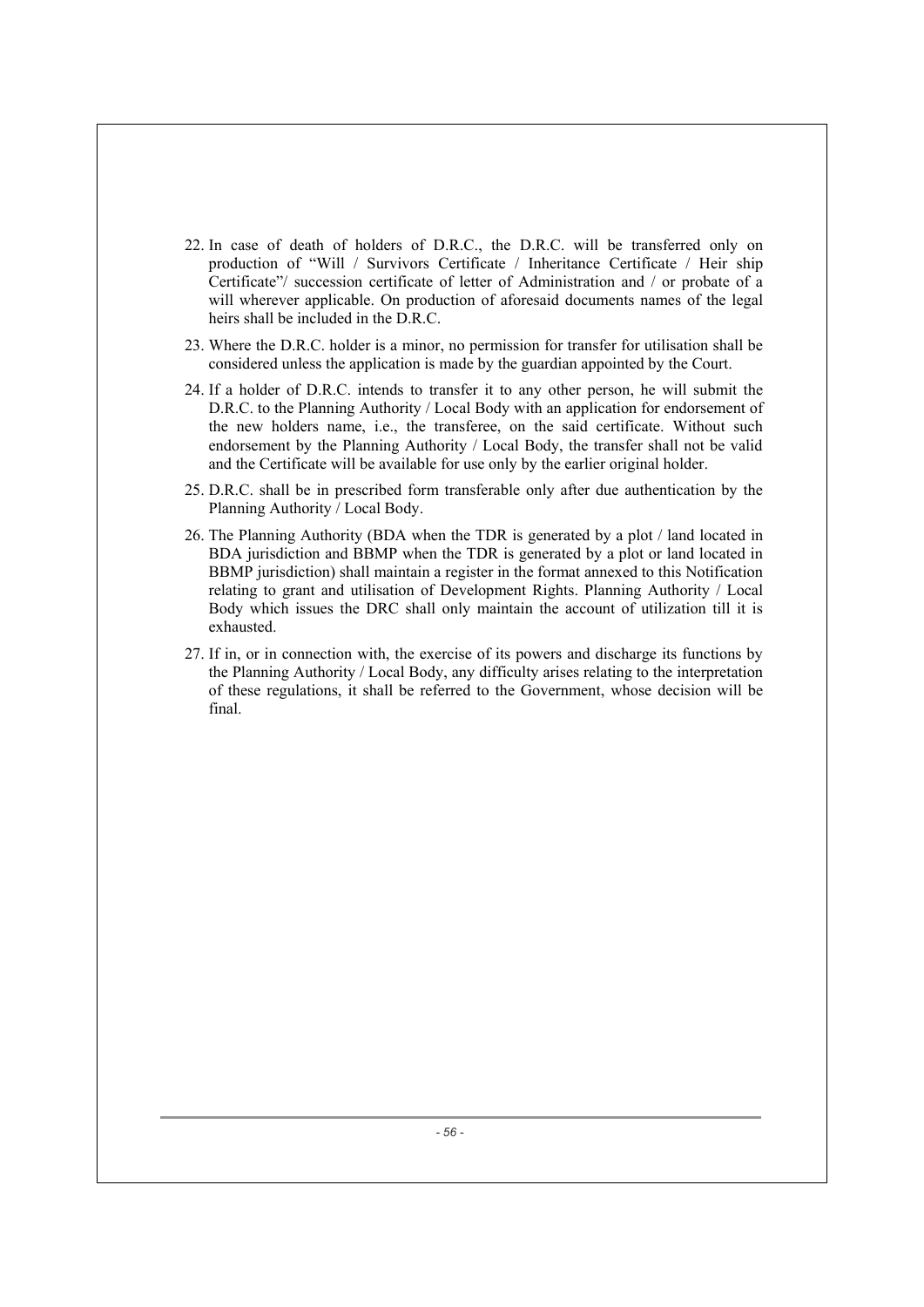22. In case of death of holders of D.R.C., the D.R.C. will be transferred only on production of "Will / Survivors Certificate / Inheritance Certificate / Heir ship Certificate"/ succession certificate of letter of Administration and / or probate of a will wherever applicable. On production of aforesaid documents names of the legal heirs shall be included in the D.R.C.

23. Where the D.R.C. holder is a minor, no permission for transfer for utilisation shall be considered unless the application is made by the guardian appointed by the Court.

24. If a holder of D.R.C. intends to transfer it to any other person, he will submit the D.R.C. to the Planning Authority / Local Body with an application for endorsement of the new holders name, i.e., the transferee, on the said certificate. Without such endorsement by the Planning Authority / Local Body, the transfer shall not be valid and the Certificate will be available for use only by the earlier original holder.

25. D.R.C. shall be in prescribed form transferable only after due authentication by the Planning Authority / Local Body.

26. The Planning Authority (BDA when the TDR is generated by a plot / land located in BDA jurisdiction and BBMP when the TDR is generated by a plot or land located in BBMP jurisdiction) shall maintain a register in the format annexed to this Notification relating to grant and utilisation of Development Rights. Planning Authority / Local Body which issues the DRC shall only maintain the account of utilization till it is exhausted.

27. If in, or in connection with, the exercise of its powers and discharge its functions by the Planning Authority / Local Body, any difficulty arises relating to the interpretation of these regulations, it shall be referred to the Government, whose decision will be final.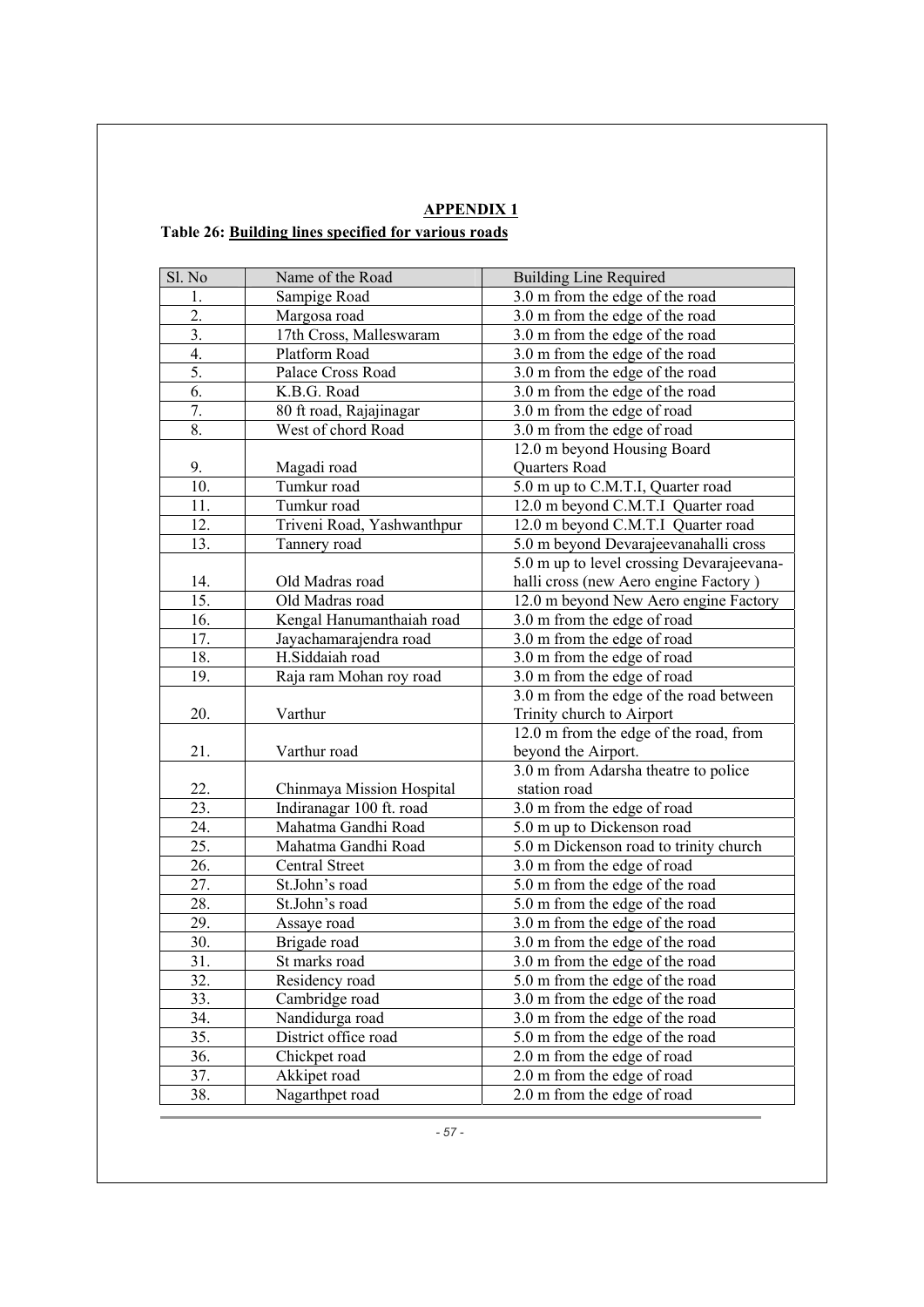## APPENDIX 1

### Table 26: Building lines specified for various roads

| Sl. No | Name of the Road | Building Line Required |
|---|---|---|
| 1. | Sampige Road | 3.0 m from the edge of the road |
| 2. | Margosa road | 3.0 m from the edge of the road |
| 3. | 17th Cross, Malleswaram | 3.0 m from the edge of the road |
| 4. | Platform Road | 3.0 m from the edge of the road |
| 5. | Palace Cross Road | 3.0 m from the edge of the road |
| 6. | K.B.G. Road | 3.0 m from the edge of the road |
| 7. | 80 ft road, Rajajinagar | 3.0 m from the edge of road |
| 8. | West of chord Road | 3.0 m from the edge of road |
| 9. | Magadi road | 12.0 m beyond Housing Board Quarters Road |
| 10. | Tumkur road | 5.0 m up to C.M.T.I, Quarter road |
| 11. | Tumkur road | 12.0 m beyond C.M.T.I Quarter road |
| 12. | Triveni Road, Yashwanthpur | 12.0 m beyond C.M.T.I Quarter road |
| 13. | Tannery road | 5.0 m beyond Devarajeevanahalli cross |
| 14. | Old Madras road | 5.0 m up to level crossing Devarajeevana-halli cross (new Aero engine Factory ) |
| 15. | Old Madras road | 12.0 m beyond New Aero engine Factory |
| 16. | Kengal Hanumanthaiah road | 3.0 m from the edge of road |
| 17. | Jayachamarajendra road | 3.0 m from the edge of road |
| 18. | H.Siddaiah road | 3.0 m from the edge of road |
| 19. | Raja ram Mohan roy road | 3.0 m from the edge of road |
| 20. | Varthur | 3.0 m from the edge of the road between Trinity church to Airport |
| 21. | Varthur road | 12.0 m from the edge of the road, from beyond the Airport. |
| 22. | Chinmaya Mission Hospital | 3.0 m from Adarsha theatre to police station road |
| 23. | Indiranagar 100 ft. road | 3.0 m from the edge of road |
| 24. | Mahatma Gandhi Road | 5.0 m up to Dickenson road |
| 25. | Mahatma Gandhi Road | 5.0 m Dickenson road to trinity church |
| 26. | Central Street | 3.0 m from the edge of road |
| 27. | St.John's road | 5.0 m from the edge of the road |
| 28. | St.John's road | 5.0 m from the edge of the road |
| 29. | Assaye road | 3.0 m from the edge of the road |
| 30. | Brigade road | 3.0 m from the edge of the road |
| 31. | St marks road | 3.0 m from the edge of the road |
| 32. | Residency road | 5.0 m from the edge of the road |
| 33. | Cambridge road | 3.0 m from the edge of the road |
| 34. | Nandidurga road | 3.0 m from the edge of the road |
| 35. | District office road | 5.0 m from the edge of the road |
| 36. | Chickpet road | 2.0 m from the edge of road |
| 37. | Akkipet road | 2.0 m from the edge of road |
| 38. | Nagarthpet road | 2.0 m from the edge of road |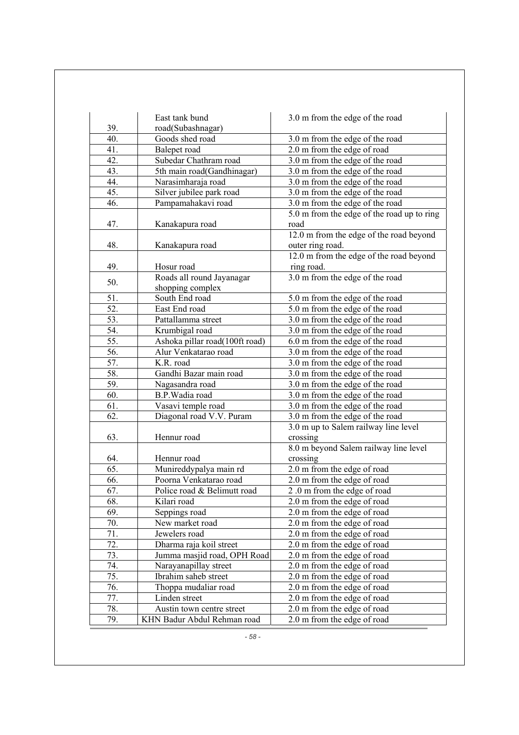| 39. | East tank bund road(Subashnagar) | 3.0 m from the edge of the road |
|---|---|---|
| 40. | Goods shed road | 3.0 m from the edge of the road |
| 41. | Balepet road | 2.0 m from the edge of road |
| 42. | Subedar Chathram road | 3.0 m from the edge of the road |
| 43. | 5th main road(Gandhinagar) | 3.0 m from the edge of the road |
| 44. | Narasimharaja road | 3.0 m from the edge of the road |
| 45. | Silver jubilee park road | 3.0 m from the edge of the road |
| 46. | Pampamahakavi road | 3.0 m from the edge of the road |
| 47. | Kanakapura road | 5.0 m from the edge of the road up to ring road |
| 48. | Kanakapura road | 12.0 m from the edge of the road beyond outer ring road. |
| 49. | Hosur road | 12.0 m from the edge of the road beyond ring road. |
| 50. | Roads all round Jayanagar shopping complex | 3.0 m from the edge of the road |
| 51. | South End road | 5.0 m from the edge of the road |
| 52. | East End road | 5.0 m from the edge of the road |
| 53. | Pattallamma street | 3.0 m from the edge of the road |
| 54. | Krumbigal road | 3.0 m from the edge of the road |
| 55. | Ashoka pillar road(100ft road) | 6.0 m from the edge of the road |
| 56. | Alur Venkatarao road | 3.0 m from the edge of the road |
| 57. | K.R. road | 3.0 m from the edge of the road |
| 58. | Gandhi Bazar main road | 3.0 m from the edge of the road |
| 59. | Nagasandra road | 3.0 m from the edge of the road |
| 60. | B.P.Wadia road | 3.0 m from the edge of the road |
| 61. | Vasavi temple road | 3.0 m from the edge of the road |
| 62. | Diagonal road V.V. Puram | 3.0 m from the edge of the road |
| 63. | Hennur road | 3.0 m up to Salem railway line level crossing |
| 64. | Hennur road | 8.0 m beyond Salem railway line level crossing |
| 65. | Munireddypalya main rd | 2.0 m from the edge of road |
| 66. | Poorna Venkatarao road | 2.0 m from the edge of road |
| 67. | Police road & Belimutt road | 2 .0 m from the edge of road |
| 68. | Kilari road | 2.0 m from the edge of road |
| 69. | Seppings road | 2.0 m from the edge of road |
| 70. | New market road | 2.0 m from the edge of road |
| 71. | Jewelers road | 2.0 m from the edge of road |
| 72. | Dharma raja koil street | 2.0 m from the edge of road |
| 73. | Jumma masjid road, OPH Road | 2.0 m from the edge of road |
| 74. | Narayanapillay street | 2.0 m from the edge of road |
| 75. | Ibrahim saheb street | 2.0 m from the edge of road |
| 76. | Thoppa mudaliar road | 2.0 m from the edge of road |
| 77. | Linden street | 2.0 m from the edge of road |
| 78. | Austin town centre street | 2.0 m from the edge of road |
| 79. | KHN Badur Abdul Rehman road | 2.0 m from the edge of road |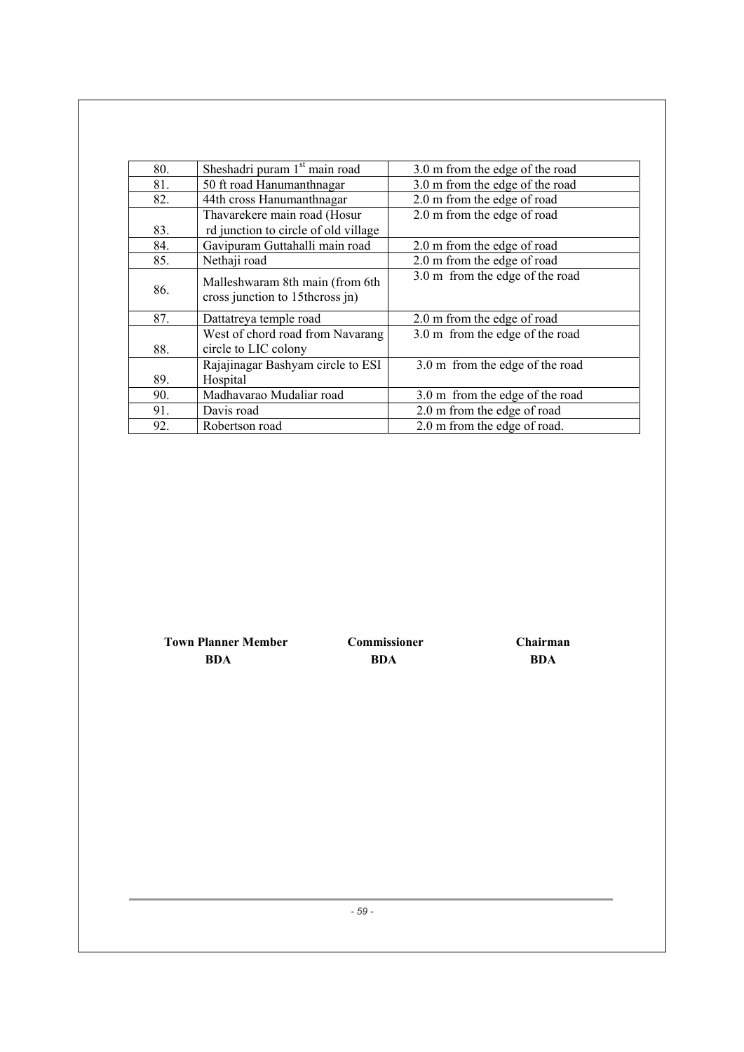| 80. | Sheshadri puram 1st main road | 3.0 m from the edge of the road |
|---|---|---|
| 81. | 50 ft road Hanumanthnagar | 3.0 m from the edge of the road |
| 82. | 44th cross Hanumanthnagar | 2.0 m from the edge of road |
| 83. | Thavarekere main road (Hosur rd junction to circle of old village | 2.0 m from the edge of road |
| 84. | Gavipuram Guttahalli main road | 2.0 m from the edge of road |
| 85. | Nethaji road | 2.0 m from the edge of road |
| 86. | Malleshwaram 8th main (from 6th cross junction to 15thcross jn) | 3.0 m from the edge of the road |
| 87. | Dattatreya temple road | 2.0 m from the edge of road |
| 88. | West of chord road from Navarang circle to LIC colony | 3.0 m from the edge of the road |
| 89. | Rajajinagar Bashyam circle to ESI Hospital | 3.0 m from the edge of the road |
| 90. | Madhavarao Mudaliar road | 3.0 m from the edge of the road |
| 91. | Davis road | 2.0 m from the edge of road |
| 92. | Robertson road | 2.0 m from the edge of road. |

**Town Planner Member**
**BDA**

**Commissioner**
**BDA**

**Chairman**
**BDA**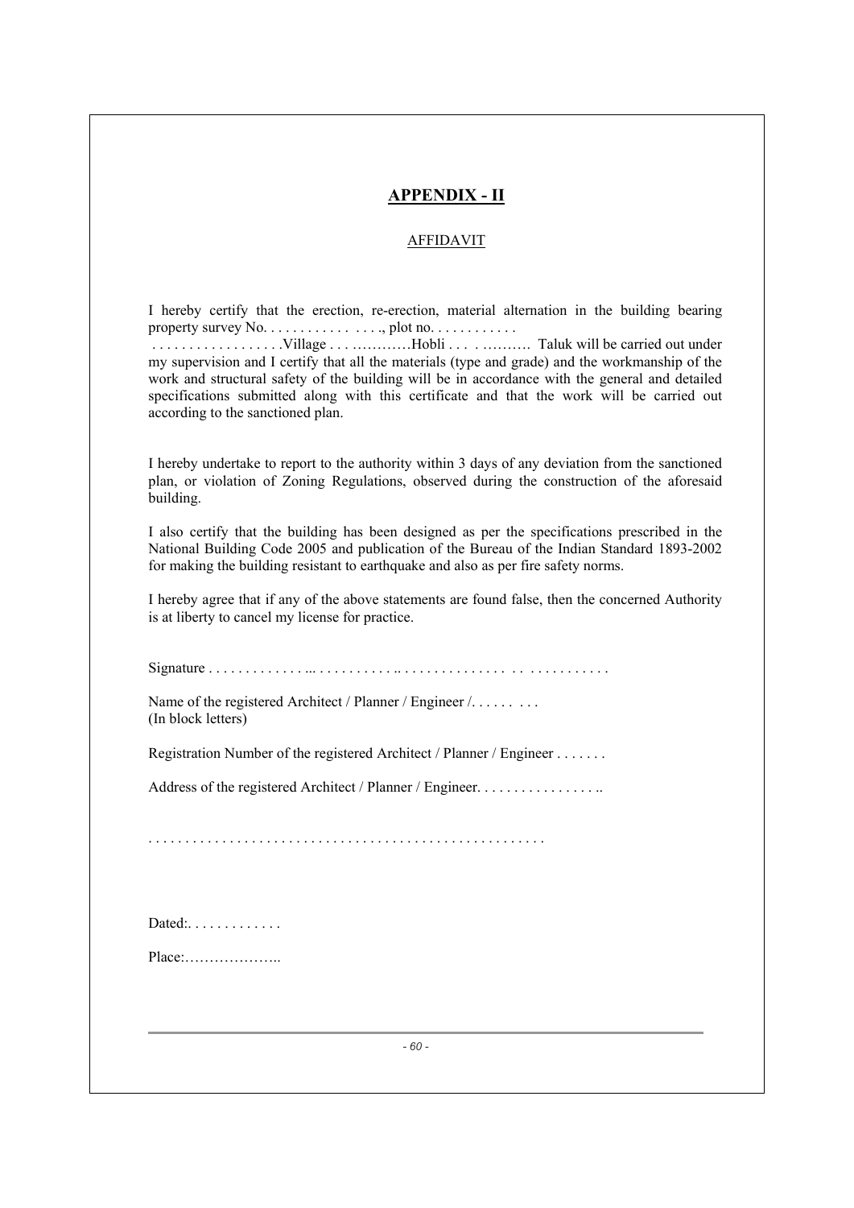# APPENDIX - II

## AFFIDAVIT

I hereby certify that the erection, re-erection, material alternation in the building bearing property survey No. . . . . . . . . . . . . . . ., plot no. . . . . . . . . . . .
. . . . . . . . . . . . . . . . . .Village . . . ……….Hobli . . . . ………. Taluk will be carried out under my supervision and I certify that all the materials (type and grade) and the workmanship of the work and structural safety of the building will be in accordance with the general and detailed specifications submitted along with this certificate and that the work will be carried out according to the sanctioned plan.

I hereby undertake to report to the authority within 3 days of any deviation from the sanctioned plan, or violation of Zoning Regulations, observed during the construction of the aforesaid building.

I also certify that the building has been designed as per the specifications prescribed in the National Building Code 2005 and publication of the Bureau of the Indian Standard 1893-2002 for making the building resistant to earthquake and also as per fire safety norms.

I hereby agree that if any of the above statements are found false, then the concerned Authority is at liberty to cancel my license for practice.

Signature . . . . . . . . . . . . . ... . . . . . . . . . . .. . . . . . . . . . . . . . . . . . . . . . . . . . . .

Name of the registered Architect / Planner / Engineer /. . . . . . . . . .
(In block letters)

Registration Number of the registered Architect / Planner / Engineer . . . . . . .

Address of the registered Architect / Planner / Engineer. . . . . . . . . . . . . . . . ..

. . . . . . . . . . . . . . . . . . . . . . . . . . . . . . . . . . . . . . . . . . . . . . . . . . . .

Dated:. . . . . . . . . . . . .

Place:………………..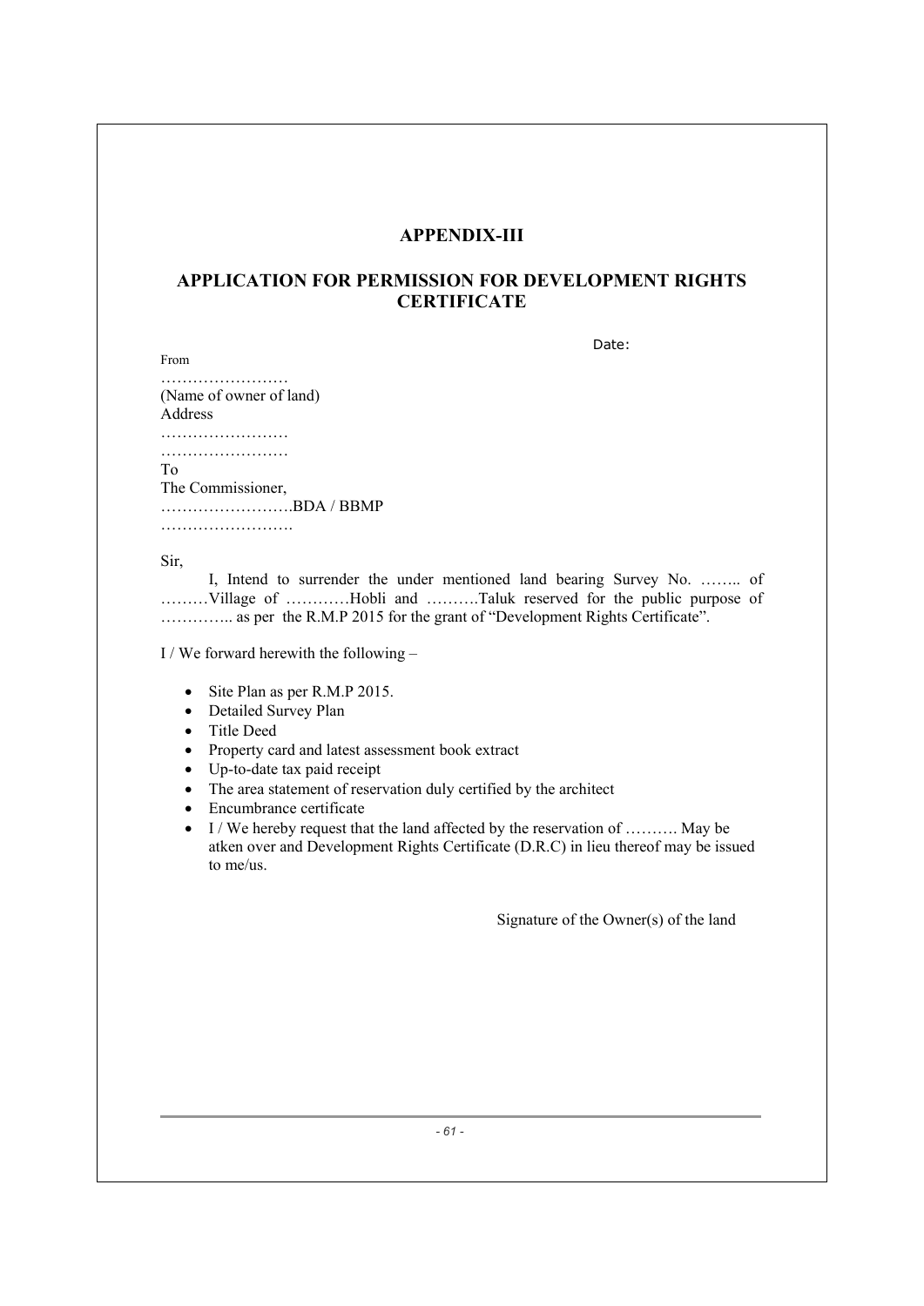# APPENDIX-III

## APPLICATION FOR PERMISSION FOR DEVELOPMENT RIGHTS CERTIFICATE

Date:

From

……………………
(Name of owner of land)
Address
……………………
……………………

To
The Commissioner,
…………………….BDA / BBMP
…………………….

Sir,

I, Intend to surrender the under mentioned land bearing Survey No. …….. of ………Village of …………Hobli and ……….Taluk reserved for the public purpose of ………….. as per the R.M.P 2015 for the grant of "Development Rights Certificate".

I / We forward herewith the following –

- Site Plan as per R.M.P 2015.
- Detailed Survey Plan
- Title Deed
- Property card and latest assessment book extract
- Up-to-date tax paid receipt
- The area statement of reservation duly certified by the architect
- Encumbrance certificate
- I / We hereby request that the land affected by the reservation of ………. May be atken over and Development Rights Certificate (D.R.C) in lieu thereof may be issued to me/us.

Signature of the Owner(s) of the land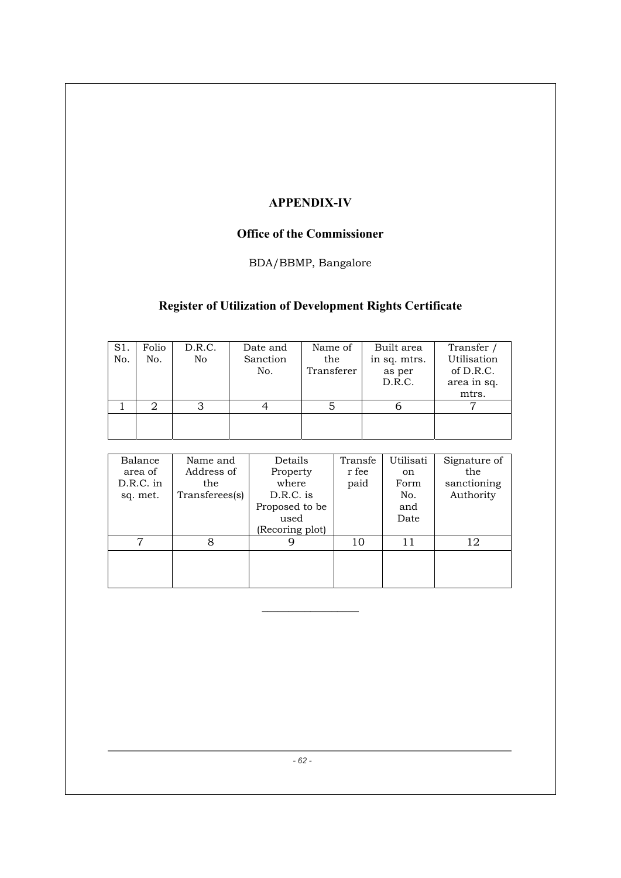# APPENDIX-IV

## Office of the Commissioner

BDA/BBMP, Bangalore

## Register of Utilization of Development Rights Certificate

| S1. No. | Folio No. | D.R.C. No | Date and Sanction No. | Name of the Transferer | Built area in sq. mtrs. as per D.R.C. | Transfer / Utilisation of D.R.C. area in sq. mtrs. |
|---|---|---|---|---|---|---|
| 1 | 2 | 3 | 4 | 5 | 6 | 7 |
| | | | | | | |

| Balance area of D.R.C. in sq. met. | Name and Address of the Transferees(s) | Details Property where D.R.C. is Proposed to be used (Recoring plot) | Transfer fee paid | Utilisation Form No. and Date | Signature of the sanctioning Authority |
|---|---|---|---|---|---|
| 7 | 8 | 9 | 10 | 11 | 12 |
| | | | | | |

---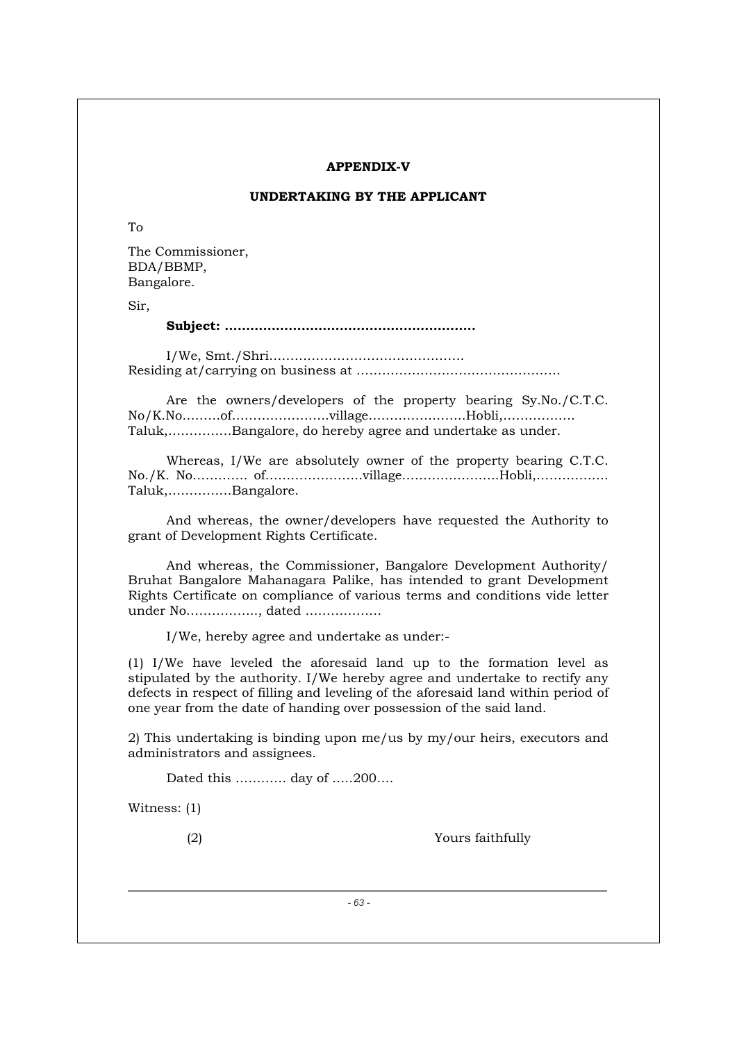**APPENDIX-V**

**UNDERTAKING BY THE APPLICANT**

To

The Commissioner,
BDA/BBMP,
Bangalore.

Sir,

**Subject: …………………………………………………..**

I/We, Smt./Shri………………………………………. Residing at/carrying on business at …………………………………………

Are the owners/developers of the property bearing Sy.No./C.T.C. No/K.No………of…………………..village…………………..Hobli,…………….. Taluk,……………Bangalore, do hereby agree and undertake as under.

Whereas, I/We are absolutely owner of the property bearing C.T.C. No./K. No…………. of…………………..village…………………..Hobli,……………. Taluk,……………Bangalore.

And whereas, the owner/developers have requested the Authority to grant of Development Rights Certificate.

And whereas, the Commissioner, Bangalore Development Authority/ Bruhat Bangalore Mahanagara Palike, has intended to grant Development Rights Certificate on compliance of various terms and conditions vide letter under No…………….., dated ………………

I/We, hereby agree and undertake as under:-

(1) I/We have leveled the aforesaid land up to the formation level as stipulated by the authority. I/We hereby agree and undertake to rectify any defects in respect of filling and leveling of the aforesaid land within period of one year from the date of handing over possession of the said land.

2) This undertaking is binding upon me/us by my/our heirs, executors and administrators and assignees.

Dated this ………… day of …..200….

Witness: (1)

(2) Yours faithfully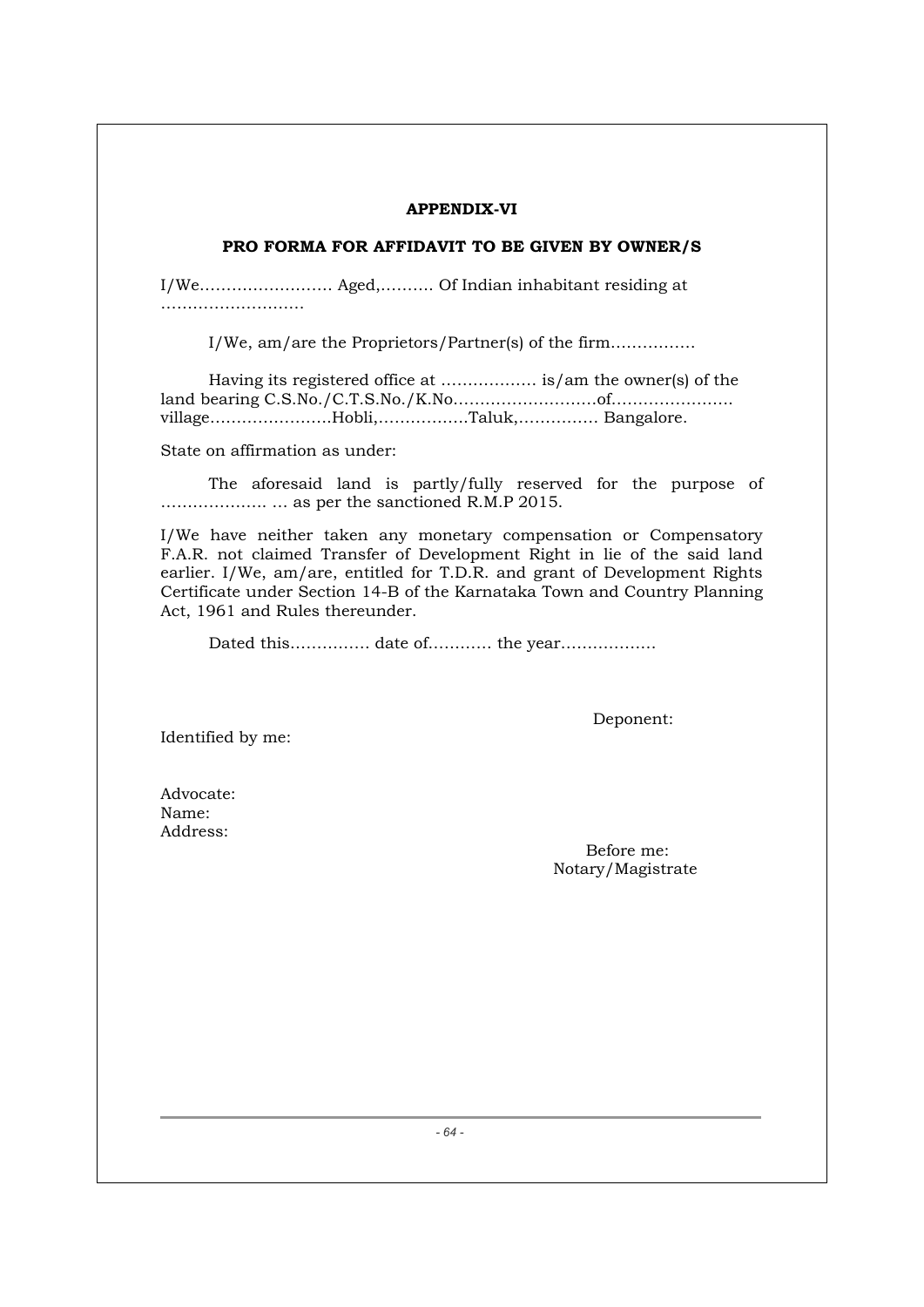**APPENDIX-VI**

**PRO FORMA FOR AFFIDAVIT TO BE GIVEN BY OWNER/S**

I/We……………………. Aged,………. Of Indian inhabitant residing at ………………………

I/We, am/are the Proprietors/Partner(s) of the firm…………….

Having its registered office at ……………… is/am the owner(s) of the land bearing C.S.No./C.T.S.No./K.No……………………….of………………….. village…………………..Hobli,……………..Taluk,…………… Bangalore.

State on affirmation as under:

The aforesaid land is partly/fully reserved for the purpose of ……………….. … as per the sanctioned R.M.P 2015.

I/We have neither taken any monetary compensation or Compensatory F.A.R. not claimed Transfer of Development Right in lie of the said land earlier. I/We, am/are, entitled for T.D.R. and grant of Development Rights Certificate under Section 14-B of the Karnataka Town and Country Planning Act, 1961 and Rules thereunder.

Dated this…………… date of………… the year………………

Deponent:

Identified by me:

Advocate:
Name:
Address:

Before me:
Notary/Magistrate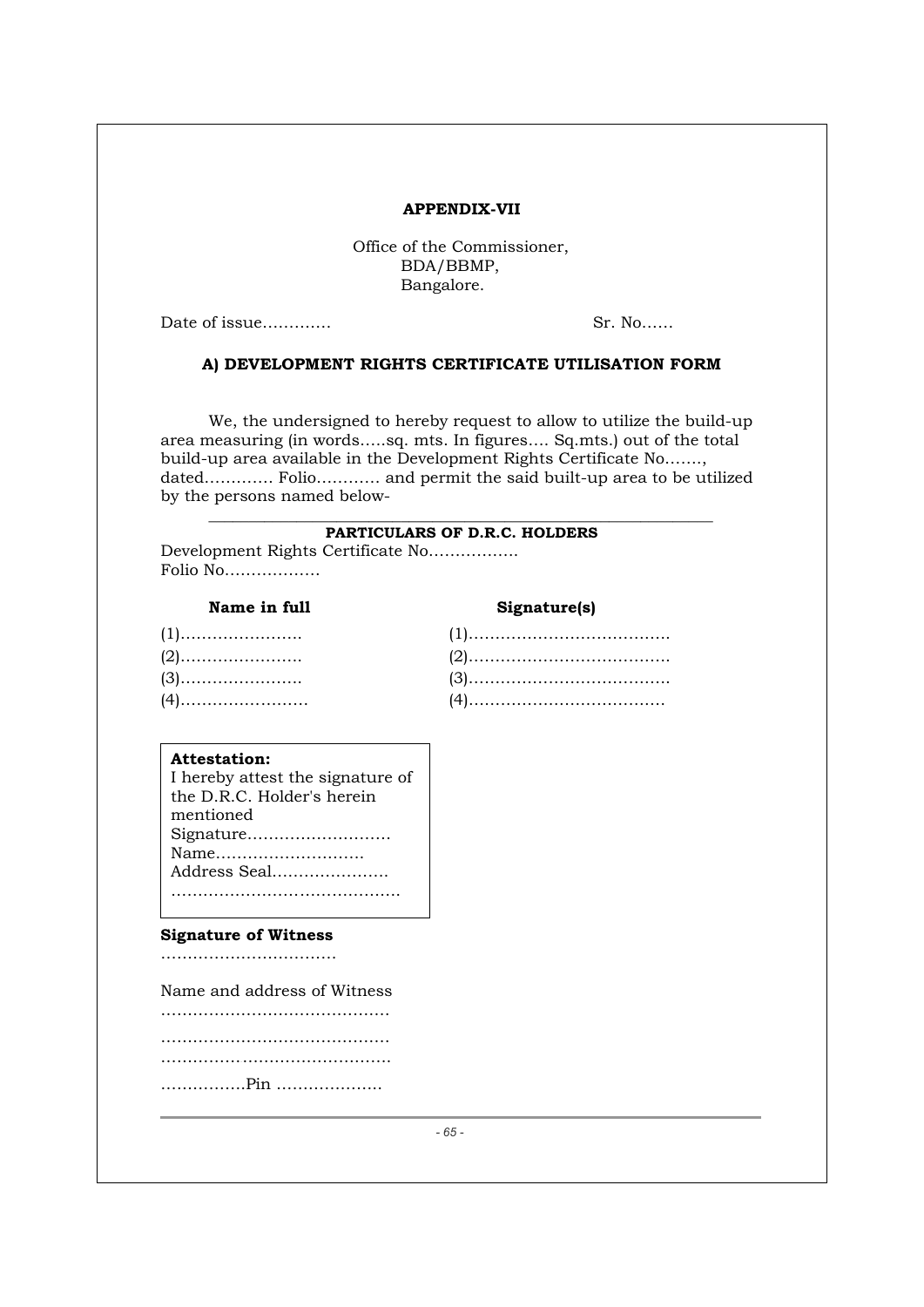**APPENDIX-VII**

Office of the Commissioner,
BDA/BBMP,
Bangalore.

Date of issue…………                                    Sr. No……

### A) DEVELOPMENT RIGHTS CERTIFICATE UTILISATION FORM

We, the undersigned to hereby request to allow to utilize the build-up area measuring (in words…..sq. mts. In figures…. Sq.mts.) out of the total build-up area available in the Development Rights Certificate No……., dated………… Folio………… and permit the said built-up area to be utilized by the persons named below-

**PARTICULARS OF D.R.C. HOLDERS**

Development Rights Certificate No……………..
Folio No………………

| Name in full | Signature(s) |
|---|---|
| (1)………………….. | (1)………………………………. |
| (2)………………….. | (2)………………………………. |
| (3)………………….. | (3)………………………………. |
| (4)…………………… | (4)………………………………. |

**Attestation:**
I hereby attest the signature of the D.R.C. Holder's herein mentioned
Signature………………………
Name……………………….
Address Seal…………………
…………………………………….

**Signature of Witness**
……………………………

Name and address of Witness
…………………………………….
…………………………………….
…………………………………….
…………….Pin ………………..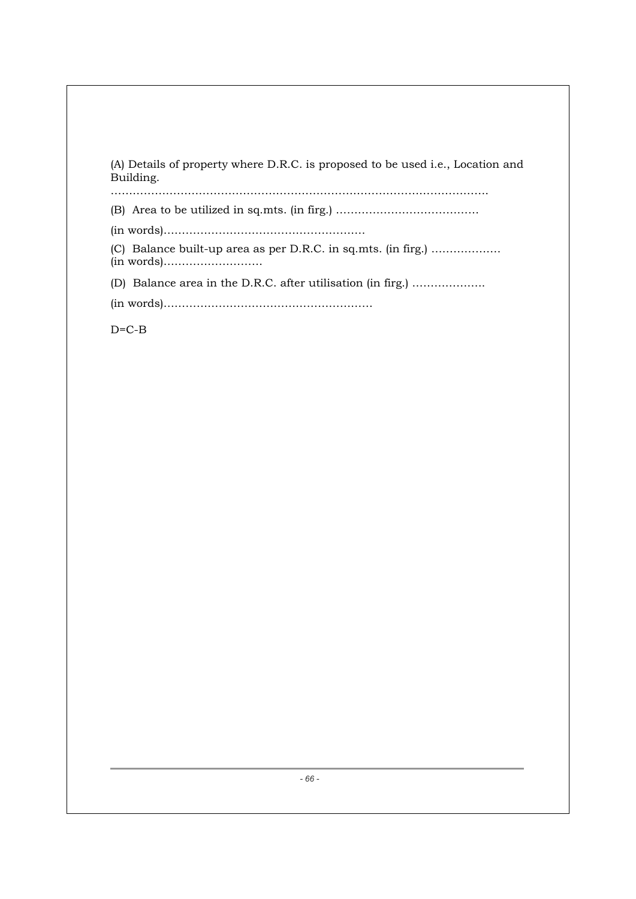(A) Details of property where D.R.C. is proposed to be used i.e., Location and Building.

……………………………………………………………………………………………

(B) Area to be utilized in sq.mts. (in firg.) …………………………………

(in words)…………………………………………………

(C) Balance built-up area as per D.R.C. in sq.mts. (in firg.) ……………….
(in words)………………………

(D) Balance area in the D.R.C. after utilisation (in firg.) ………………..

(in words)…………………………………………………

D=C-B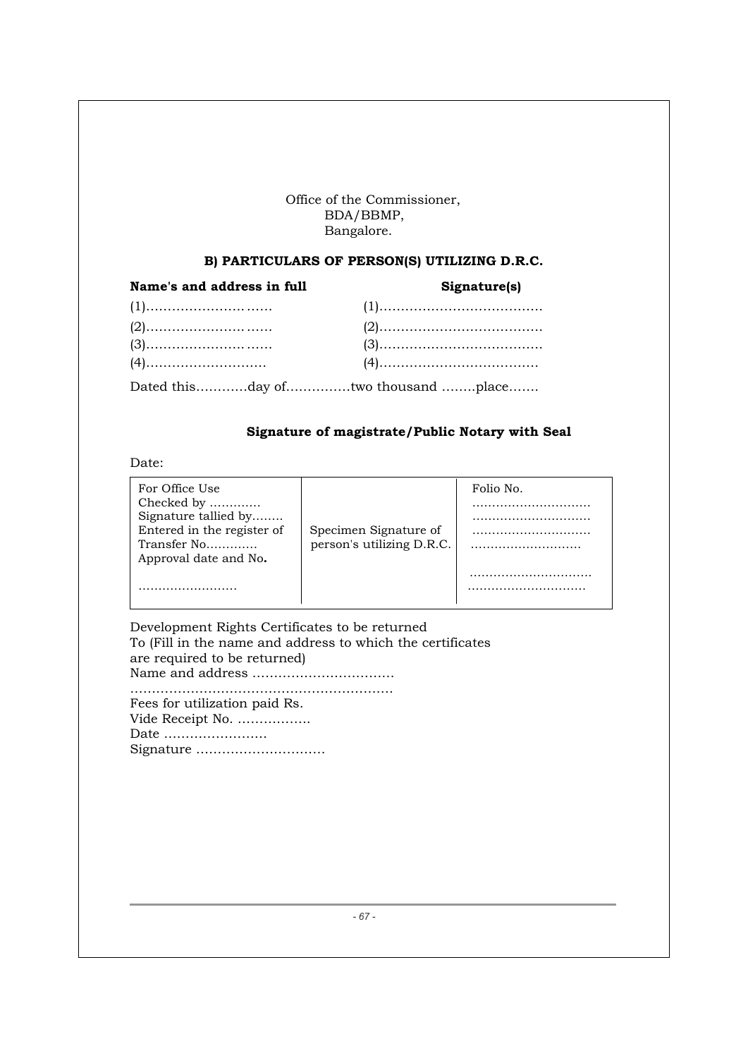Office of the Commissioner,
BDA/BBMP,
Bangalore.

### B) PARTICULARS OF PERSON(S) UTILIZING D.R.C.

| **Name's and address in full** | **Signature(s)** |
|---|---|
| (1)…………………… …… | (1)………………………………. |
| (2)…………………… …… | (2)………………………………. |
| (3)…………………… …… | (3)………………………………. |
| (4)………………………. | (4)………………………………. |

Dated this…………day of……………two thousand ……..place…….

**Signature of magistrate/Public Notary with Seal**

Date:

| For Office Use<br>Checked by …………<br>Signature tallied by……..<br>Entered in the register of<br>Transfer No…………<br>Approval date and No.<br><br>……………………. | Specimen Signature of person's utilizing D.R.C. | Folio No.<br>……………………….<br>……………………….<br>……………………….<br>……………………….<br><br>……………………….<br>………………………. |
|---|---|---|

Development Rights Certificates to be returned
To (Fill in the name and address to which the certificates are required to be returned)
Name and address ……………………………
……………………………………………………
Fees for utilization paid Rs.
Vide Receipt No. ……………..
Date ……………………
Signature …………………………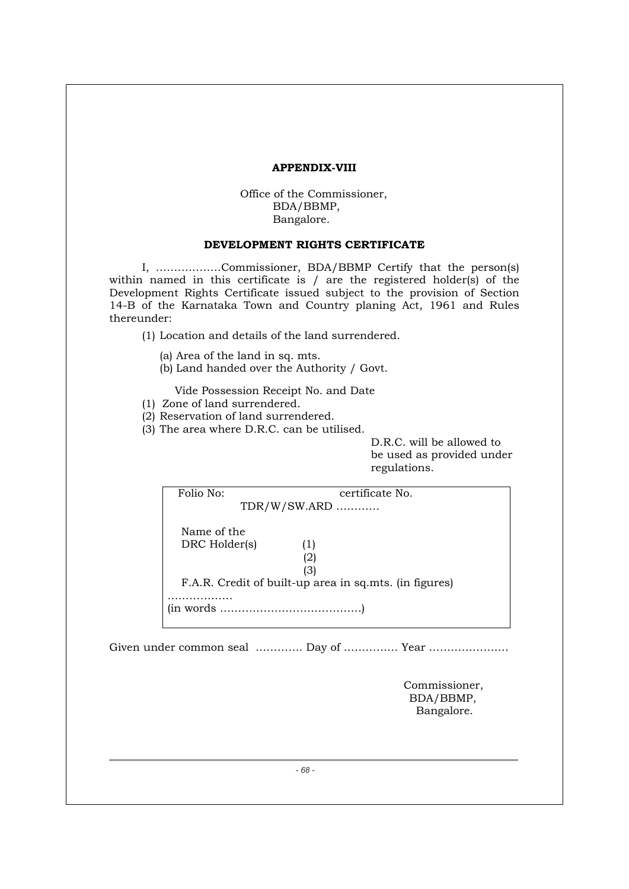## APPENDIX-VIII

Office of the Commissioner,
BDA/BBMP,
Bangalore.

### DEVELOPMENT RIGHTS CERTIFICATE

I, ………………Commissioner, BDA/BBMP Certify that the person(s) within named in this certificate is / are the registered holder(s) of the Development Rights Certificate issued subject to the provision of Section 14-B of the Karnataka Town and Country planing Act, 1961 and Rules thereunder:

(1) Location and details of the land surrendered.

(a) Area of the land in sq. mts.
(b) Land handed over the Authority / Govt.

Vide Possession Receipt No. and Date

(1) Zone of land surrendered.
(2) Reservation of land surrendered.
(3) The area where D.R.C. can be utilised.

D.R.C. will be allowed to be used as provided under regulations.

Folio No: certificate No.
TDR/W/SW.ARD …………

Name of the DRC Holder(s) (1)
(2)
(3)

F.A.R. Credit of built-up area in sq.mts. (in figures) ………………
(in words …………………………………)

Given under common seal …………. Day of …………… Year ………………….

Commissioner,
BDA/BBMP,
Bangalore.